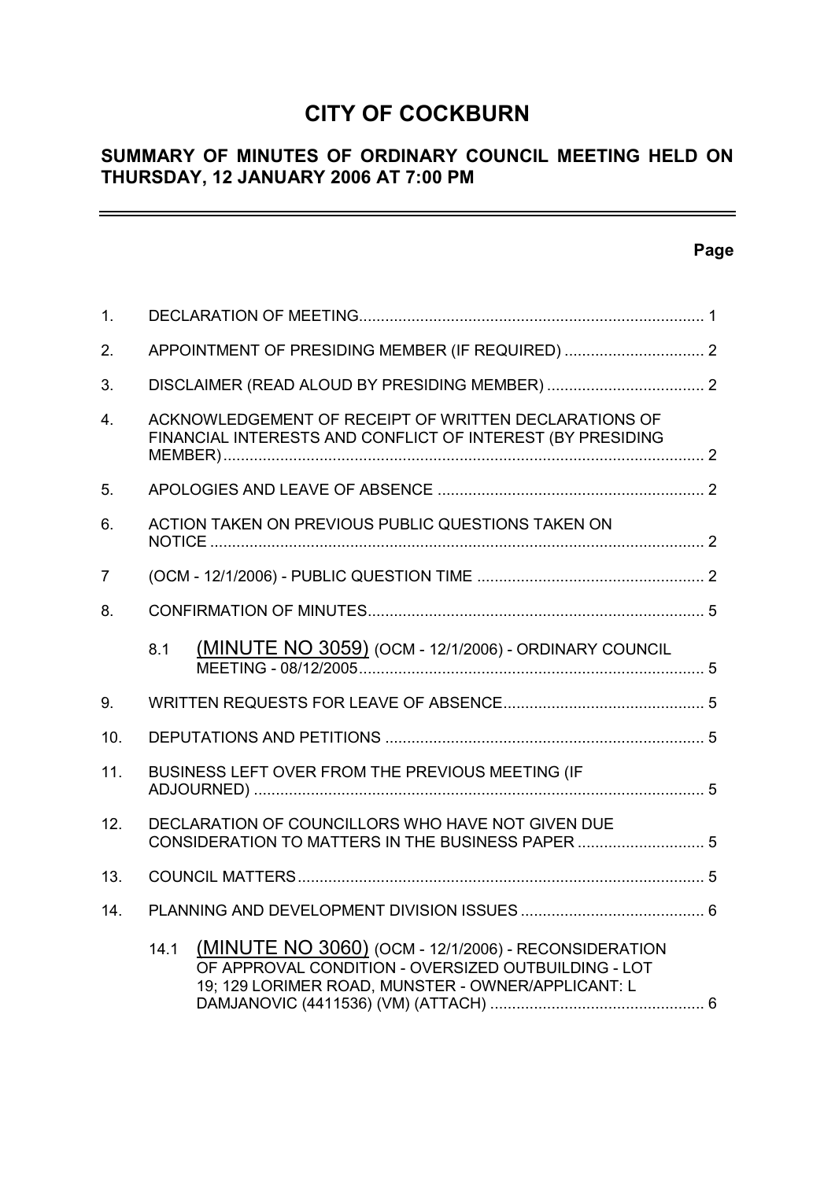# CITY OF COCKBURN

## SUMMARY OF MINUTES OF ORDINARY COUNCIL MEETING HELD ON THURSDAY, 12 JANUARY 2006 AT 7:00 PM

| | | Page |
|---|---|---|
| 1. | DECLARATION OF MEETING | 1 |
| 2. | APPOINTMENT OF PRESIDING MEMBER (IF REQUIRED) | 2 |
| 3. | DISCLAIMER (READ ALOUD BY PRESIDING MEMBER) | 2 |
| 4. | ACKNOWLEDGEMENT OF RECEIPT OF WRITTEN DECLARATIONS OF FINANCIAL INTERESTS AND CONFLICT OF INTEREST (BY PRESIDING MEMBER) | 2 |
| 5. | APOLOGIES AND LEAVE OF ABSENCE | 2 |
| 6. | ACTION TAKEN ON PREVIOUS PUBLIC QUESTIONS TAKEN ON NOTICE | 2 |
| 7 | (OCM - 12/1/2006) - PUBLIC QUESTION TIME | 2 |
| 8. | CONFIRMATION OF MINUTES | 5 |
| | 8.1 (MINUTE NO 3059) (OCM - 12/1/2006) - ORDINARY COUNCIL MEETING - 08/12/2005 | 5 |
| 9. | WRITTEN REQUESTS FOR LEAVE OF ABSENCE | 5 |
| 10. | DEPUTATIONS AND PETITIONS | 5 |
| 11. | BUSINESS LEFT OVER FROM THE PREVIOUS MEETING (IF ADJOURNED) | 5 |
| 12. | DECLARATION OF COUNCILLORS WHO HAVE NOT GIVEN DUE CONSIDERATION TO MATTERS IN THE BUSINESS PAPER | 5 |
| 13. | COUNCIL MATTERS | 5 |
| 14. | PLANNING AND DEVELOPMENT DIVISION ISSUES | 6 |
| | 14.1 (MINUTE NO 3060) (OCM - 12/1/2006) - RECONSIDERATION OF APPROVAL CONDITION - OVERSIZED OUTBUILDING - LOT 19; 129 LORIMER ROAD, MUNSTER - OWNER/APPLICANT: L DAMJANOVIC (4411536) (VM) (ATTACH) | 6 |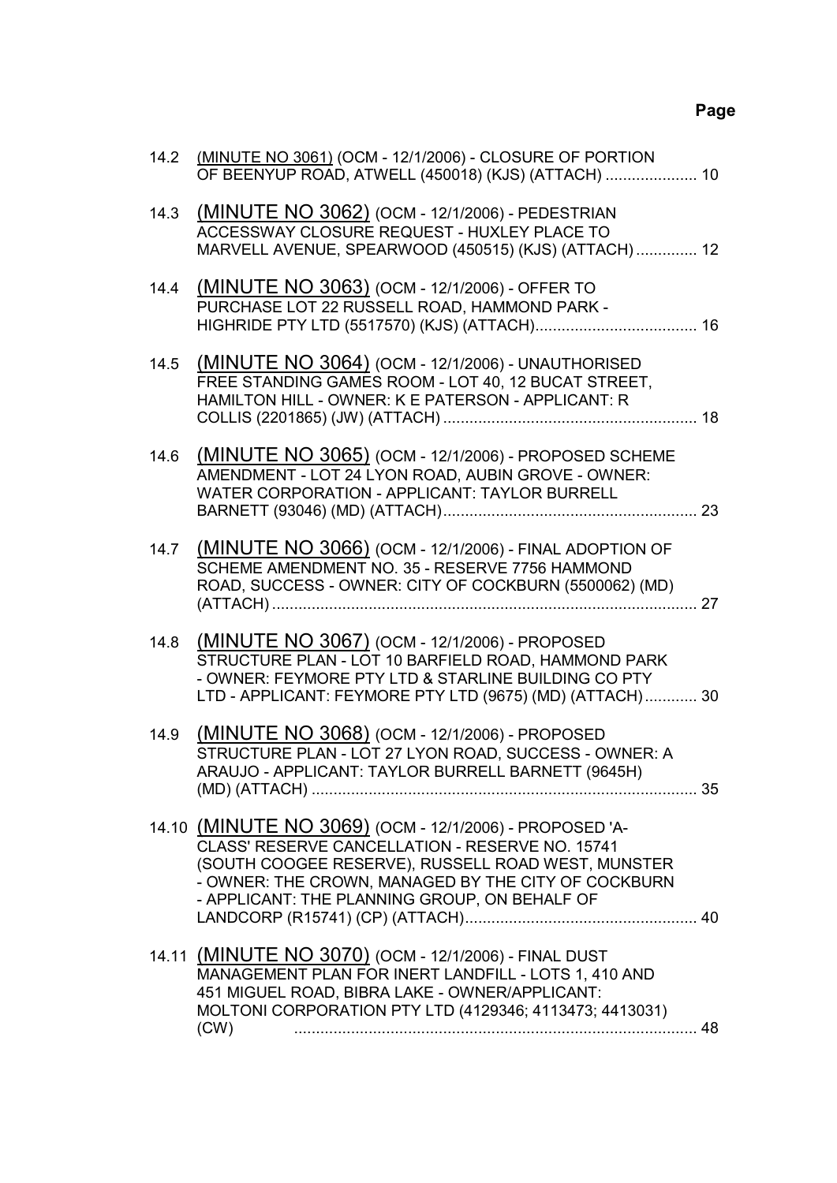**Page**

14.2 (MINUTE NO 3061) (OCM - 12/1/2006) - CLOSURE OF PORTION OF BEENYUP ROAD, ATWELL (450018) (KJS) (ATTACH) ..................... 10

14.3 (MINUTE NO 3062) (OCM - 12/1/2006) - PEDESTRIAN ACCESSWAY CLOSURE REQUEST - HUXLEY PLACE TO MARVELL AVENUE, SPEARWOOD (450515) (KJS) (ATTACH) .............. 12

14.4 (MINUTE NO 3063) (OCM - 12/1/2006) - OFFER TO PURCHASE LOT 22 RUSSELL ROAD, HAMMOND PARK - HIGHRIDE PTY LTD (5517570) (KJS) (ATTACH)..................................... 16

14.5 (MINUTE NO 3064) (OCM - 12/1/2006) - UNAUTHORISED FREE STANDING GAMES ROOM - LOT 40, 12 BUCAT STREET, HAMILTON HILL - OWNER: K E PATERSON - APPLICANT: R COLLIS (2201865) (JW) (ATTACH) .......................................................... 18

14.6 (MINUTE NO 3065) (OCM - 12/1/2006) - PROPOSED SCHEME AMENDMENT - LOT 24 LYON ROAD, AUBIN GROVE - OWNER: WATER CORPORATION - APPLICANT: TAYLOR BURRELL BARNETT (93046) (MD) (ATTACH).......................................................... 23

14.7 (MINUTE NO 3066) (OCM - 12/1/2006) - FINAL ADOPTION OF SCHEME AMENDMENT NO. 35 - RESERVE 7756 HAMMOND ROAD, SUCCESS - OWNER: CITY OF COCKBURN (5500062) (MD) (ATTACH) ................................................................................................ 27

14.8 (MINUTE NO 3067) (OCM - 12/1/2006) - PROPOSED STRUCTURE PLAN - LOT 10 BARFIELD ROAD, HAMMOND PARK - OWNER: FEYMORE PTY LTD & STARLINE BUILDING CO PTY LTD - APPLICANT: FEYMORE PTY LTD (9675) (MD) (ATTACH)............ 30

14.9 (MINUTE NO 3068) (OCM - 12/1/2006) - PROPOSED STRUCTURE PLAN - LOT 27 LYON ROAD, SUCCESS - OWNER: A ARAUJO - APPLICANT: TAYLOR BURRELL BARNETT (9645H) (MD) (ATTACH) ........................................................................................ 35

14.10 (MINUTE NO 3069) (OCM - 12/1/2006) - PROPOSED 'A-CLASS' RESERVE CANCELLATION - RESERVE NO. 15741 (SOUTH COOGEE RESERVE), RUSSELL ROAD WEST, MUNSTER - OWNER: THE CROWN, MANAGED BY THE CITY OF COCKBURN - APPLICANT: THE PLANNING GROUP, ON BEHALF OF LANDCORP (R15741) (CP) (ATTACH)..................................................... 40

14.11 (MINUTE NO 3070) (OCM - 12/1/2006) - FINAL DUST MANAGEMENT PLAN FOR INERT LANDFILL - LOTS 1, 410 AND 451 MIGUEL ROAD, BIBRA LAKE - OWNER/APPLICANT: MOLTONI CORPORATION PTY LTD (4129346; 4113473; 4413031) (CW) ............................................................................................ 48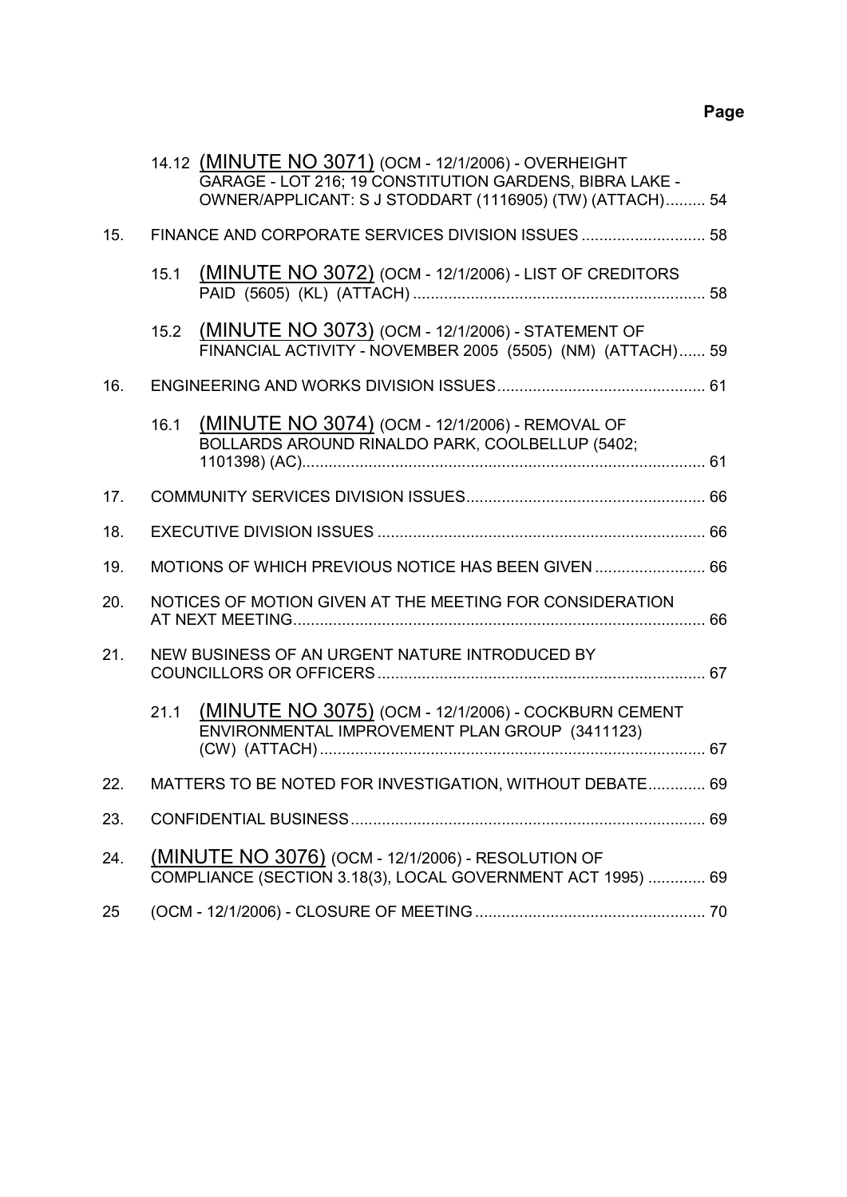**Page**

14.12 (MINUTE NO 3071) (OCM - 12/1/2006) - OVERHEIGHT GARAGE - LOT 216; 19 CONSTITUTION GARDENS, BIBRA LAKE - OWNER/APPLICANT: S J STODDART (1116905) (TW) (ATTACH)......... 54

15. FINANCE AND CORPORATE SERVICES DIVISION ISSUES ............................ 58

15.1 (MINUTE NO 3072) (OCM - 12/1/2006) - LIST OF CREDITORS PAID (5605) (KL) (ATTACH) .................................................................. 58

15.2 (MINUTE NO 3073) (OCM - 12/1/2006) - STATEMENT OF FINANCIAL ACTIVITY - NOVEMBER 2005 (5505) (NM) (ATTACH)...... 59

16. ENGINEERING AND WORKS DIVISION ISSUES............................................... 61

16.1 (MINUTE NO 3074) (OCM - 12/1/2006) - REMOVAL OF BOLLARDS AROUND RINALDO PARK, COOLBELLUP (5402; 1101398) (AC)........................................................................................... 61

17. COMMUNITY SERVICES DIVISION ISSUES...................................................... 66

18. EXECUTIVE DIVISION ISSUES .......................................................................... 66

19. MOTIONS OF WHICH PREVIOUS NOTICE HAS BEEN GIVEN ......................... 66

20. NOTICES OF MOTION GIVEN AT THE MEETING FOR CONSIDERATION AT NEXT MEETING............................................................................................. 66

21. NEW BUSINESS OF AN URGENT NATURE INTRODUCED BY COUNCILLORS OR OFFICERS.......................................................................... 67

21.1 (MINUTE NO 3075) (OCM - 12/1/2006) - COCKBURN CEMENT ENVIRONMENTAL IMPROVEMENT PLAN GROUP (3411123) (CW) (ATTACH)....................................................................................... 67

22. MATTERS TO BE NOTED FOR INVESTIGATION, WITHOUT DEBATE............. 69

23. CONFIDENTIAL BUSINESS................................................................................ 69

24. (MINUTE NO 3076) (OCM - 12/1/2006) - RESOLUTION OF COMPLIANCE (SECTION 3.18(3), LOCAL GOVERNMENT ACT 1995) ............. 69

25 (OCM - 12/1/2006) - CLOSURE OF MEETING.................................................... 70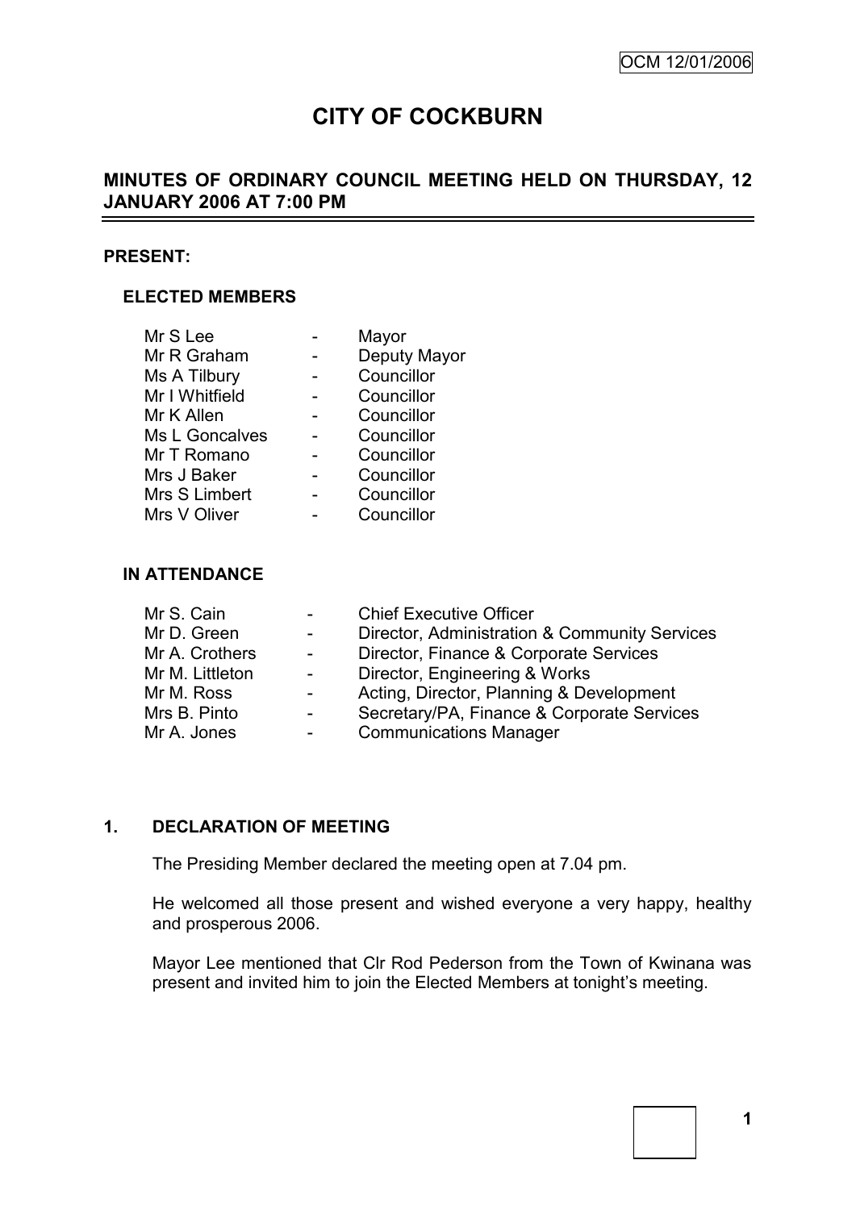# CITY OF COCKBURN

## MINUTES OF ORDINARY COUNCIL MEETING HELD ON THURSDAY, 12 JANUARY 2006 AT 7:00 PM

### PRESENT:

#### ELECTED MEMBERS

| | | |
|---|---|---|
| Mr S Lee | - | Mayor |
| Mr R Graham | - | Deputy Mayor |
| Ms A Tilbury | - | Councillor |
| Mr I Whitfield | - | Councillor |
| Mr K Allen | - | Councillor |
| Ms L Goncalves | - | Councillor |
| Mr T Romano | - | Councillor |
| Mrs J Baker | - | Councillor |
| Mrs S Limbert | - | Councillor |
| Mrs V Oliver | - | Councillor |

#### IN ATTENDANCE

| | | |
|---|---|---|
| Mr S. Cain | - | Chief Executive Officer |
| Mr D. Green | - | Director, Administration & Community Services |
| Mr A. Crothers | - | Director, Finance & Corporate Services |
| Mr M. Littleton | - | Director, Engineering & Works |
| Mr M. Ross | - | Acting, Director, Planning & Development |
| Mrs B. Pinto | - | Secretary/PA, Finance & Corporate Services |
| Mr A. Jones | - | Communications Manager |

### 1. DECLARATION OF MEETING

The Presiding Member declared the meeting open at 7.04 pm.

He welcomed all those present and wished everyone a very happy, healthy and prosperous 2006.

Mayor Lee mentioned that Clr Rod Pederson from the Town of Kwinana was present and invited him to join the Elected Members at tonight's meeting.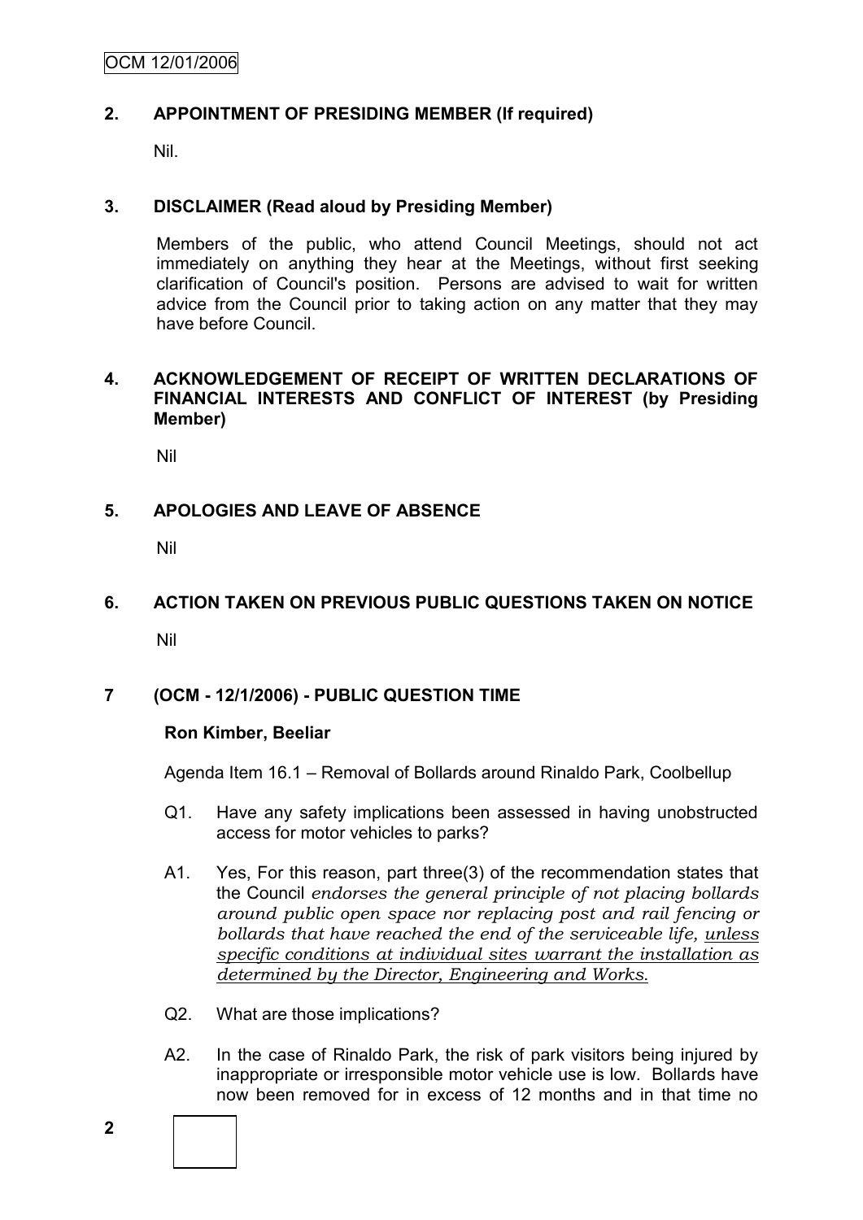## 2. APPOINTMENT OF PRESIDING MEMBER (If required)

Nil.

## 3. DISCLAIMER (Read aloud by Presiding Member)

Members of the public, who attend Council Meetings, should not act immediately on anything they hear at the Meetings, without first seeking clarification of Council's position. Persons are advised to wait for written advice from the Council prior to taking action on any matter that they may have before Council.

## 4. ACKNOWLEDGEMENT OF RECEIPT OF WRITTEN DECLARATIONS OF FINANCIAL INTERESTS AND CONFLICT OF INTEREST (by Presiding Member)

Nil

## 5. APOLOGIES AND LEAVE OF ABSENCE

Nil

## 6. ACTION TAKEN ON PREVIOUS PUBLIC QUESTIONS TAKEN ON NOTICE

Nil

## 7 (OCM - 12/1/2006) - PUBLIC QUESTION TIME

**Ron Kimber, Beeliar**

Agenda Item 16.1 – Removal of Bollards around Rinaldo Park, Coolbellup

Q1. Have any safety implications been assessed in having unobstructed access for motor vehicles to parks?

A1. Yes, For this reason, part three(3) of the recommendation states that the Council *endorses the general principle of not placing bollards around public open space nor replacing post and rail fencing or bollards that have reached the end of the serviceable life, <u>unless specific conditions at individual sites warrant the installation as determined by the Director, Engineering and Works.</u>*

Q2. What are those implications?

A2. In the case of Rinaldo Park, the risk of park visitors being injured by inappropriate or irresponsible motor vehicle use is low. Bollards have now been removed for in excess of 12 months and in that time no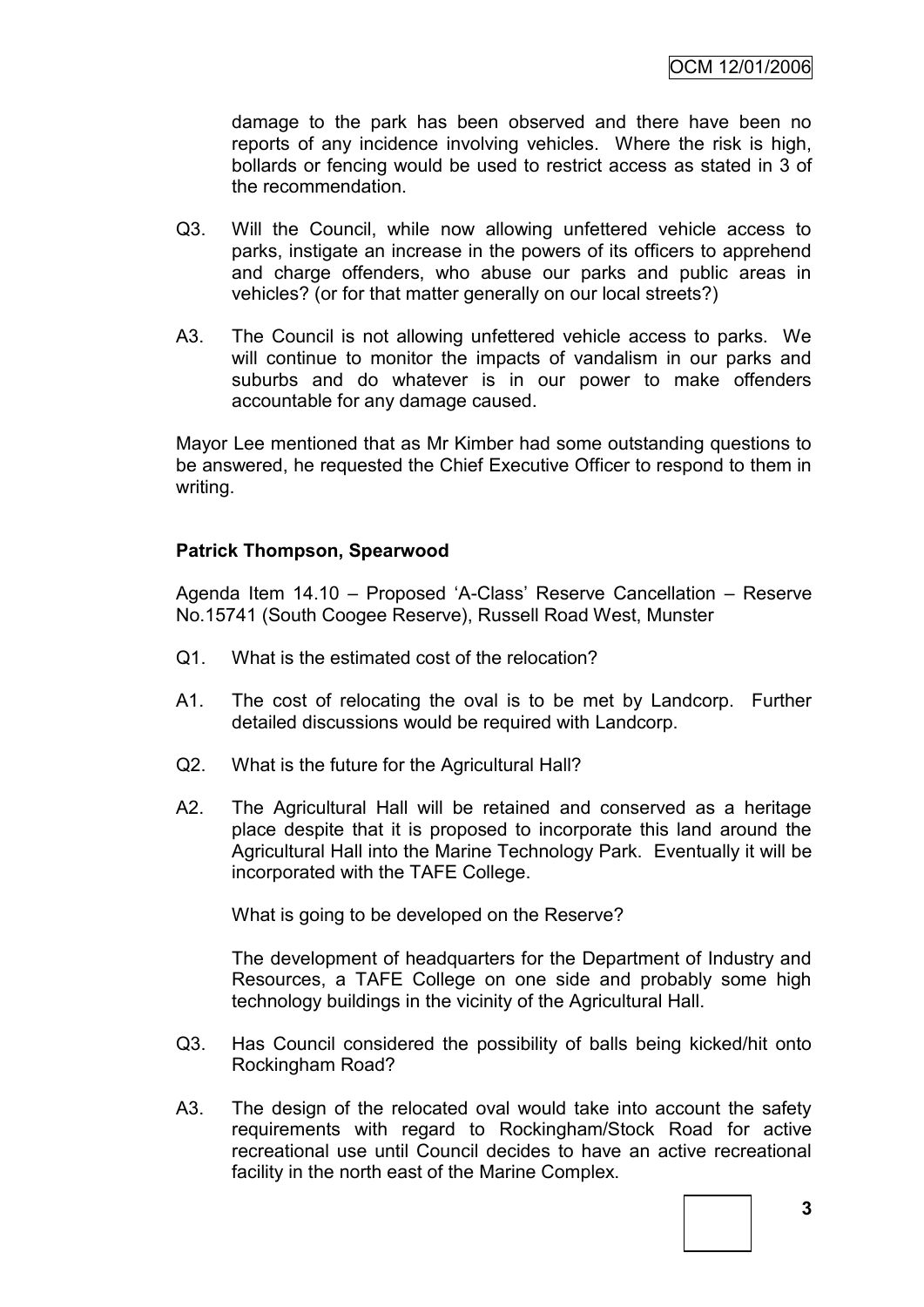damage to the park has been observed and there have been no reports of any incidence involving vehicles. Where the risk is high, bollards or fencing would be used to restrict access as stated in 3 of the recommendation.

Q3. Will the Council, while now allowing unfettered vehicle access to parks, instigate an increase in the powers of its officers to apprehend and charge offenders, who abuse our parks and public areas in vehicles? (or for that matter generally on our local streets?)

A3. The Council is not allowing unfettered vehicle access to parks. We will continue to monitor the impacts of vandalism in our parks and suburbs and do whatever is in our power to make offenders accountable for any damage caused.

Mayor Lee mentioned that as Mr Kimber had some outstanding questions to be answered, he requested the Chief Executive Officer to respond to them in writing.

**Patrick Thompson, Spearwood**

Agenda Item 14.10 – Proposed 'A-Class' Reserve Cancellation – Reserve No.15741 (South Coogee Reserve), Russell Road West, Munster

Q1. What is the estimated cost of the relocation?

A1. The cost of relocating the oval is to be met by Landcorp. Further detailed discussions would be required with Landcorp.

Q2. What is the future for the Agricultural Hall?

A2. The Agricultural Hall will be retained and conserved as a heritage place despite that it is proposed to incorporate this land around the Agricultural Hall into the Marine Technology Park. Eventually it will be incorporated with the TAFE College.

What is going to be developed on the Reserve?

The development of headquarters for the Department of Industry and Resources, a TAFE College on one side and probably some high technology buildings in the vicinity of the Agricultural Hall.

Q3. Has Council considered the possibility of balls being kicked/hit onto Rockingham Road?

A3. The design of the relocated oval would take into account the safety requirements with regard to Rockingham/Stock Road for active recreational use until Council decides to have an active recreational facility in the north east of the Marine Complex.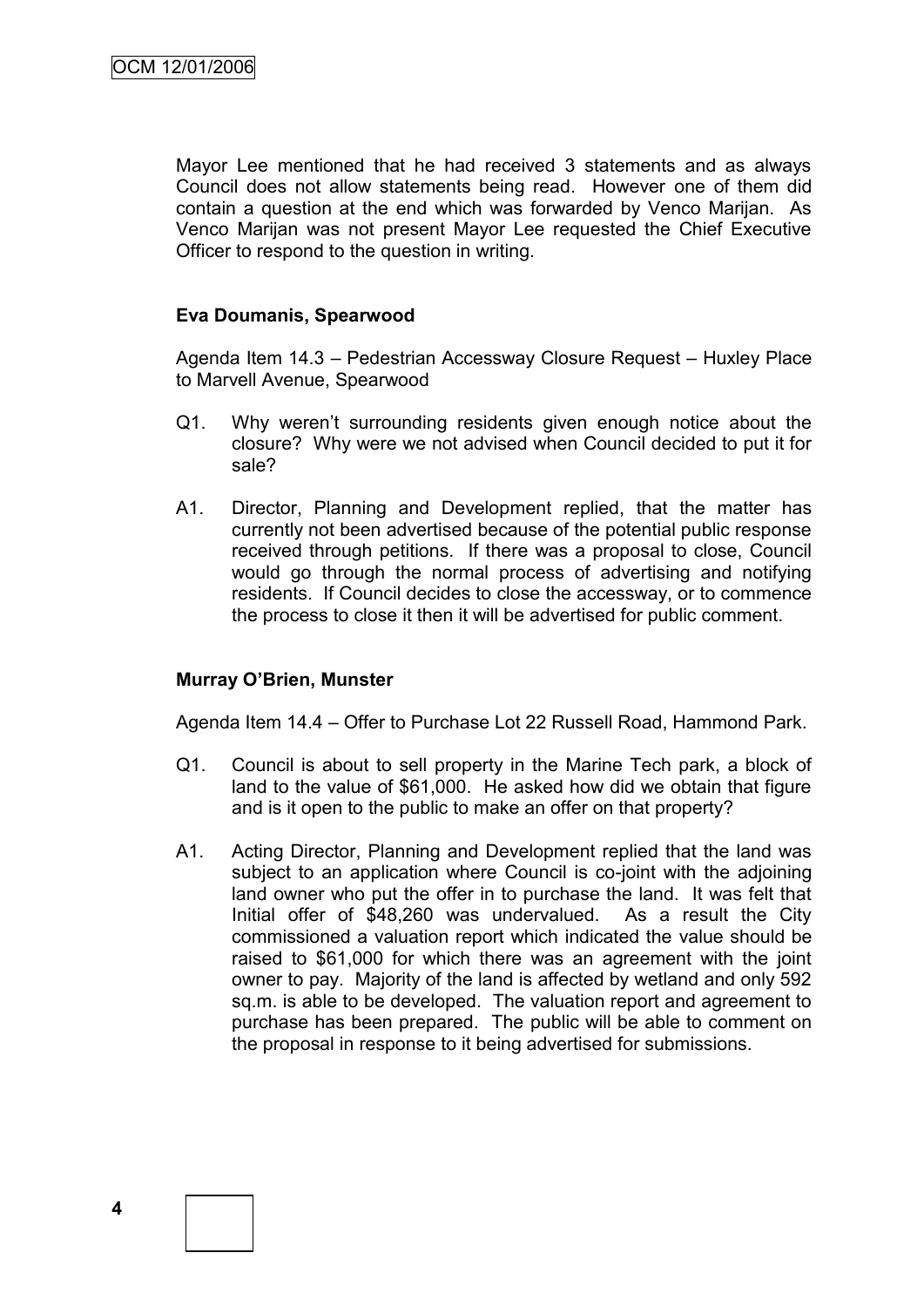Mayor Lee mentioned that he had received 3 statements and as always Council does not allow statements being read. However one of them did contain a question at the end which was forwarded by Venco Marijan. As Venco Marijan was not present Mayor Lee requested the Chief Executive Officer to respond to the question in writing.

**Eva Doumanis, Spearwood**

Agenda Item 14.3 – Pedestrian Accessway Closure Request – Huxley Place to Marvell Avenue, Spearwood

Q1. Why weren't surrounding residents given enough notice about the closure? Why were we not advised when Council decided to put it for sale?

A1. Director, Planning and Development replied, that the matter has currently not been advertised because of the potential public response received through petitions. If there was a proposal to close, Council would go through the normal process of advertising and notifying residents. If Council decides to close the accessway, or to commence the process to close it then it will be advertised for public comment.

**Murray O'Brien, Munster**

Agenda Item 14.4 – Offer to Purchase Lot 22 Russell Road, Hammond Park.

Q1. Council is about to sell property in the Marine Tech park, a block of land to the value of $61,000. He asked how did we obtain that figure and is it open to the public to make an offer on that property?

A1. Acting Director, Planning and Development replied that the land was subject to an application where Council is co-joint with the adjoining land owner who put the offer in to purchase the land. It was felt that Initial offer of $48,260 was undervalued. As a result the City commissioned a valuation report which indicated the value should be raised to $61,000 for which there was an agreement with the joint owner to pay. Majority of the land is affected by wetland and only 592 sq.m. is able to be developed. The valuation report and agreement to purchase has been prepared. The public will be able to comment on the proposal in response to it being advertised for submissions.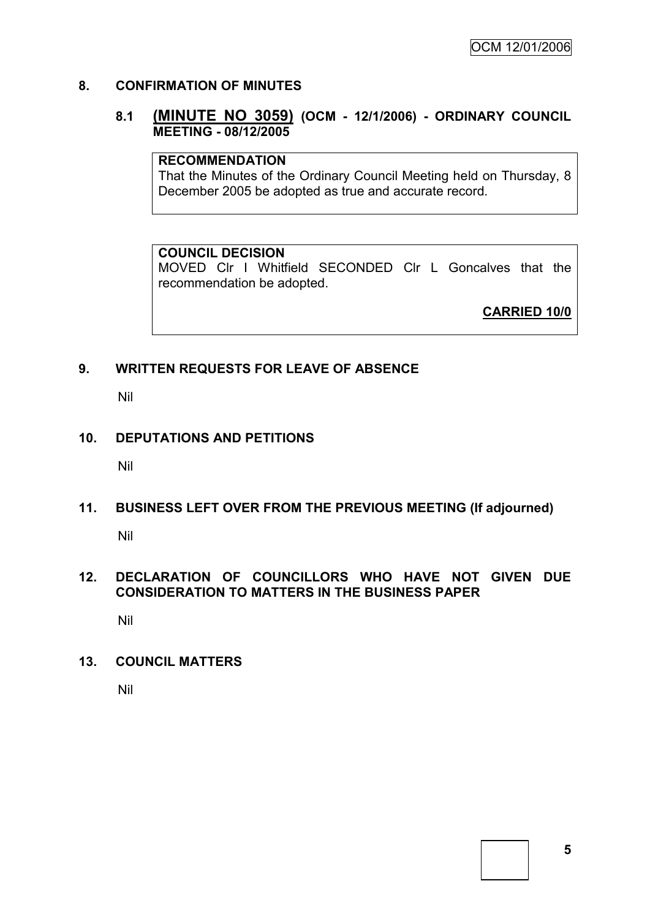## 8. CONFIRMATION OF MINUTES

### 8.1 (MINUTE NO 3059) (OCM - 12/1/2006) - ORDINARY COUNCIL MEETING - 08/12/2005

**RECOMMENDATION**

That the Minutes of the Ordinary Council Meeting held on Thursday, 8 December 2005 be adopted as true and accurate record.

**COUNCIL DECISION**

MOVED Clr I Whitfield SECONDED Clr L Goncalves that the recommendation be adopted.

**CARRIED 10/0**

## 9. WRITTEN REQUESTS FOR LEAVE OF ABSENCE

Nil

## 10. DEPUTATIONS AND PETITIONS

Nil

## 11. BUSINESS LEFT OVER FROM THE PREVIOUS MEETING (If adjourned)

Nil

## 12. DECLARATION OF COUNCILLORS WHO HAVE NOT GIVEN DUE CONSIDERATION TO MATTERS IN THE BUSINESS PAPER

Nil

## 13. COUNCIL MATTERS

Nil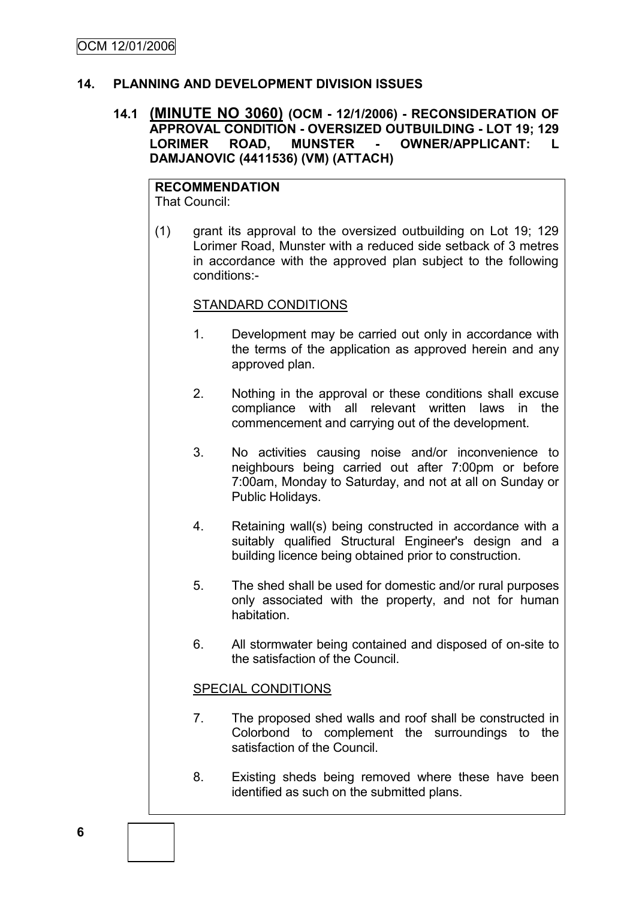## 14. PLANNING AND DEVELOPMENT DIVISION ISSUES

### 14.1 (MINUTE NO 3060) (OCM - 12/1/2006) - RECONSIDERATION OF APPROVAL CONDITION - OVERSIZED OUTBUILDING - LOT 19; 129 LORIMER ROAD, MUNSTER - OWNER/APPLICANT: L DAMJANOVIC (4411536) (VM) (ATTACH)

**RECOMMENDATION**

That Council:

(1) grant its approval to the oversized outbuilding on Lot 19; 129 Lorimer Road, Munster with a reduced side setback of 3 metres in accordance with the approved plan subject to the following conditions:-

STANDARD CONDITIONS

1. Development may be carried out only in accordance with the terms of the application as approved herein and any approved plan.

2. Nothing in the approval or these conditions shall excuse compliance with all relevant written laws in the commencement and carrying out of the development.

3. No activities causing noise and/or inconvenience to neighbours being carried out after 7:00pm or before 7:00am, Monday to Saturday, and not at all on Sunday or Public Holidays.

4. Retaining wall(s) being constructed in accordance with a suitably qualified Structural Engineer's design and a building licence being obtained prior to construction.

5. The shed shall be used for domestic and/or rural purposes only associated with the property, and not for human habitation.

6. All stormwater being contained and disposed of on-site to the satisfaction of the Council.

SPECIAL CONDITIONS

7. The proposed shed walls and roof shall be constructed in Colorbond to complement the surroundings to the satisfaction of the Council.

8. Existing sheds being removed where these have been identified as such on the submitted plans.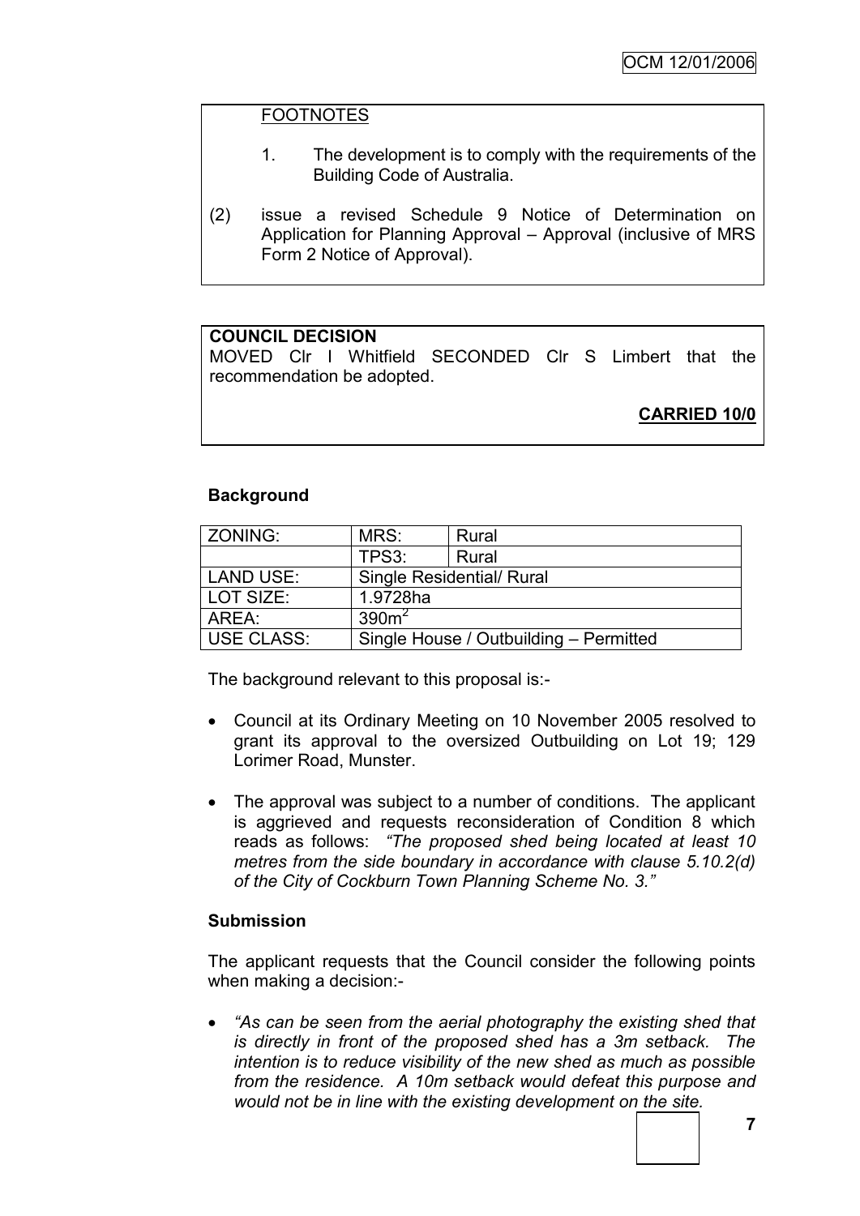FOOTNOTES

1. The development is to comply with the requirements of the Building Code of Australia.

(2) issue a revised Schedule 9 Notice of Determination on Application for Planning Approval – Approval (inclusive of MRS Form 2 Notice of Approval).

**COUNCIL DECISION**
MOVED Clr I Whitfield SECONDED Clr S Limbert that the recommendation be adopted.

**CARRIED 10/0**

**Background**

| ZONING: | MRS: | Rural |
|---|---|---|
| | TPS3: | Rural |
| LAND USE: | Single Residential/ Rural | |
| LOT SIZE: | 1.9728ha | |
| AREA: | $390m^2$ | |
| USE CLASS: | Single House / Outbuilding – Permitted | |

The background relevant to this proposal is:-

- Council at its Ordinary Meeting on 10 November 2005 resolved to grant its approval to the oversized Outbuilding on Lot 19; 129 Lorimer Road, Munster.
- The approval was subject to a number of conditions. The applicant is aggrieved and requests reconsideration of Condition 8 which reads as follows: *"The proposed shed being located at least 10 metres from the side boundary in accordance with clause 5.10.2(d) of the City of Cockburn Town Planning Scheme No. 3."*

**Submission**

The applicant requests that the Council consider the following points when making a decision:-

- *"As can be seen from the aerial photography the existing shed that is directly in front of the proposed shed has a 3m setback. The intention is to reduce visibility of the new shed as much as possible from the residence. A 10m setback would defeat this purpose and would not be in line with the existing development on the site.*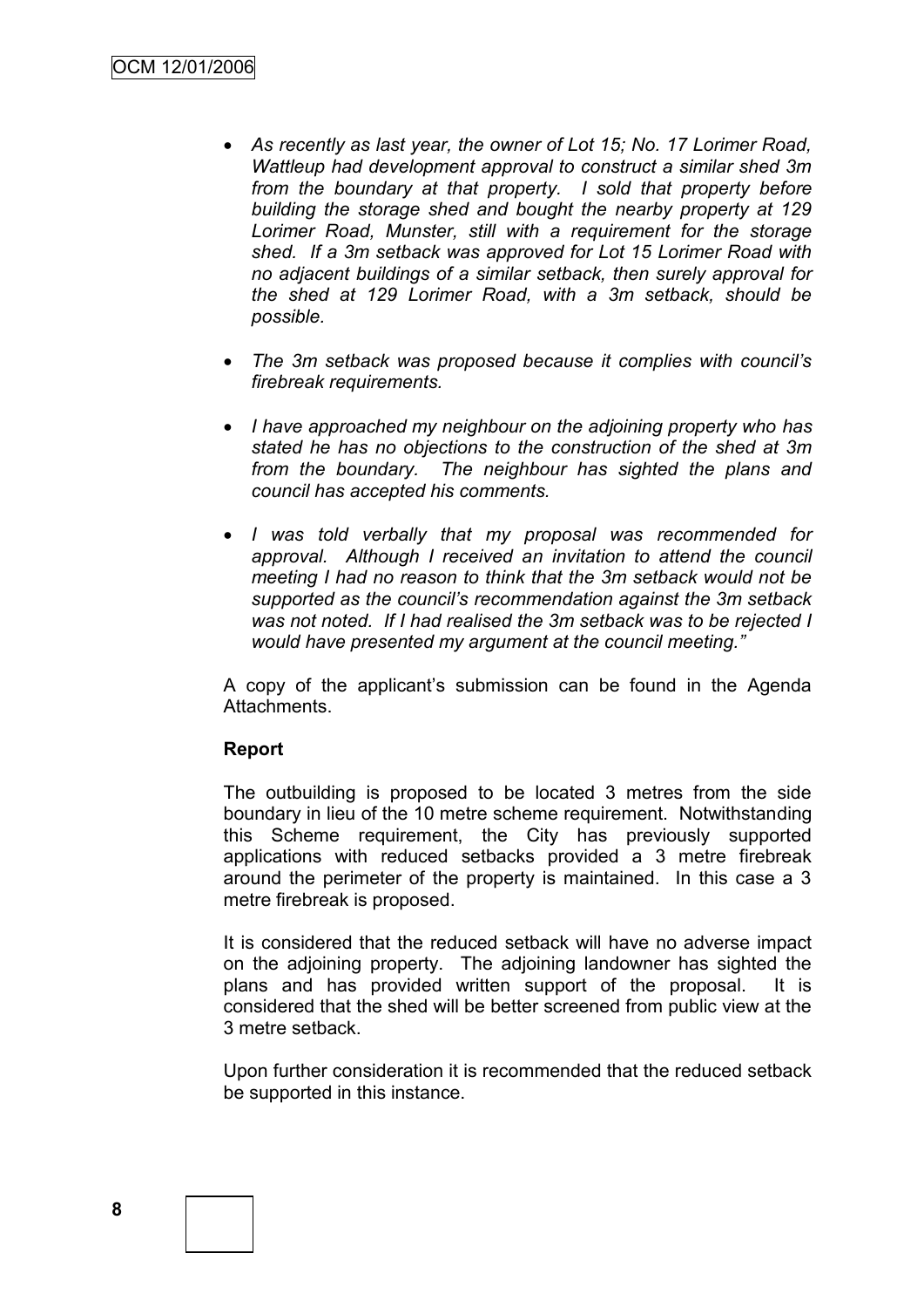- *As recently as last year, the owner of Lot 15; No. 17 Lorimer Road, Wattleup had development approval to construct a similar shed 3m from the boundary at that property. I sold that property before building the storage shed and bought the nearby property at 129 Lorimer Road, Munster, still with a requirement for the storage shed. If a 3m setback was approved for Lot 15 Lorimer Road with no adjacent buildings of a similar setback, then surely approval for the shed at 129 Lorimer Road, with a 3m setback, should be possible.*

- *The 3m setback was proposed because it complies with council's firebreak requirements.*

- *I have approached my neighbour on the adjoining property who has stated he has no objections to the construction of the shed at 3m from the boundary. The neighbour has sighted the plans and council has accepted his comments.*

- *I was told verbally that my proposal was recommended for approval. Although I received an invitation to attend the council meeting I had no reason to think that the 3m setback would not be supported as the council's recommendation against the 3m setback was not noted. If I had realised the 3m setback was to be rejected I would have presented my argument at the council meeting."*

A copy of the applicant's submission can be found in the Agenda Attachments.

**Report**

The outbuilding is proposed to be located 3 metres from the side boundary in lieu of the 10 metre scheme requirement. Notwithstanding this Scheme requirement, the City has previously supported applications with reduced setbacks provided a 3 metre firebreak around the perimeter of the property is maintained. In this case a 3 metre firebreak is proposed.

It is considered that the reduced setback will have no adverse impact on the adjoining property. The adjoining landowner has sighted the plans and has provided written support of the proposal. It is considered that the shed will be better screened from public view at the 3 metre setback.

Upon further consideration it is recommended that the reduced setback be supported in this instance.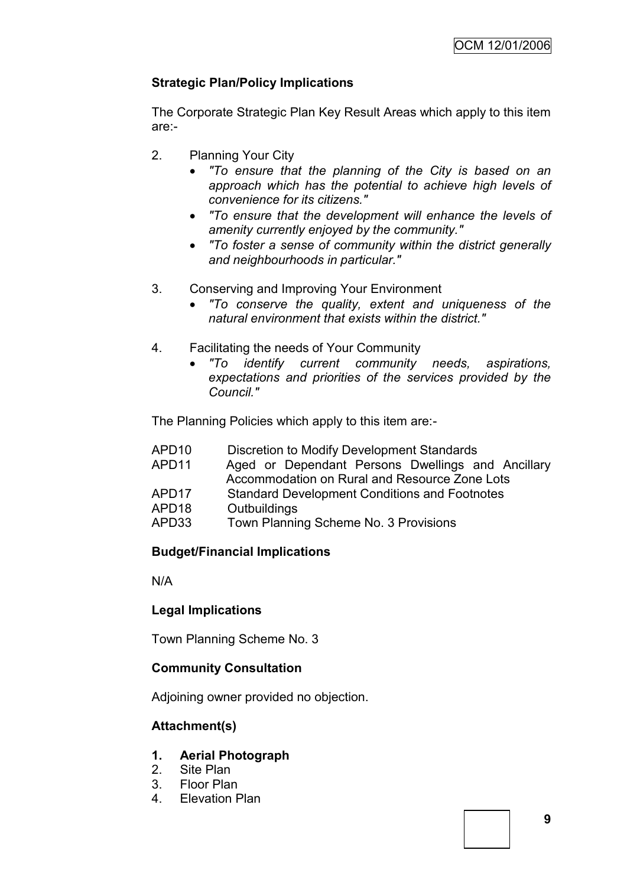**Strategic Plan/Policy Implications**

The Corporate Strategic Plan Key Result Areas which apply to this item are:-

2. Planning Your City
   - *"To ensure that the planning of the City is based on an approach which has the potential to achieve high levels of convenience for its citizens."*
   - *"To ensure that the development will enhance the levels of amenity currently enjoyed by the community."*
   - *"To foster a sense of community within the district generally and neighbourhoods in particular."*

3. Conserving and Improving Your Environment
   - *"To conserve the quality, extent and uniqueness of the natural environment that exists within the district."*

4. Facilitating the needs of Your Community
   - *"To identify current community needs, aspirations, expectations and priorities of the services provided by the Council."*

The Planning Policies which apply to this item are:-

| | |
|---|---|
| APD10 | Discretion to Modify Development Standards |
| APD11 | Aged or Dependant Persons Dwellings and Ancillary Accommodation on Rural and Resource Zone Lots |
| APD17 | Standard Development Conditions and Footnotes |
| APD18 | Outbuildings |
| APD33 | Town Planning Scheme No. 3 Provisions |

**Budget/Financial Implications**

N/A

**Legal Implications**

Town Planning Scheme No. 3

**Community Consultation**

Adjoining owner provided no objection.

**Attachment(s)**

1. **Aerial Photograph**
2. Site Plan
3. Floor Plan
4. Elevation Plan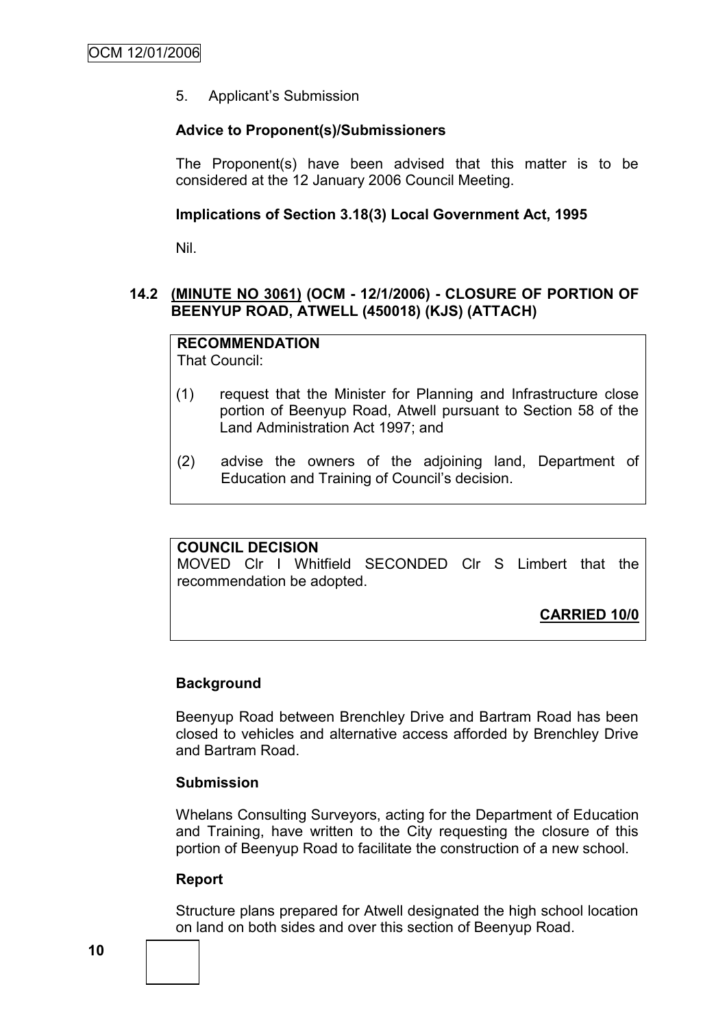5. Applicant's Submission

**Advice to Proponent(s)/Submissioners**

The Proponent(s) have been advised that this matter is to be considered at the 12 January 2006 Council Meeting.

**Implications of Section 3.18(3) Local Government Act, 1995**

Nil.

### 14.2 (MINUTE NO 3061) (OCM - 12/1/2006) - CLOSURE OF PORTION OF BEENYUP ROAD, ATWELL (450018) (KJS) (ATTACH)

**RECOMMENDATION**
That Council:

(1) request that the Minister for Planning and Infrastructure close portion of Beenyup Road, Atwell pursuant to Section 58 of the Land Administration Act 1997; and

(2) advise the owners of the adjoining land, Department of Education and Training of Council's decision.

**COUNCIL DECISION**
MOVED Clr I Whitfield SECONDED Clr S Limbert that the recommendation be adopted.

**CARRIED 10/0**

**Background**

Beenyup Road between Brenchley Drive and Bartram Road has been closed to vehicles and alternative access afforded by Brenchley Drive and Bartram Road.

**Submission**

Whelans Consulting Surveyors, acting for the Department of Education and Training, have written to the City requesting the closure of this portion of Beenyup Road to facilitate the construction of a new school.

**Report**

Structure plans prepared for Atwell designated the high school location on land on both sides and over this section of Beenyup Road.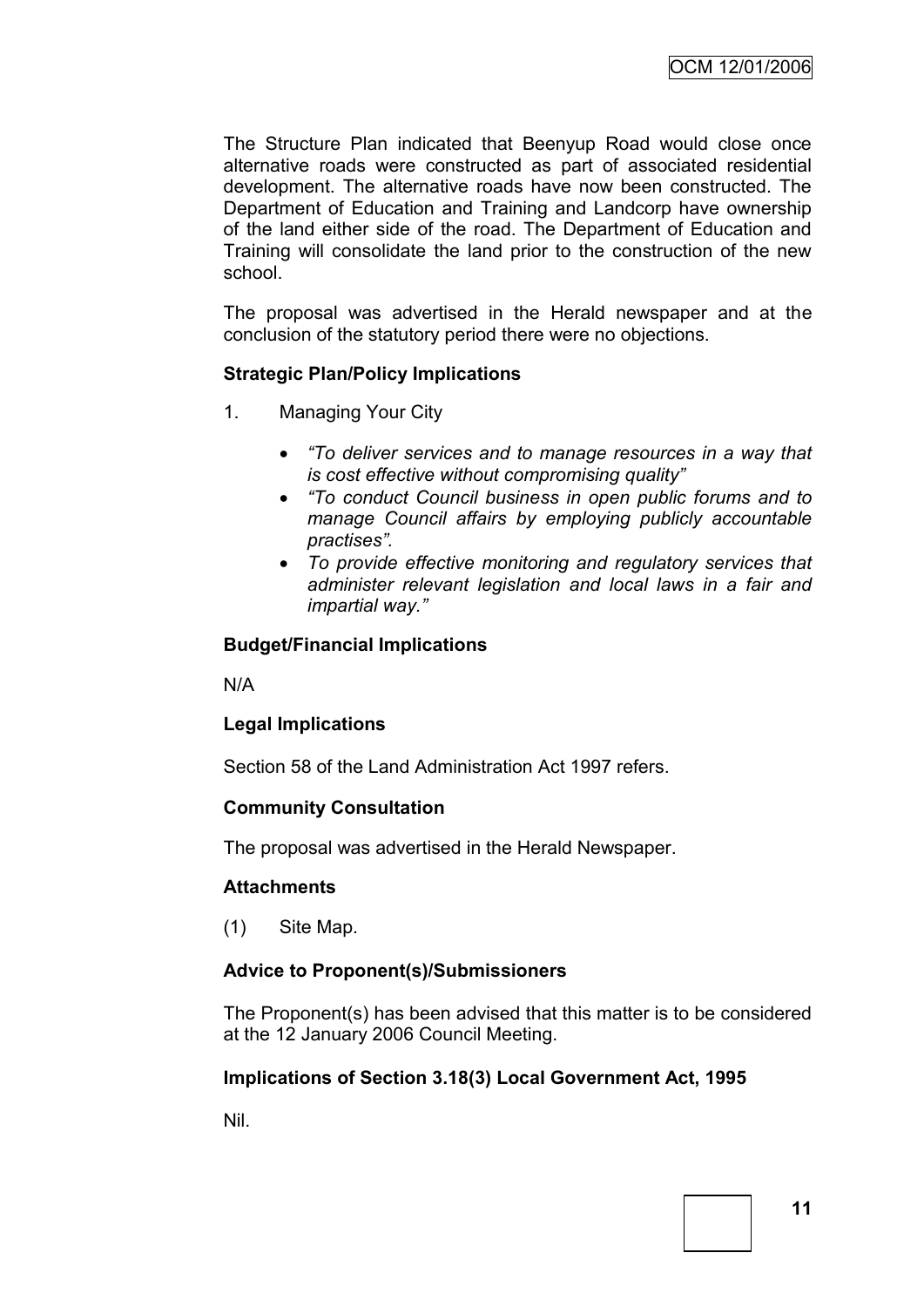The Structure Plan indicated that Beenyup Road would close once alternative roads were constructed as part of associated residential development. The alternative roads have now been constructed. The Department of Education and Training and Landcorp have ownership of the land either side of the road. The Department of Education and Training will consolidate the land prior to the construction of the new school.

The proposal was advertised in the Herald newspaper and at the conclusion of the statutory period there were no objections.

**Strategic Plan/Policy Implications**

1. Managing Your City

   - *"To deliver services and to manage resources in a way that is cost effective without compromising quality"*
   - *"To conduct Council business in open public forums and to manage Council affairs by employing publicly accountable practises".*
   - *To provide effective monitoring and regulatory services that administer relevant legislation and local laws in a fair and impartial way."*

**Budget/Financial Implications**

N/A

**Legal Implications**

Section 58 of the Land Administration Act 1997 refers.

**Community Consultation**

The proposal was advertised in the Herald Newspaper.

**Attachments**

(1) Site Map.

**Advice to Proponent(s)/Submissioners**

The Proponent(s) has been advised that this matter is to be considered at the 12 January 2006 Council Meeting.

**Implications of Section 3.18(3) Local Government Act, 1995**

Nil.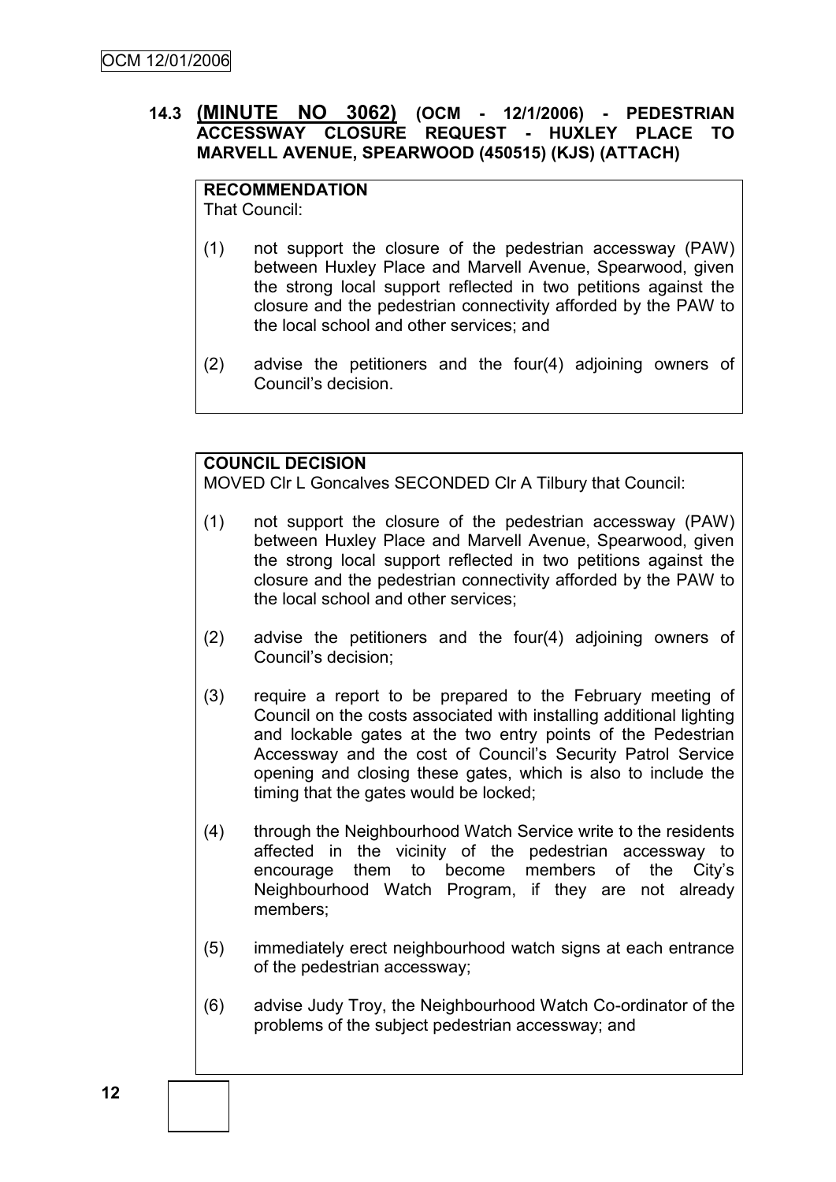## 14.3 (MINUTE NO 3062) (OCM - 12/1/2006) - PEDESTRIAN ACCESSWAY CLOSURE REQUEST - HUXLEY PLACE TO MARVELL AVENUE, SPEARWOOD (450515) (KJS) (ATTACH)

**RECOMMENDATION**

That Council:

(1) not support the closure of the pedestrian accessway (PAW) between Huxley Place and Marvell Avenue, Spearwood, given the strong local support reflected in two petitions against the closure and the pedestrian connectivity afforded by the PAW to the local school and other services; and

(2) advise the petitioners and the four(4) adjoining owners of Council's decision.

**COUNCIL DECISION**

MOVED Clr L Goncalves SECONDED Clr A Tilbury that Council:

(1) not support the closure of the pedestrian accessway (PAW) between Huxley Place and Marvell Avenue, Spearwood, given the strong local support reflected in two petitions against the closure and the pedestrian connectivity afforded by the PAW to the local school and other services;

(2) advise the petitioners and the four(4) adjoining owners of Council's decision;

(3) require a report to be prepared to the February meeting of Council on the costs associated with installing additional lighting and lockable gates at the two entry points of the Pedestrian Accessway and the cost of Council's Security Patrol Service opening and closing these gates, which is also to include the timing that the gates would be locked;

(4) through the Neighbourhood Watch Service write to the residents affected in the vicinity of the pedestrian accessway to encourage them to become members of the City's Neighbourhood Watch Program, if they are not already members;

(5) immediately erect neighbourhood watch signs at each entrance of the pedestrian accessway;

(6) advise Judy Troy, the Neighbourhood Watch Co-ordinator of the problems of the subject pedestrian accessway; and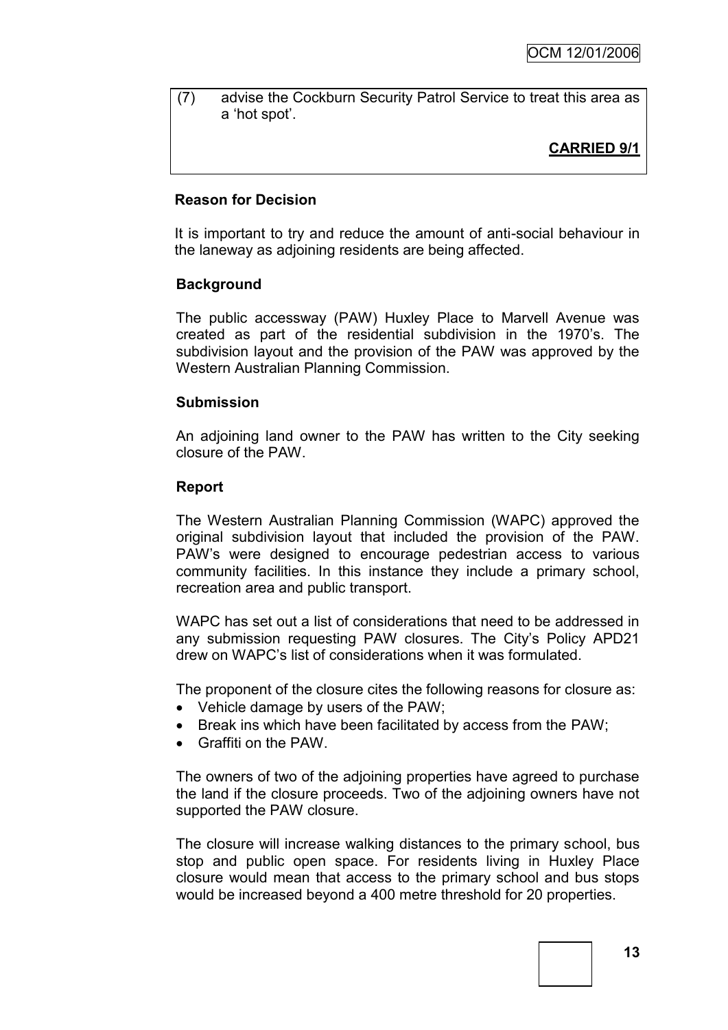(7) advise the Cockburn Security Patrol Service to treat this area as a 'hot spot'.

**CARRIED 9/1**

**Reason for Decision**

It is important to try and reduce the amount of anti-social behaviour in the laneway as adjoining residents are being affected.

**Background**

The public accessway (PAW) Huxley Place to Marvell Avenue was created as part of the residential subdivision in the 1970's. The subdivision layout and the provision of the PAW was approved by the Western Australian Planning Commission.

**Submission**

An adjoining land owner to the PAW has written to the City seeking closure of the PAW.

**Report**

The Western Australian Planning Commission (WAPC) approved the original subdivision layout that included the provision of the PAW. PAW's were designed to encourage pedestrian access to various community facilities. In this instance they include a primary school, recreation area and public transport.

WAPC has set out a list of considerations that need to be addressed in any submission requesting PAW closures. The City's Policy APD21 drew on WAPC's list of considerations when it was formulated.

The proponent of the closure cites the following reasons for closure as:

- Vehicle damage by users of the PAW;
- Break ins which have been facilitated by access from the PAW;
- Graffiti on the PAW.

The owners of two of the adjoining properties have agreed to purchase the land if the closure proceeds. Two of the adjoining owners have not supported the PAW closure.

The closure will increase walking distances to the primary school, bus stop and public open space. For residents living in Huxley Place closure would mean that access to the primary school and bus stops would be increased beyond a 400 metre threshold for 20 properties.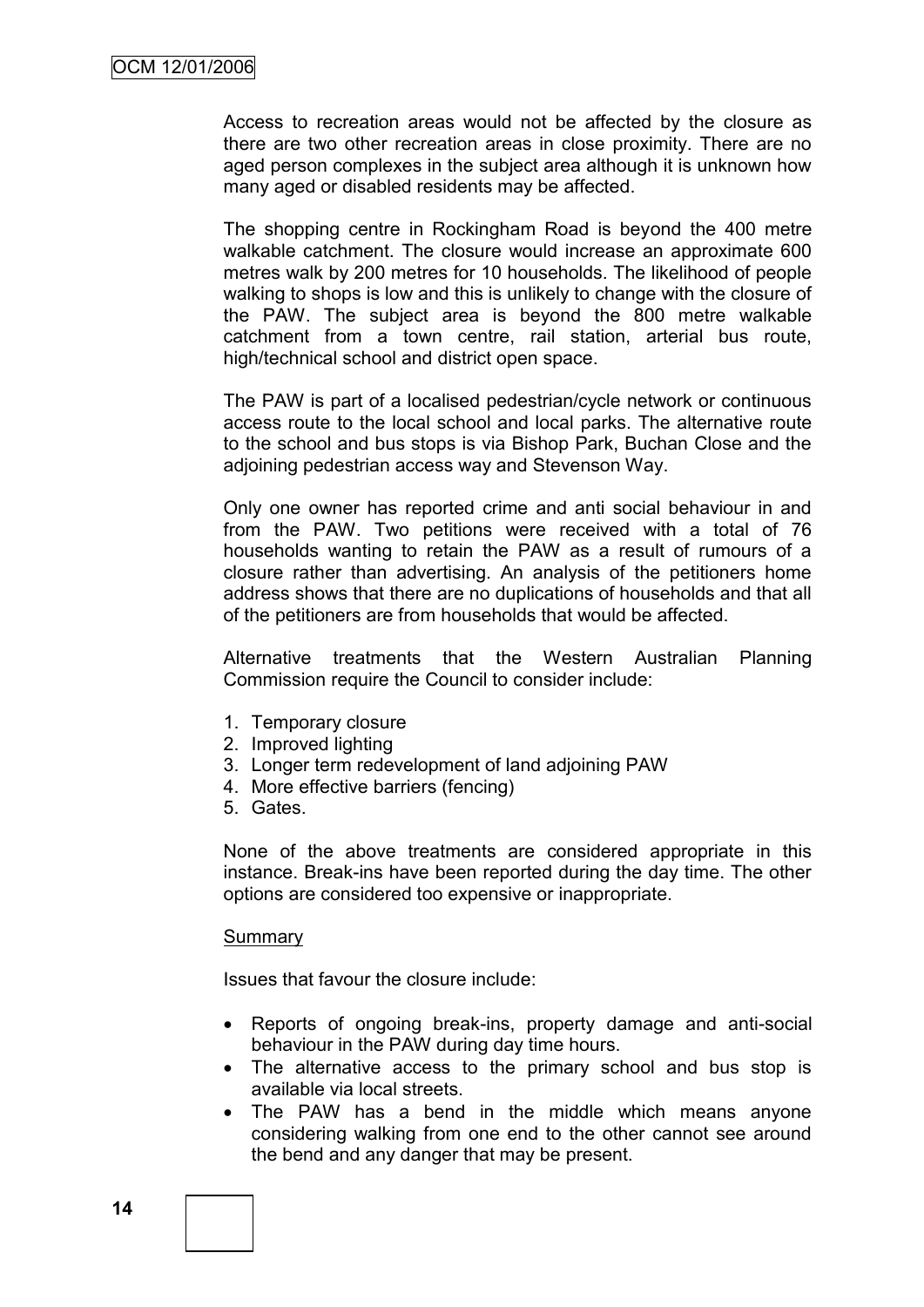Access to recreation areas would not be affected by the closure as there are two other recreation areas in close proximity. There are no aged person complexes in the subject area although it is unknown how many aged or disabled residents may be affected.

The shopping centre in Rockingham Road is beyond the 400 metre walkable catchment. The closure would increase an approximate 600 metres walk by 200 metres for 10 households. The likelihood of people walking to shops is low and this is unlikely to change with the closure of the PAW. The subject area is beyond the 800 metre walkable catchment from a town centre, rail station, arterial bus route, high/technical school and district open space.

The PAW is part of a localised pedestrian/cycle network or continuous access route to the local school and local parks. The alternative route to the school and bus stops is via Bishop Park, Buchan Close and the adjoining pedestrian access way and Stevenson Way.

Only one owner has reported crime and anti social behaviour in and from the PAW. Two petitions were received with a total of 76 households wanting to retain the PAW as a result of rumours of a closure rather than advertising. An analysis of the petitioners home address shows that there are no duplications of households and that all of the petitioners are from households that would be affected.

Alternative treatments that the Western Australian Planning Commission require the Council to consider include:

1. Temporary closure
2. Improved lighting
3. Longer term redevelopment of land adjoining PAW
4. More effective barriers (fencing)
5. Gates.

None of the above treatments are considered appropriate in this instance. Break-ins have been reported during the day time. The other options are considered too expensive or inappropriate.

<u>Summary</u>

Issues that favour the closure include:

- Reports of ongoing break-ins, property damage and anti-social behaviour in the PAW during day time hours.
- The alternative access to the primary school and bus stop is available via local streets.
- The PAW has a bend in the middle which means anyone considering walking from one end to the other cannot see around the bend and any danger that may be present.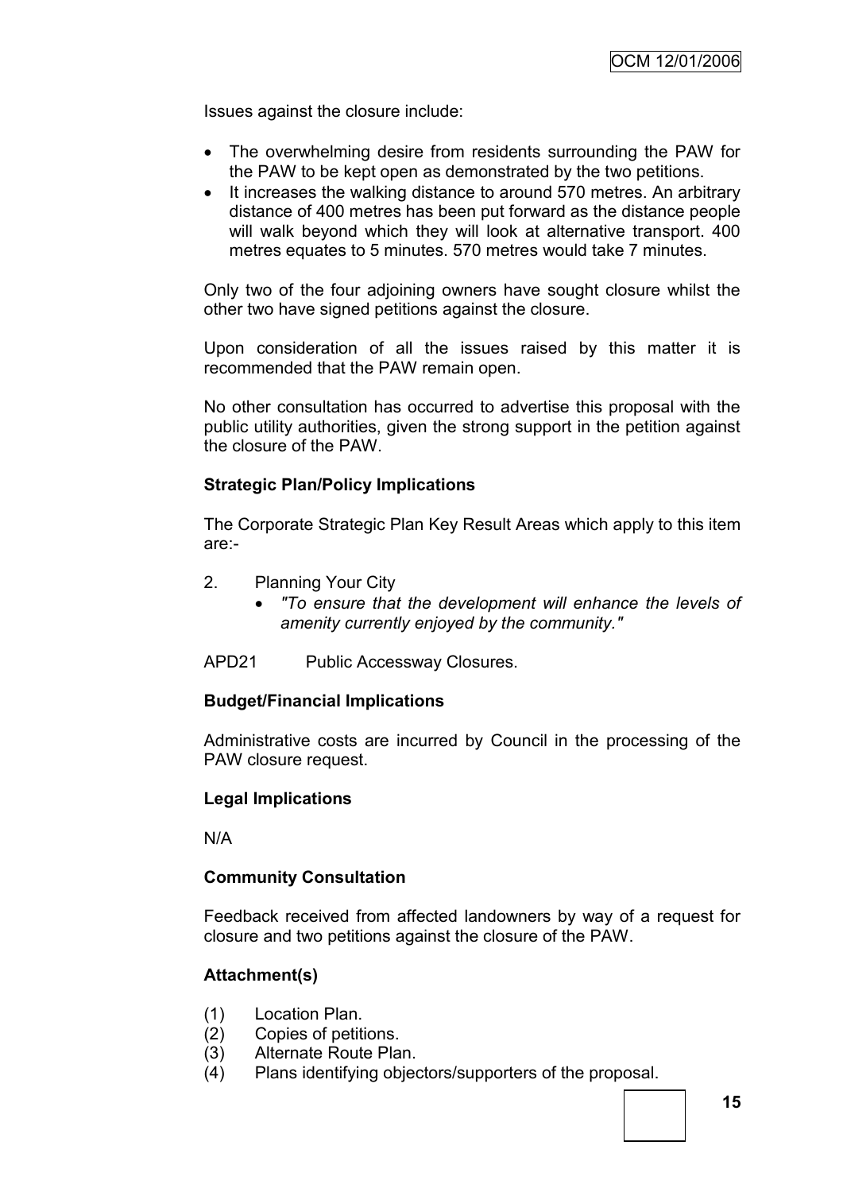Issues against the closure include:

- The overwhelming desire from residents surrounding the PAW for the PAW to be kept open as demonstrated by the two petitions.
- It increases the walking distance to around 570 metres. An arbitrary distance of 400 metres has been put forward as the distance people will walk beyond which they will look at alternative transport. 400 metres equates to 5 minutes. 570 metres would take 7 minutes.

Only two of the four adjoining owners have sought closure whilst the other two have signed petitions against the closure.

Upon consideration of all the issues raised by this matter it is recommended that the PAW remain open.

No other consultation has occurred to advertise this proposal with the public utility authorities, given the strong support in the petition against the closure of the PAW.

**Strategic Plan/Policy Implications**

The Corporate Strategic Plan Key Result Areas which apply to this item are:-

2. Planning Your City
   - *"To ensure that the development will enhance the levels of amenity currently enjoyed by the community."*

APD21 Public Accessway Closures.

**Budget/Financial Implications**

Administrative costs are incurred by Council in the processing of the PAW closure request.

**Legal Implications**

N/A

**Community Consultation**

Feedback received from affected landowners by way of a request for closure and two petitions against the closure of the PAW.

**Attachment(s)**

(1) Location Plan.
(2) Copies of petitions.
(3) Alternate Route Plan.
(4) Plans identifying objectors/supporters of the proposal.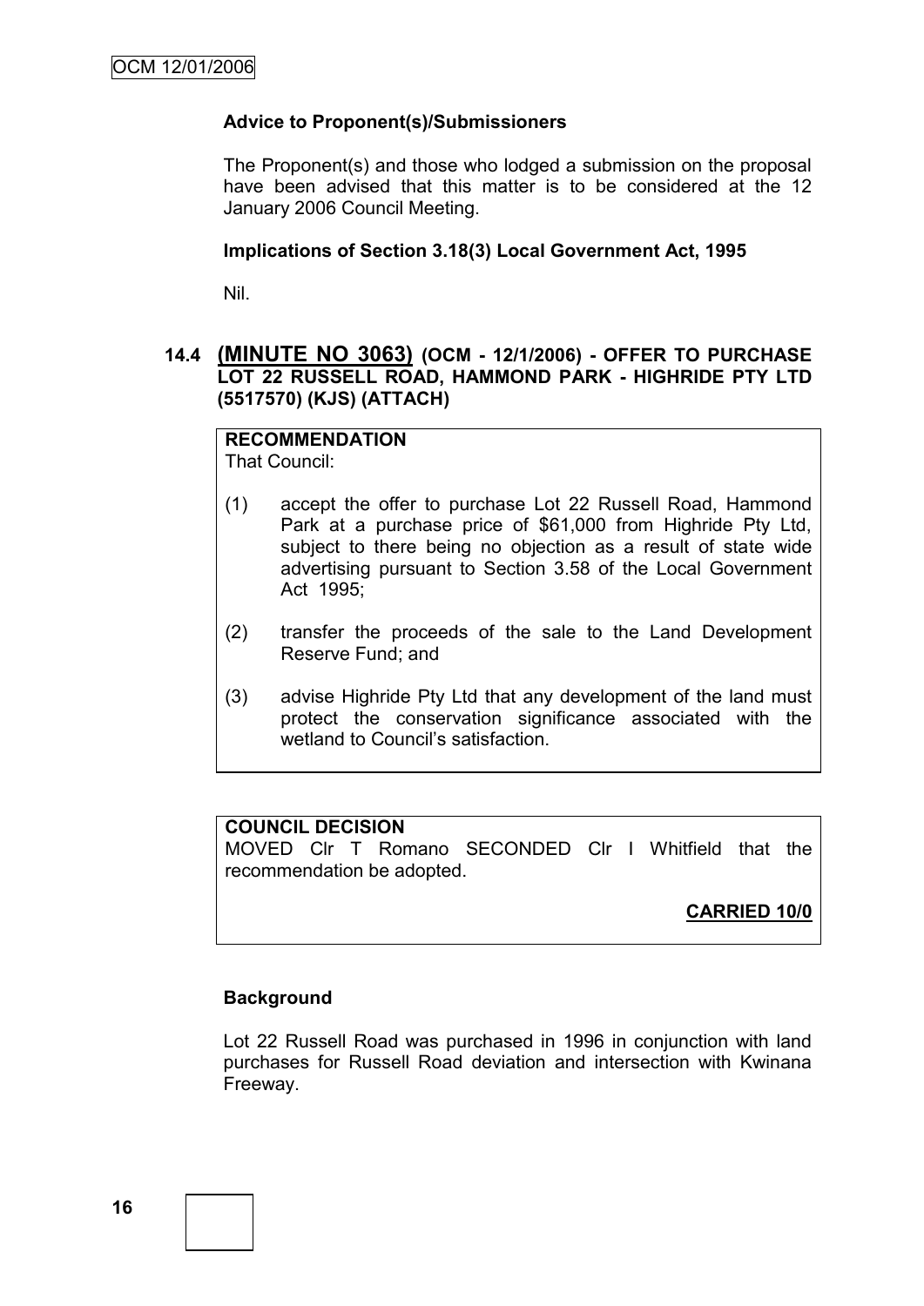**Advice to Proponent(s)/Submissioners**

The Proponent(s) and those who lodged a submission on the proposal have been advised that this matter is to be considered at the 12 January 2006 Council Meeting.

**Implications of Section 3.18(3) Local Government Act, 1995**

Nil.

## 14.4 (MINUTE NO 3063) (OCM - 12/1/2006) - OFFER TO PURCHASE LOT 22 RUSSELL ROAD, HAMMOND PARK - HIGHRIDE PTY LTD (5517570) (KJS) (ATTACH)

**RECOMMENDATION**

That Council:

(1) accept the offer to purchase Lot 22 Russell Road, Hammond Park at a purchase price of $61,000 from Highride Pty Ltd, subject to there being no objection as a result of state wide advertising pursuant to Section 3.58 of the Local Government Act 1995;

(2) transfer the proceeds of the sale to the Land Development Reserve Fund; and

(3) advise Highride Pty Ltd that any development of the land must protect the conservation significance associated with the wetland to Council's satisfaction.

**COUNCIL DECISION**

MOVED Clr T Romano SECONDED Clr I Whitfield that the recommendation be adopted.

**CARRIED 10/0**

**Background**

Lot 22 Russell Road was purchased in 1996 in conjunction with land purchases for Russell Road deviation and intersection with Kwinana Freeway.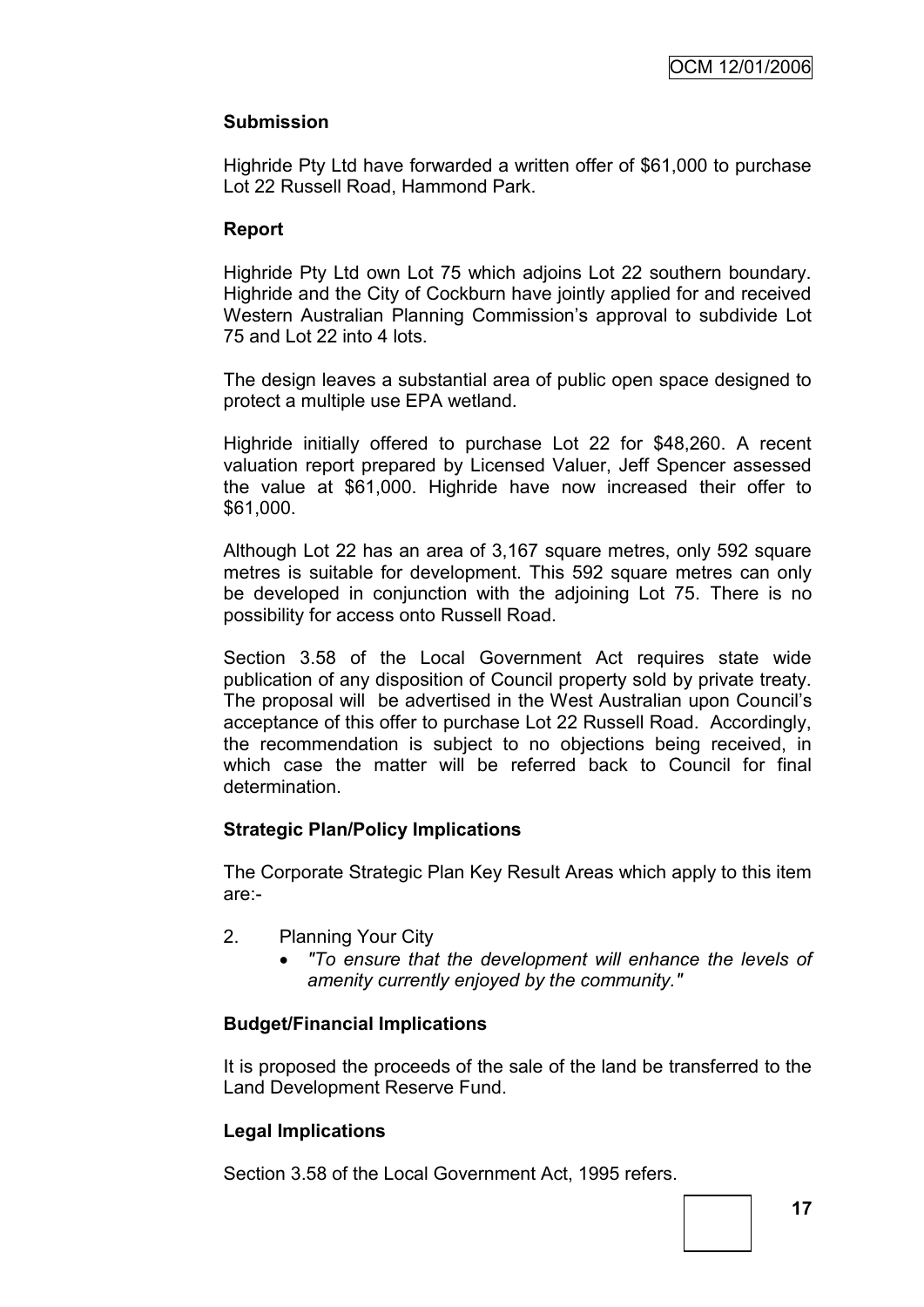### Submission

Highride Pty Ltd have forwarded a written offer of $61,000 to purchase Lot 22 Russell Road, Hammond Park.

### Report

Highride Pty Ltd own Lot 75 which adjoins Lot 22 southern boundary. Highride and the City of Cockburn have jointly applied for and received Western Australian Planning Commission's approval to subdivide Lot 75 and Lot 22 into 4 lots.

The design leaves a substantial area of public open space designed to protect a multiple use EPA wetland.

Highride initially offered to purchase Lot 22 for $48,260. A recent valuation report prepared by Licensed Valuer, Jeff Spencer assessed the value at $61,000. Highride have now increased their offer to $61,000.

Although Lot 22 has an area of 3,167 square metres, only 592 square metres is suitable for development. This 592 square metres can only be developed in conjunction with the adjoining Lot 75. There is no possibility for access onto Russell Road.

Section 3.58 of the Local Government Act requires state wide publication of any disposition of Council property sold by private treaty. The proposal will be advertised in the West Australian upon Council's acceptance of this offer to purchase Lot 22 Russell Road. Accordingly, the recommendation is subject to no objections being received, in which case the matter will be referred back to Council for final determination.

### Strategic Plan/Policy Implications

The Corporate Strategic Plan Key Result Areas which apply to this item are:-

2. Planning Your City
   - *"To ensure that the development will enhance the levels of amenity currently enjoyed by the community."*

### Budget/Financial Implications

It is proposed the proceeds of the sale of the land be transferred to the Land Development Reserve Fund.

### Legal Implications

Section 3.58 of the Local Government Act, 1995 refers.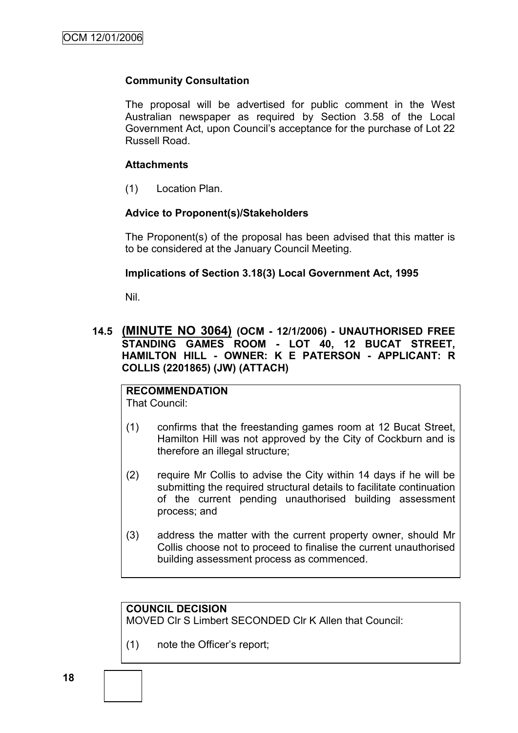### Community Consultation

The proposal will be advertised for public comment in the West Australian newspaper as required by Section 3.58 of the Local Government Act, upon Council's acceptance for the purchase of Lot 22 Russell Road.

### Attachments

(1) Location Plan.

### Advice to Proponent(s)/Stakeholders

The Proponent(s) of the proposal has been advised that this matter is to be considered at the January Council Meeting.

### Implications of Section 3.18(3) Local Government Act, 1995

Nil.

## 14.5 (MINUTE NO 3064) (OCM - 12/1/2006) - UNAUTHORISED FREE STANDING GAMES ROOM - LOT 40, 12 BUCAT STREET, HAMILTON HILL - OWNER: K E PATERSON - APPLICANT: R COLLIS (2201865) (JW) (ATTACH)

**RECOMMENDATION**
That Council:

(1) confirms that the freestanding games room at 12 Bucat Street, Hamilton Hill was not approved by the City of Cockburn and is therefore an illegal structure;

(2) require Mr Collis to advise the City within 14 days if he will be submitting the required structural details to facilitate continuation of the current pending unauthorised building assessment process; and

(3) address the matter with the current property owner, should Mr Collis choose not to proceed to finalise the current unauthorised building assessment process as commenced.

**COUNCIL DECISION**
MOVED Clr S Limbert SECONDED Clr K Allen that Council:

(1) note the Officer's report;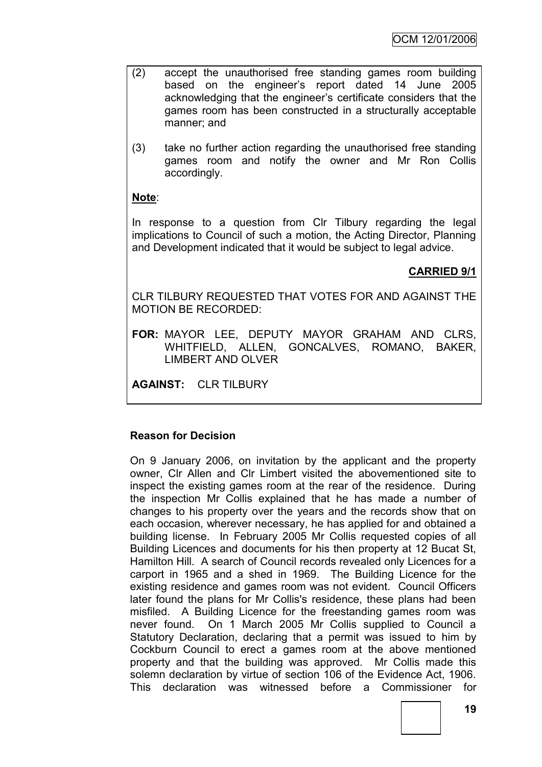(2) accept the unauthorised free standing games room building based on the engineer's report dated 14 June 2005 acknowledging that the engineer's certificate considers that the games room has been constructed in a structurally acceptable manner; and

(3) take no further action regarding the unauthorised free standing games room and notify the owner and Mr Ron Collis accordingly.

**Note**:

In response to a question from Clr Tilbury regarding the legal implications to Council of such a motion, the Acting Director, Planning and Development indicated that it would be subject to legal advice.

**CARRIED 9/1**

CLR TILBURY REQUESTED THAT VOTES FOR AND AGAINST THE MOTION BE RECORDED:

**FOR:** MAYOR LEE, DEPUTY MAYOR GRAHAM AND CLRS, WHITFIELD, ALLEN, GONCALVES, ROMANO, BAKER, LIMBERT AND OLVER

**AGAINST:** CLR TILBURY

**Reason for Decision**

On 9 January 2006, on invitation by the applicant and the property owner, Clr Allen and Clr Limbert visited the abovementioned site to inspect the existing games room at the rear of the residence. During the inspection Mr Collis explained that he has made a number of changes to his property over the years and the records show that on each occasion, wherever necessary, he has applied for and obtained a building license. In February 2005 Mr Collis requested copies of all Building Licences and documents for his then property at 12 Bucat St, Hamilton Hill. A search of Council records revealed only Licences for a carport in 1965 and a shed in 1969. The Building Licence for the existing residence and games room was not evident. Council Officers later found the plans for Mr Collis's residence, these plans had been misfiled. A Building Licence for the freestanding games room was never found. On 1 March 2005 Mr Collis supplied to Council a Statutory Declaration, declaring that a permit was issued to him by Cockburn Council to erect a games room at the above mentioned property and that the building was approved. Mr Collis made this solemn declaration by virtue of section 106 of the Evidence Act, 1906. This declaration was witnessed before a Commissioner for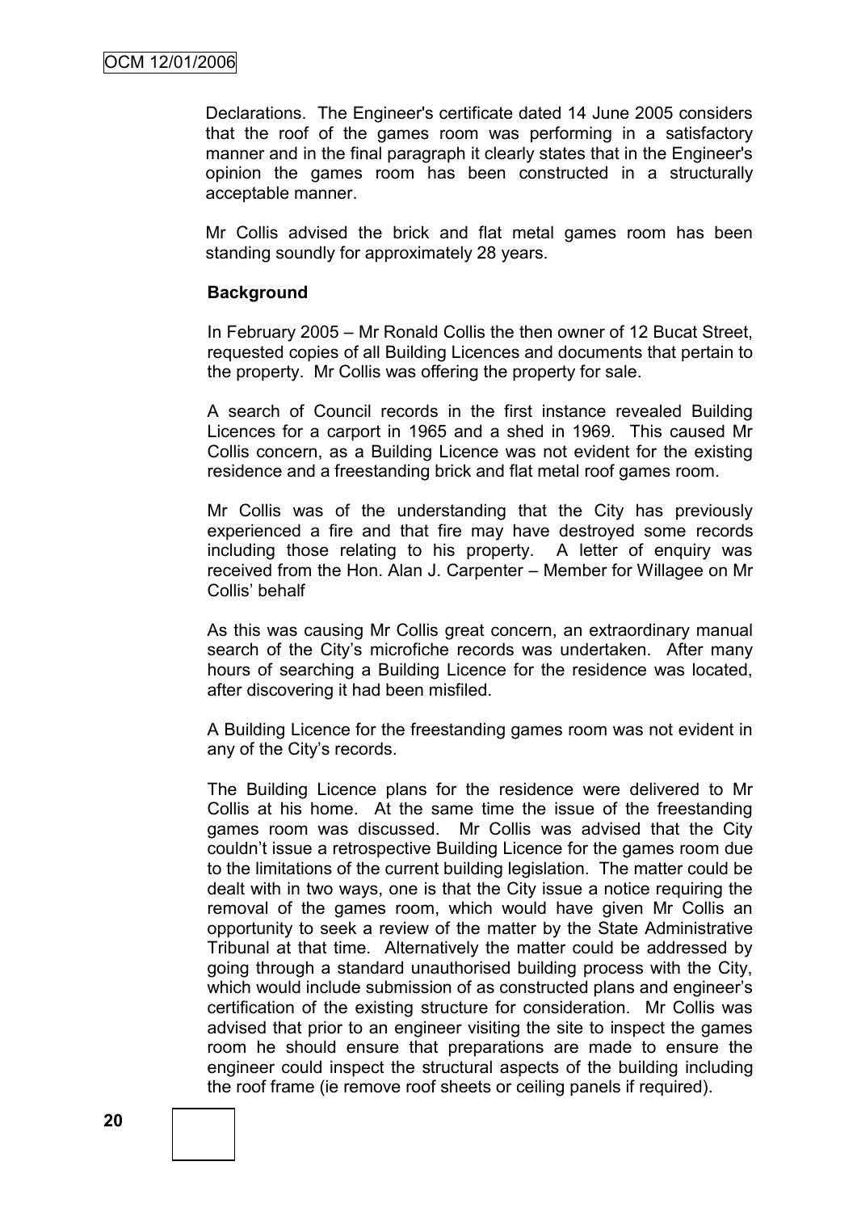Declarations. The Engineer's certificate dated 14 June 2005 considers that the roof of the games room was performing in a satisfactory manner and in the final paragraph it clearly states that in the Engineer's opinion the games room has been constructed in a structurally acceptable manner.

Mr Collis advised the brick and flat metal games room has been standing soundly for approximately 28 years.

**Background**

In February 2005 – Mr Ronald Collis the then owner of 12 Bucat Street, requested copies of all Building Licences and documents that pertain to the property. Mr Collis was offering the property for sale.

A search of Council records in the first instance revealed Building Licences for a carport in 1965 and a shed in 1969. This caused Mr Collis concern, as a Building Licence was not evident for the existing residence and a freestanding brick and flat metal roof games room.

Mr Collis was of the understanding that the City has previously experienced a fire and that fire may have destroyed some records including those relating to his property. A letter of enquiry was received from the Hon. Alan J. Carpenter – Member for Willagee on Mr Collis' behalf

As this was causing Mr Collis great concern, an extraordinary manual search of the City's microfiche records was undertaken. After many hours of searching a Building Licence for the residence was located, after discovering it had been misfiled.

A Building Licence for the freestanding games room was not evident in any of the City's records.

The Building Licence plans for the residence were delivered to Mr Collis at his home. At the same time the issue of the freestanding games room was discussed. Mr Collis was advised that the City couldn't issue a retrospective Building Licence for the games room due to the limitations of the current building legislation. The matter could be dealt with in two ways, one is that the City issue a notice requiring the removal of the games room, which would have given Mr Collis an opportunity to seek a review of the matter by the State Administrative Tribunal at that time. Alternatively the matter could be addressed by going through a standard unauthorised building process with the City, which would include submission of as constructed plans and engineer's certification of the existing structure for consideration. Mr Collis was advised that prior to an engineer visiting the site to inspect the games room he should ensure that preparations are made to ensure the engineer could inspect the structural aspects of the building including the roof frame (ie remove roof sheets or ceiling panels if required).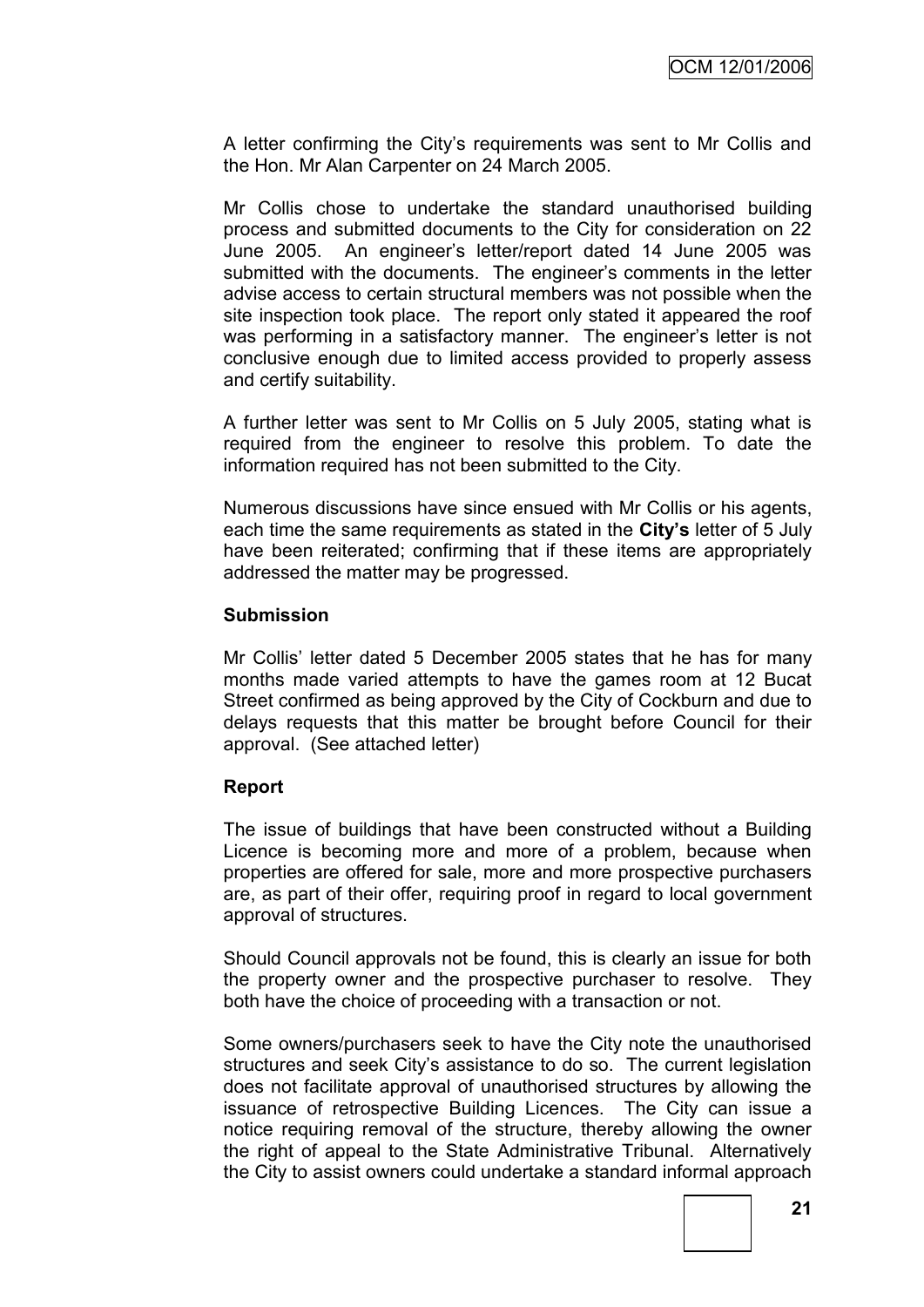A letter confirming the City's requirements was sent to Mr Collis and the Hon. Mr Alan Carpenter on 24 March 2005.

Mr Collis chose to undertake the standard unauthorised building process and submitted documents to the City for consideration on 22 June 2005. An engineer's letter/report dated 14 June 2005 was submitted with the documents. The engineer's comments in the letter advise access to certain structural members was not possible when the site inspection took place. The report only stated it appeared the roof was performing in a satisfactory manner. The engineer's letter is not conclusive enough due to limited access provided to properly assess and certify suitability.

A further letter was sent to Mr Collis on 5 July 2005, stating what is required from the engineer to resolve this problem. To date the information required has not been submitted to the City.

Numerous discussions have since ensued with Mr Collis or his agents, each time the same requirements as stated in the **City's** letter of 5 July have been reiterated; confirming that if these items are appropriately addressed the matter may be progressed.

**Submission**

Mr Collis' letter dated 5 December 2005 states that he has for many months made varied attempts to have the games room at 12 Bucat Street confirmed as being approved by the City of Cockburn and due to delays requests that this matter be brought before Council for their approval. (See attached letter)

**Report**

The issue of buildings that have been constructed without a Building Licence is becoming more and more of a problem, because when properties are offered for sale, more and more prospective purchasers are, as part of their offer, requiring proof in regard to local government approval of structures.

Should Council approvals not be found, this is clearly an issue for both the property owner and the prospective purchaser to resolve. They both have the choice of proceeding with a transaction or not.

Some owners/purchasers seek to have the City note the unauthorised structures and seek City's assistance to do so. The current legislation does not facilitate approval of unauthorised structures by allowing the issuance of retrospective Building Licences. The City can issue a notice requiring removal of the structure, thereby allowing the owner the right of appeal to the State Administrative Tribunal. Alternatively the City to assist owners could undertake a standard informal approach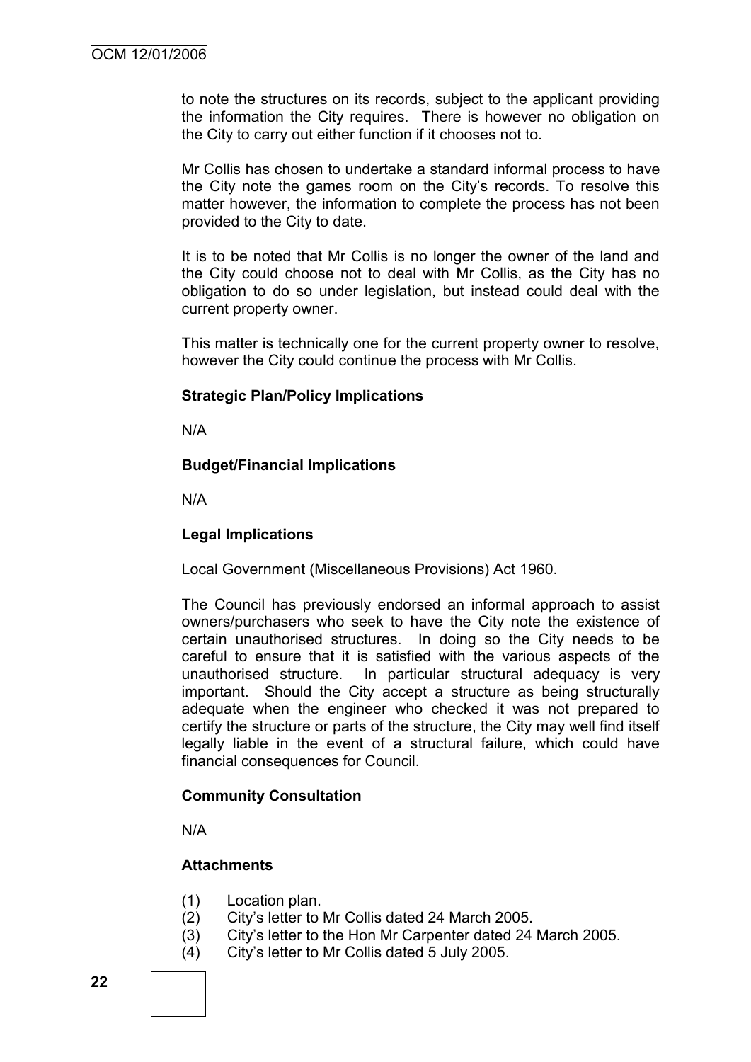to note the structures on its records, subject to the applicant providing the information the City requires. There is however no obligation on the City to carry out either function if it chooses not to.

Mr Collis has chosen to undertake a standard informal process to have the City note the games room on the City's records. To resolve this matter however, the information to complete the process has not been provided to the City to date.

It is to be noted that Mr Collis is no longer the owner of the land and the City could choose not to deal with Mr Collis, as the City has no obligation to do so under legislation, but instead could deal with the current property owner.

This matter is technically one for the current property owner to resolve, however the City could continue the process with Mr Collis.

**Strategic Plan/Policy Implications**

N/A

**Budget/Financial Implications**

N/A

**Legal Implications**

Local Government (Miscellaneous Provisions) Act 1960.

The Council has previously endorsed an informal approach to assist owners/purchasers who seek to have the City note the existence of certain unauthorised structures. In doing so the City needs to be careful to ensure that it is satisfied with the various aspects of the unauthorised structure. In particular structural adequacy is very important. Should the City accept a structure as being structurally adequate when the engineer who checked it was not prepared to certify the structure or parts of the structure, the City may well find itself legally liable in the event of a structural failure, which could have financial consequences for Council.

**Community Consultation**

N/A

**Attachments**

(1) Location plan.
(2) City's letter to Mr Collis dated 24 March 2005.
(3) City's letter to the Hon Mr Carpenter dated 24 March 2005.
(4) City's letter to Mr Collis dated 5 July 2005.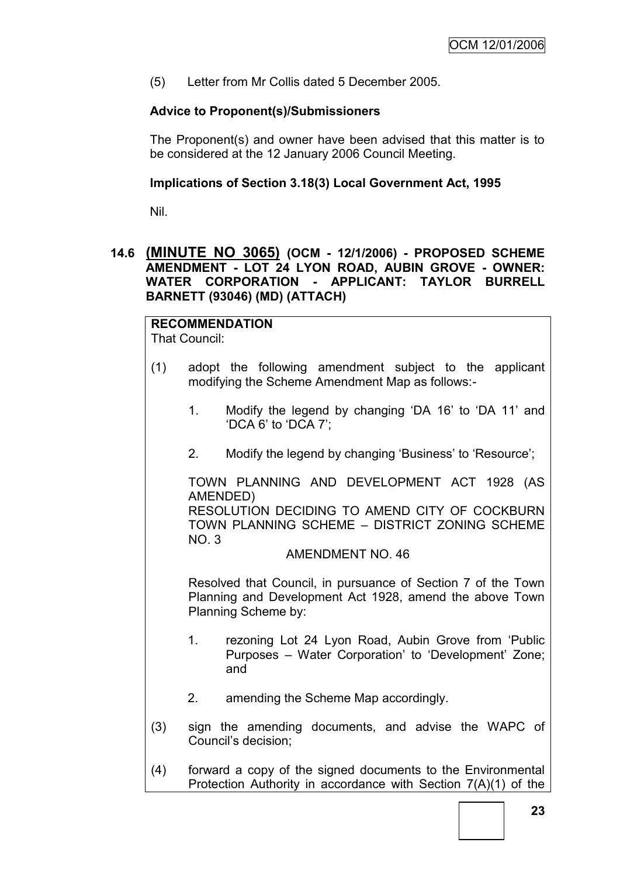(5) Letter from Mr Collis dated 5 December 2005.

**Advice to Proponent(s)/Submissioners**

The Proponent(s) and owner have been advised that this matter is to be considered at the 12 January 2006 Council Meeting.

**Implications of Section 3.18(3) Local Government Act, 1995**

Nil.

## 14.6 (MINUTE NO 3065) (OCM - 12/1/2006) - PROPOSED SCHEME AMENDMENT - LOT 24 LYON ROAD, AUBIN GROVE - OWNER: WATER CORPORATION - APPLICANT: TAYLOR BURRELL BARNETT (93046) (MD) (ATTACH)

**RECOMMENDATION**
That Council:

(1) adopt the following amendment subject to the applicant modifying the Scheme Amendment Map as follows:-

1. Modify the legend by changing 'DA 16' to 'DA 11' and 'DCA 6' to 'DCA 7';

2. Modify the legend by changing 'Business' to 'Resource';

TOWN PLANNING AND DEVELOPMENT ACT 1928 (AS AMENDED)
RESOLUTION DECIDING TO AMEND CITY OF COCKBURN TOWN PLANNING SCHEME – DISTRICT ZONING SCHEME NO. 3

AMENDMENT NO. 46

Resolved that Council, in pursuance of Section 7 of the Town Planning and Development Act 1928, amend the above Town Planning Scheme by:

1. rezoning Lot 24 Lyon Road, Aubin Grove from 'Public Purposes – Water Corporation' to 'Development' Zone; and

2. amending the Scheme Map accordingly.

(3) sign the amending documents, and advise the WAPC of Council's decision;

(4) forward a copy of the signed documents to the Environmental Protection Authority in accordance with Section 7(A)(1) of the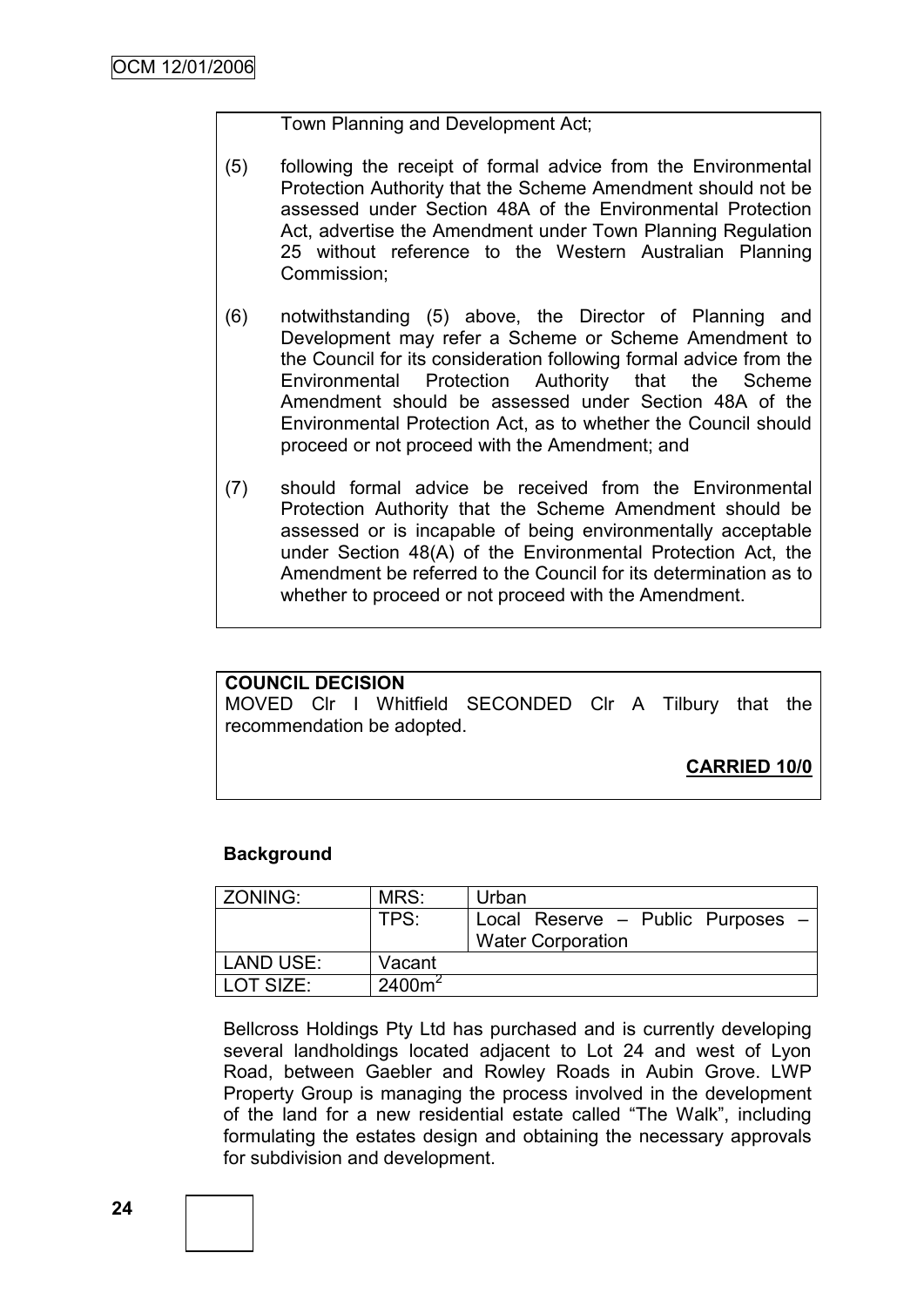Town Planning and Development Act;

(5) following the receipt of formal advice from the Environmental Protection Authority that the Scheme Amendment should not be assessed under Section 48A of the Environmental Protection Act, advertise the Amendment under Town Planning Regulation 25 without reference to the Western Australian Planning Commission;

(6) notwithstanding (5) above, the Director of Planning and Development may refer a Scheme or Scheme Amendment to the Council for its consideration following formal advice from the Environmental Protection Authority that the Scheme Amendment should be assessed under Section 48A of the Environmental Protection Act, as to whether the Council should proceed or not proceed with the Amendment; and

(7) should formal advice be received from the Environmental Protection Authority that the Scheme Amendment should be assessed or is incapable of being environmentally acceptable under Section 48(A) of the Environmental Protection Act, the Amendment be referred to the Council for its determination as to whether to proceed or not proceed with the Amendment.

**COUNCIL DECISION**

MOVED Clr I Whitfield SECONDED Clr A Tilbury that the recommendation be adopted.

**CARRIED 10/0**

**Background**

| ZONING: | MRS: | Urban |
|---|---|---|
| | TPS: | Local Reserve – Public Purposes – Water Corporation |
| LAND USE: | Vacant | |
| LOT SIZE: | $2400m^2$ | |

Bellcross Holdings Pty Ltd has purchased and is currently developing several landholdings located adjacent to Lot 24 and west of Lyon Road, between Gaebler and Rowley Roads in Aubin Grove. LWP Property Group is managing the process involved in the development of the land for a new residential estate called "The Walk", including formulating the estates design and obtaining the necessary approvals for subdivision and development.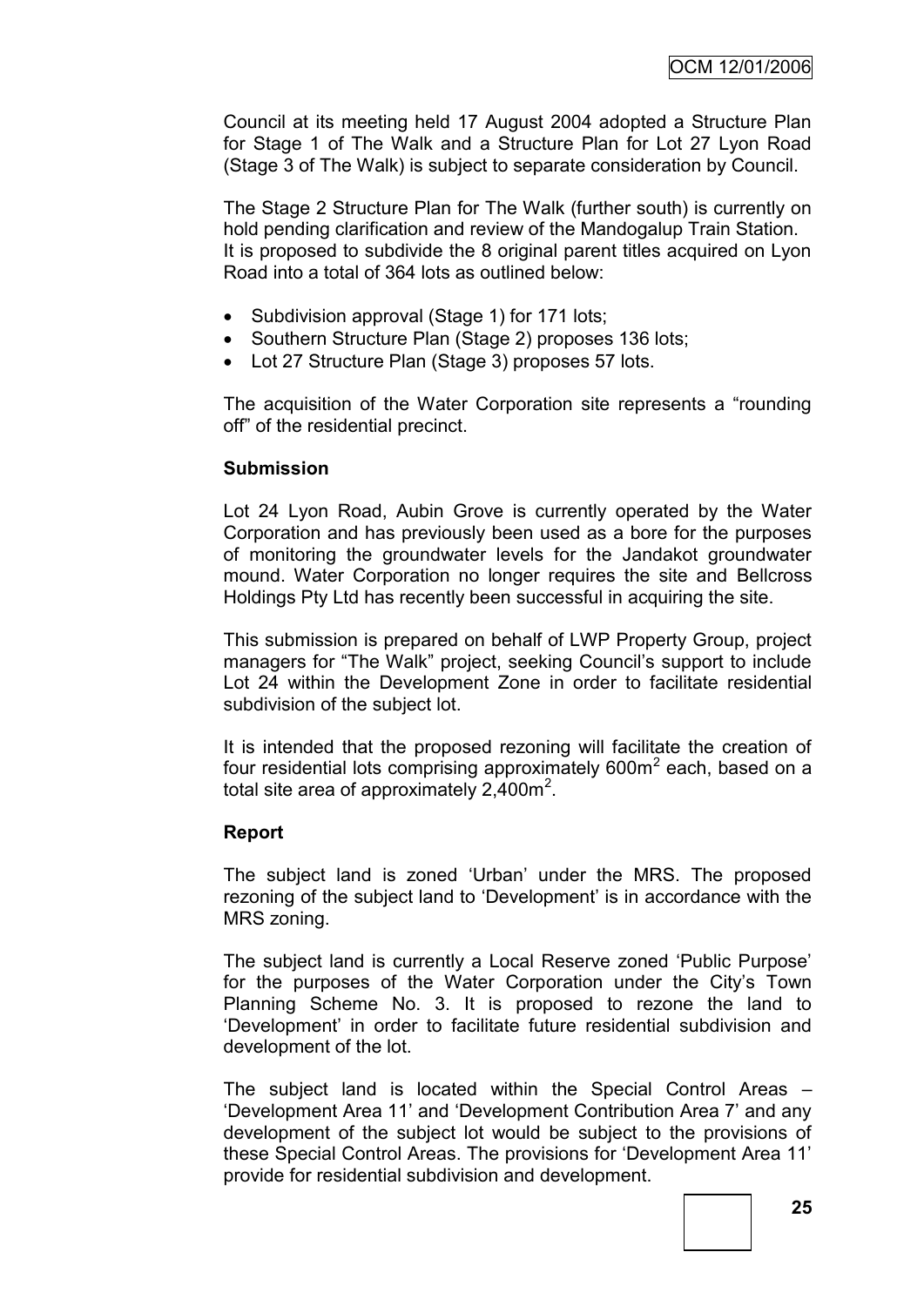Council at its meeting held 17 August 2004 adopted a Structure Plan for Stage 1 of The Walk and a Structure Plan for Lot 27 Lyon Road (Stage 3 of The Walk) is subject to separate consideration by Council.

The Stage 2 Structure Plan for The Walk (further south) is currently on hold pending clarification and review of the Mandogalup Train Station. It is proposed to subdivide the 8 original parent titles acquired on Lyon Road into a total of 364 lots as outlined below:

- Subdivision approval (Stage 1) for 171 lots;
- Southern Structure Plan (Stage 2) proposes 136 lots;
- Lot 27 Structure Plan (Stage 3) proposes 57 lots.

The acquisition of the Water Corporation site represents a "rounding off" of the residential precinct.

**Submission**

Lot 24 Lyon Road, Aubin Grove is currently operated by the Water Corporation and has previously been used as a bore for the purposes of monitoring the groundwater levels for the Jandakot groundwater mound. Water Corporation no longer requires the site and Bellcross Holdings Pty Ltd has recently been successful in acquiring the site.

This submission is prepared on behalf of LWP Property Group, project managers for "The Walk" project, seeking Council's support to include Lot 24 within the Development Zone in order to facilitate residential subdivision of the subject lot.

It is intended that the proposed rezoning will facilitate the creation of four residential lots comprising approximately 600m$^2$ each, based on a total site area of approximately 2,400m$^2$.

**Report**

The subject land is zoned 'Urban' under the MRS. The proposed rezoning of the subject land to 'Development' is in accordance with the MRS zoning.

The subject land is currently a Local Reserve zoned 'Public Purpose' for the purposes of the Water Corporation under the City's Town Planning Scheme No. 3. It is proposed to rezone the land to 'Development' in order to facilitate future residential subdivision and development of the lot.

The subject land is located within the Special Control Areas – 'Development Area 11' and 'Development Contribution Area 7' and any development of the subject lot would be subject to the provisions of these Special Control Areas. The provisions for 'Development Area 11' provide for residential subdivision and development.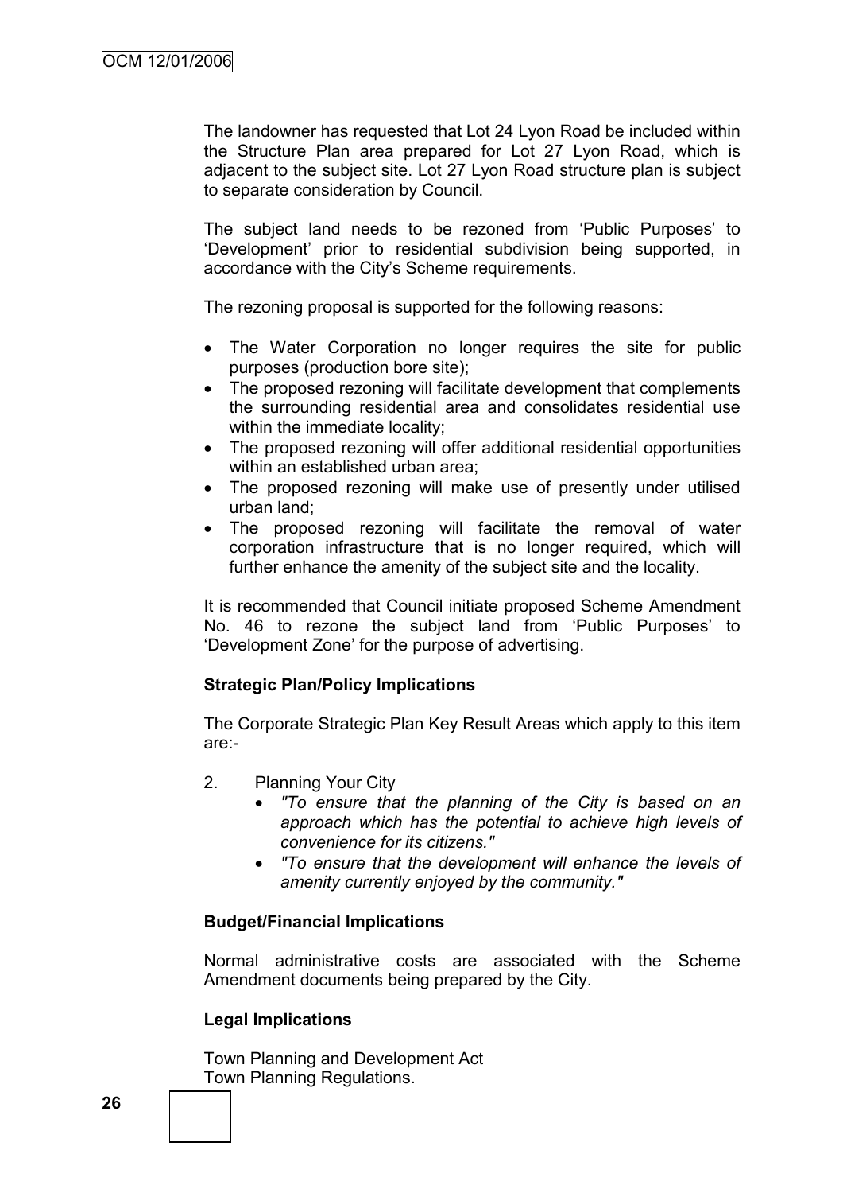The landowner has requested that Lot 24 Lyon Road be included within the Structure Plan area prepared for Lot 27 Lyon Road, which is adjacent to the subject site. Lot 27 Lyon Road structure plan is subject to separate consideration by Council.

The subject land needs to be rezoned from 'Public Purposes' to 'Development' prior to residential subdivision being supported, in accordance with the City's Scheme requirements.

The rezoning proposal is supported for the following reasons:

- The Water Corporation no longer requires the site for public purposes (production bore site);
- The proposed rezoning will facilitate development that complements the surrounding residential area and consolidates residential use within the immediate locality;
- The proposed rezoning will offer additional residential opportunities within an established urban area;
- The proposed rezoning will make use of presently under utilised urban land;
- The proposed rezoning will facilitate the removal of water corporation infrastructure that is no longer required, which will further enhance the amenity of the subject site and the locality.

It is recommended that Council initiate proposed Scheme Amendment No. 46 to rezone the subject land from 'Public Purposes' to 'Development Zone' for the purpose of advertising.

**Strategic Plan/Policy Implications**

The Corporate Strategic Plan Key Result Areas which apply to this item are:-

2. Planning Your City
   - *"To ensure that the planning of the City is based on an approach which has the potential to achieve high levels of convenience for its citizens."*
   - *"To ensure that the development will enhance the levels of amenity currently enjoyed by the community."*

**Budget/Financial Implications**

Normal administrative costs are associated with the Scheme Amendment documents being prepared by the City.

**Legal Implications**

Town Planning and Development Act
Town Planning Regulations.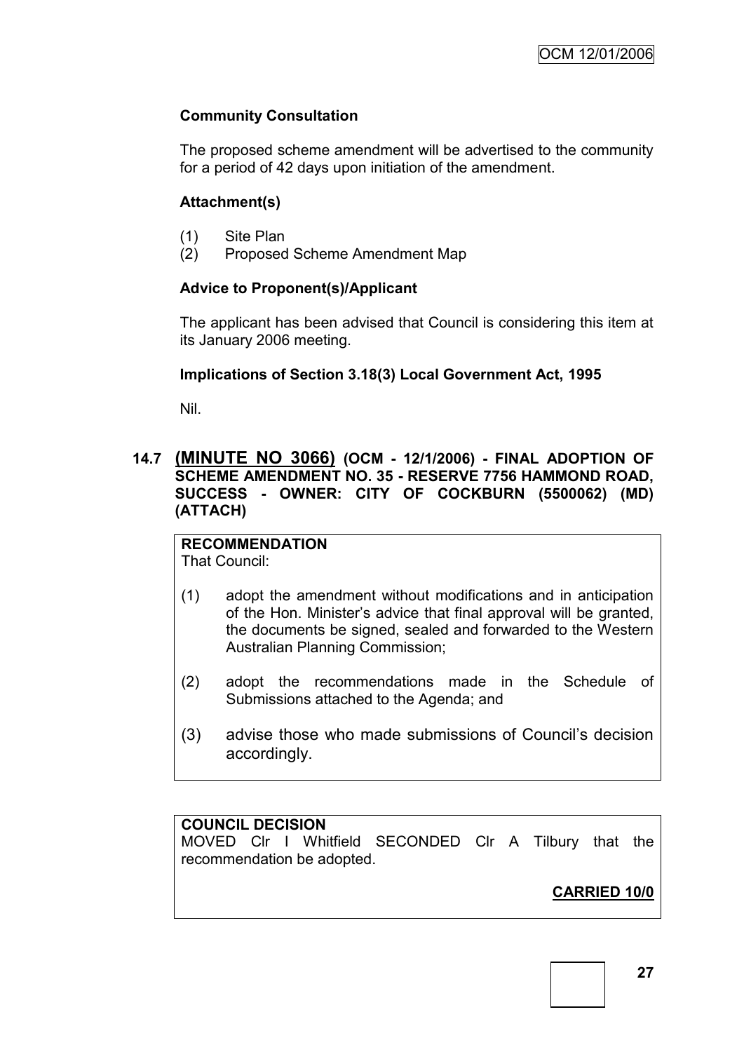**Community Consultation**

The proposed scheme amendment will be advertised to the community for a period of 42 days upon initiation of the amendment.

**Attachment(s)**

(1) Site Plan
(2) Proposed Scheme Amendment Map

**Advice to Proponent(s)/Applicant**

The applicant has been advised that Council is considering this item at its January 2006 meeting.

**Implications of Section 3.18(3) Local Government Act, 1995**

Nil.

## 14.7 (MINUTE NO 3066) (OCM - 12/1/2006) - FINAL ADOPTION OF SCHEME AMENDMENT NO. 35 - RESERVE 7756 HAMMOND ROAD, SUCCESS - OWNER: CITY OF COCKBURN (5500062) (MD) (ATTACH)

**RECOMMENDATION**
That Council:

(1) adopt the amendment without modifications and in anticipation of the Hon. Minister's advice that final approval will be granted, the documents be signed, sealed and forwarded to the Western Australian Planning Commission;

(2) adopt the recommendations made in the Schedule of Submissions attached to the Agenda; and

(3) advise those who made submissions of Council's decision accordingly.

**COUNCIL DECISION**
MOVED Clr I Whitfield SECONDED Clr A Tilbury that the recommendation be adopted.

**CARRIED 10/0**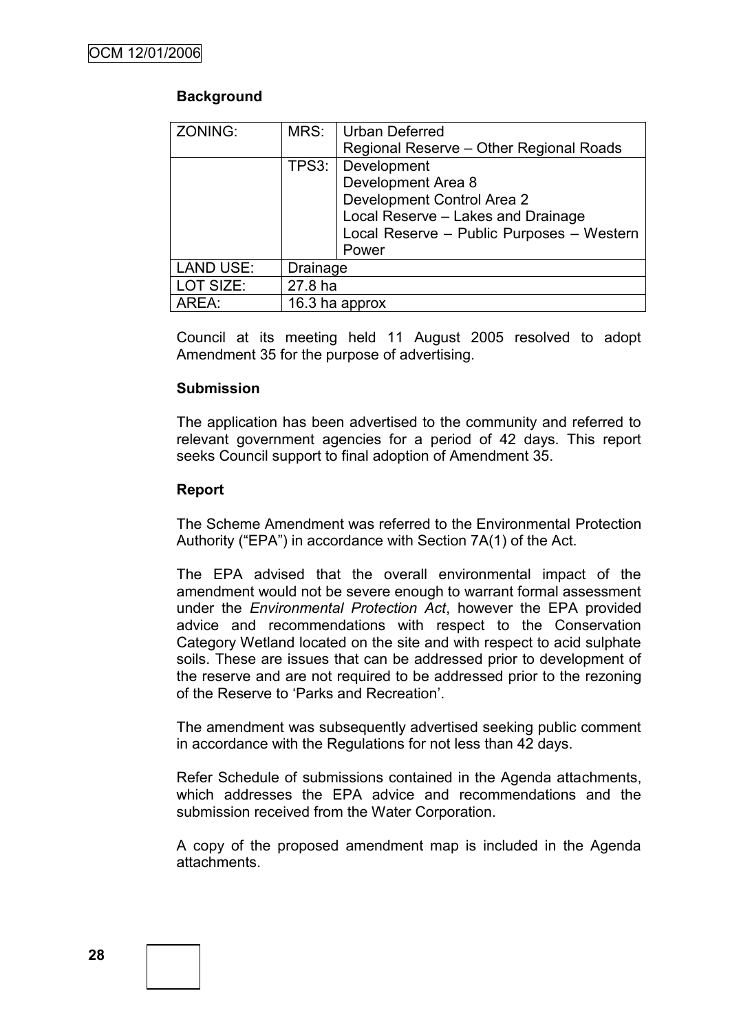## Background

| ZONING: | MRS: | Urban Deferred<br>Regional Reserve – Other Regional Roads |
|---|---|---|
| | TPS3: | Development<br>Development Area 8<br>Development Control Area 2<br>Local Reserve – Lakes and Drainage<br>Local Reserve – Public Purposes – Western Power |
| LAND USE: | Drainage | |
| LOT SIZE: | 27.8 ha | |
| AREA: | 16.3 ha approx | |

Council at its meeting held 11 August 2005 resolved to adopt Amendment 35 for the purpose of advertising.

## Submission

The application has been advertised to the community and referred to relevant government agencies for a period of 42 days. This report seeks Council support to final adoption of Amendment 35.

## Report

The Scheme Amendment was referred to the Environmental Protection Authority ("EPA") in accordance with Section 7A(1) of the Act.

The EPA advised that the overall environmental impact of the amendment would not be severe enough to warrant formal assessment under the *Environmental Protection Act*, however the EPA provided advice and recommendations with respect to the Conservation Category Wetland located on the site and with respect to acid sulphate soils. These are issues that can be addressed prior to development of the reserve and are not required to be addressed prior to the rezoning of the Reserve to 'Parks and Recreation'.

The amendment was subsequently advertised seeking public comment in accordance with the Regulations for not less than 42 days.

Refer Schedule of submissions contained in the Agenda attachments, which addresses the EPA advice and recommendations and the submission received from the Water Corporation.

A copy of the proposed amendment map is included in the Agenda attachments.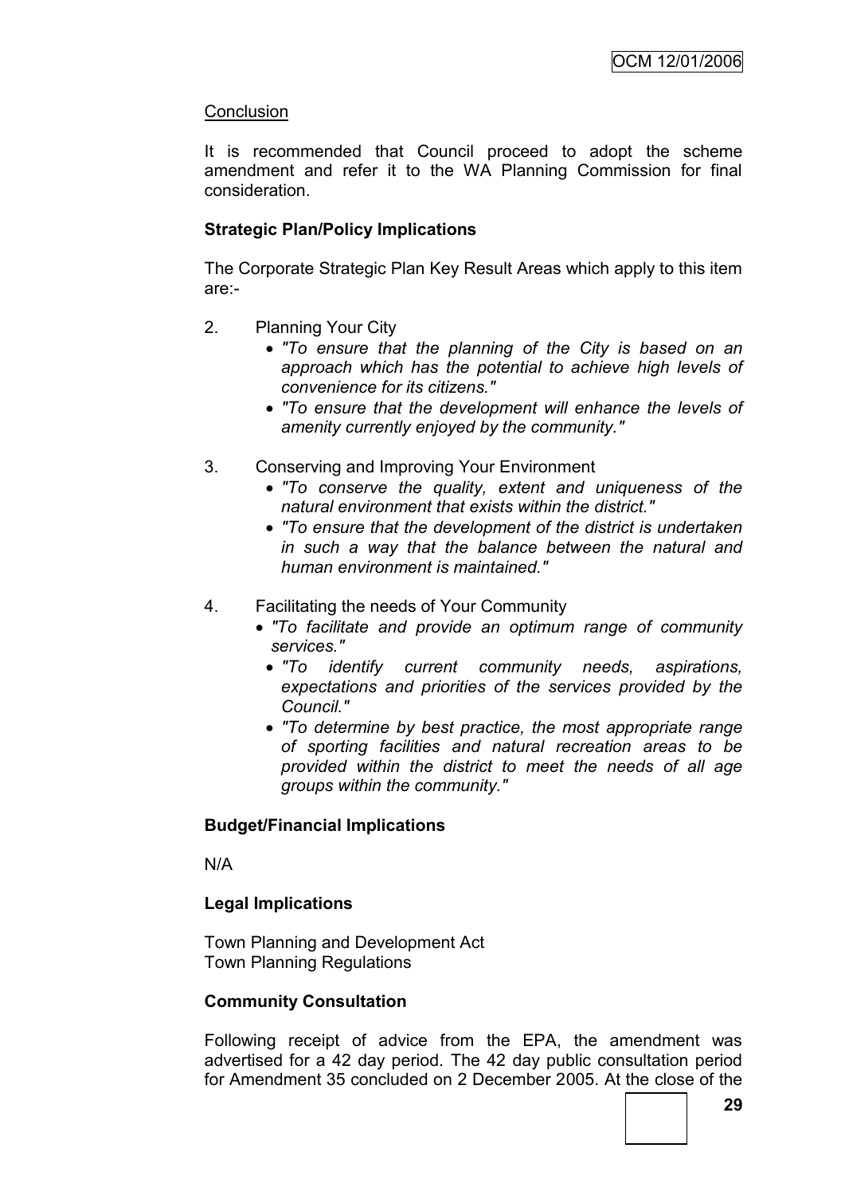## Conclusion

It is recommended that Council proceed to adopt the scheme amendment and refer it to the WA Planning Commission for final consideration.

**Strategic Plan/Policy Implications**

The Corporate Strategic Plan Key Result Areas which apply to this item are:-

2. Planning Your City
   - *"To ensure that the planning of the City is based on an approach which has the potential to achieve high levels of convenience for its citizens."*
   - *"To ensure that the development will enhance the levels of amenity currently enjoyed by the community."*

3. Conserving and Improving Your Environment
   - *"To conserve the quality, extent and uniqueness of the natural environment that exists within the district."*
   - *"To ensure that the development of the district is undertaken in such a way that the balance between the natural and human environment is maintained."*

4. Facilitating the needs of Your Community
   - *"To facilitate and provide an optimum range of community services."*
   - *"To identify current community needs, aspirations, expectations and priorities of the services provided by the Council."*
   - *"To determine by best practice, the most appropriate range of sporting facilities and natural recreation areas to be provided within the district to meet the needs of all age groups within the community."*

**Budget/Financial Implications**

N/A

**Legal Implications**

Town Planning and Development Act
Town Planning Regulations

**Community Consultation**

Following receipt of advice from the EPA, the amendment was advertised for a 42 day period. The 42 day public consultation period for Amendment 35 concluded on 2 December 2005. At the close of the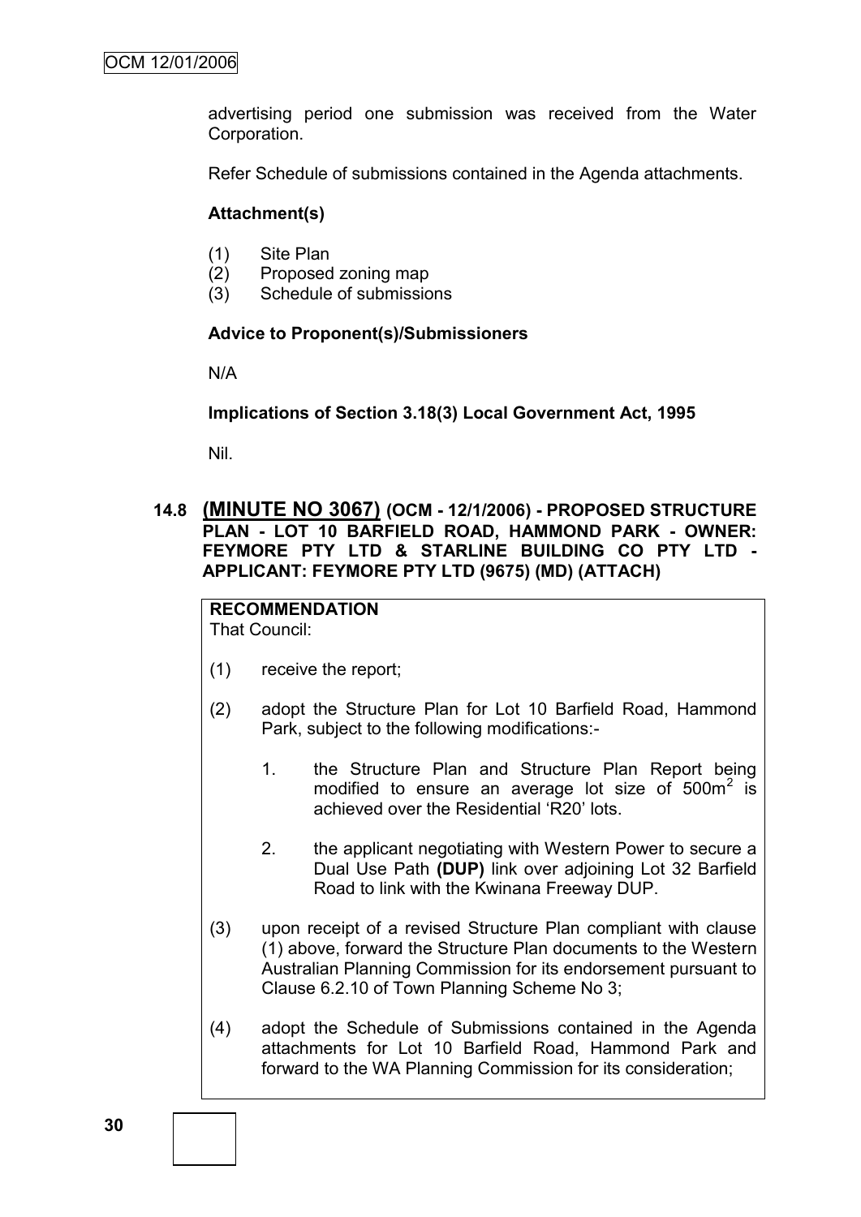advertising period one submission was received from the Water Corporation.

Refer Schedule of submissions contained in the Agenda attachments.

**Attachment(s)**

(1) Site Plan
(2) Proposed zoning map
(3) Schedule of submissions

**Advice to Proponent(s)/Submissioners**

N/A

**Implications of Section 3.18(3) Local Government Act, 1995**

Nil.

### 14.8 (MINUTE NO 3067) (OCM - 12/1/2006) - PROPOSED STRUCTURE PLAN - LOT 10 BARFIELD ROAD, HAMMOND PARK - OWNER: FEYMORE PTY LTD & STARLINE BUILDING CO PTY LTD - APPLICANT: FEYMORE PTY LTD (9675) (MD) (ATTACH)

**RECOMMENDATION**

That Council:

(1) receive the report;

(2) adopt the Structure Plan for Lot 10 Barfield Road, Hammond Park, subject to the following modifications:-

1. the Structure Plan and Structure Plan Report being modified to ensure an average lot size of $500m^2$ is achieved over the Residential 'R20' lots.

2. the applicant negotiating with Western Power to secure a Dual Use Path **(DUP)** link over adjoining Lot 32 Barfield Road to link with the Kwinana Freeway DUP.

(3) upon receipt of a revised Structure Plan compliant with clause (1) above, forward the Structure Plan documents to the Western Australian Planning Commission for its endorsement pursuant to Clause 6.2.10 of Town Planning Scheme No 3;

(4) adopt the Schedule of Submissions contained in the Agenda attachments for Lot 10 Barfield Road, Hammond Park and forward to the WA Planning Commission for its consideration;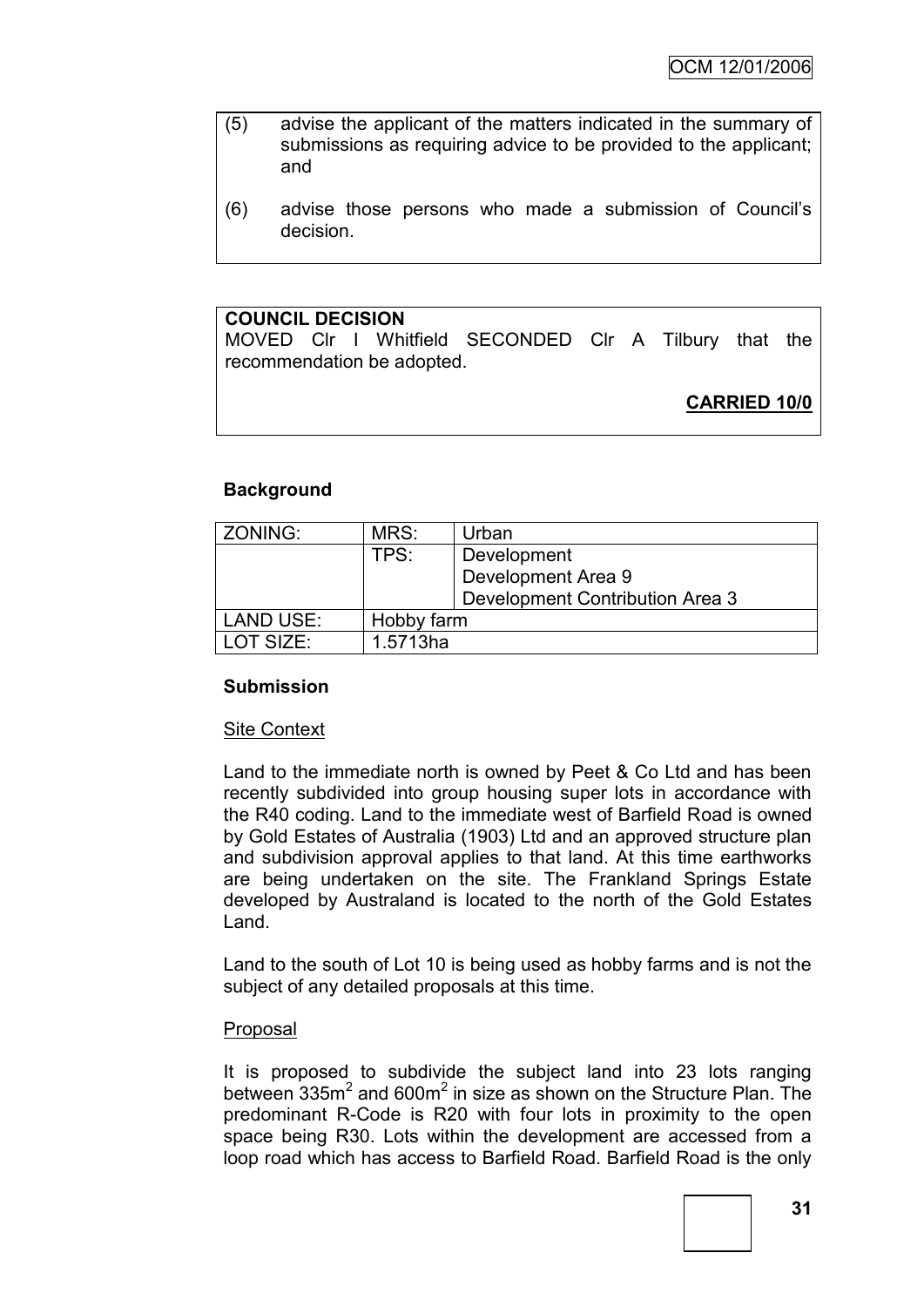(5) advise the applicant of the matters indicated in the summary of submissions as requiring advice to be provided to the applicant; and

(6) advise those persons who made a submission of Council's decision.

**COUNCIL DECISION**

MOVED Clr I Whitfield SECONDED Clr A Tilbury that the recommendation be adopted.

**CARRIED 10/0**

### Background

| ZONING: | MRS: | Urban |
| --- | --- | --- |
| | TPS: | Development<br>Development Area 9<br>Development Contribution Area 3 |
| LAND USE: | Hobby farm | |
| LOT SIZE: | 1.5713ha | |

### Submission

Site Context

Land to the immediate north is owned by Peet & Co Ltd and has been recently subdivided into group housing super lots in accordance with the R40 coding. Land to the immediate west of Barfield Road is owned by Gold Estates of Australia (1903) Ltd and an approved structure plan and subdivision approval applies to that land. At this time earthworks are being undertaken on the site. The Frankland Springs Estate developed by Australand is located to the north of the Gold Estates Land.

Land to the south of Lot 10 is being used as hobby farms and is not the subject of any detailed proposals at this time.

Proposal

It is proposed to subdivide the subject land into 23 lots ranging between 335m$^2$ and 600m$^2$ in size as shown on the Structure Plan. The predominant R-Code is R20 with four lots in proximity to the open space being R30. Lots within the development are accessed from a loop road which has access to Barfield Road. Barfield Road is the only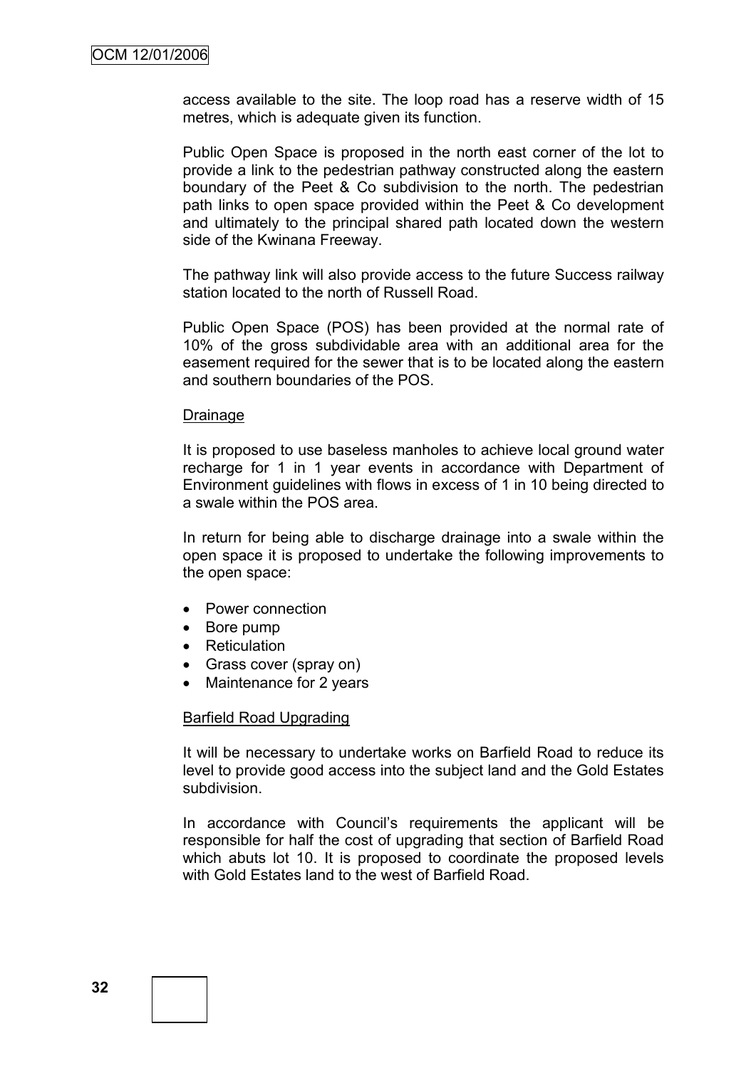access available to the site. The loop road has a reserve width of 15 metres, which is adequate given its function.

Public Open Space is proposed in the north east corner of the lot to provide a link to the pedestrian pathway constructed along the eastern boundary of the Peet & Co subdivision to the north. The pedestrian path links to open space provided within the Peet & Co development and ultimately to the principal shared path located down the western side of the Kwinana Freeway.

The pathway link will also provide access to the future Success railway station located to the north of Russell Road.

Public Open Space (POS) has been provided at the normal rate of 10% of the gross subdividable area with an additional area for the easement required for the sewer that is to be located along the eastern and southern boundaries of the POS.

<u>Drainage</u>

It is proposed to use baseless manholes to achieve local ground water recharge for 1 in 1 year events in accordance with Department of Environment guidelines with flows in excess of 1 in 10 being directed to a swale within the POS area.

In return for being able to discharge drainage into a swale within the open space it is proposed to undertake the following improvements to the open space:

- Power connection
- Bore pump
- Reticulation
- Grass cover (spray on)
- Maintenance for 2 years

<u>Barfield Road Upgrading</u>

It will be necessary to undertake works on Barfield Road to reduce its level to provide good access into the subject land and the Gold Estates subdivision.

In accordance with Council's requirements the applicant will be responsible for half the cost of upgrading that section of Barfield Road which abuts lot 10. It is proposed to coordinate the proposed levels with Gold Estates land to the west of Barfield Road.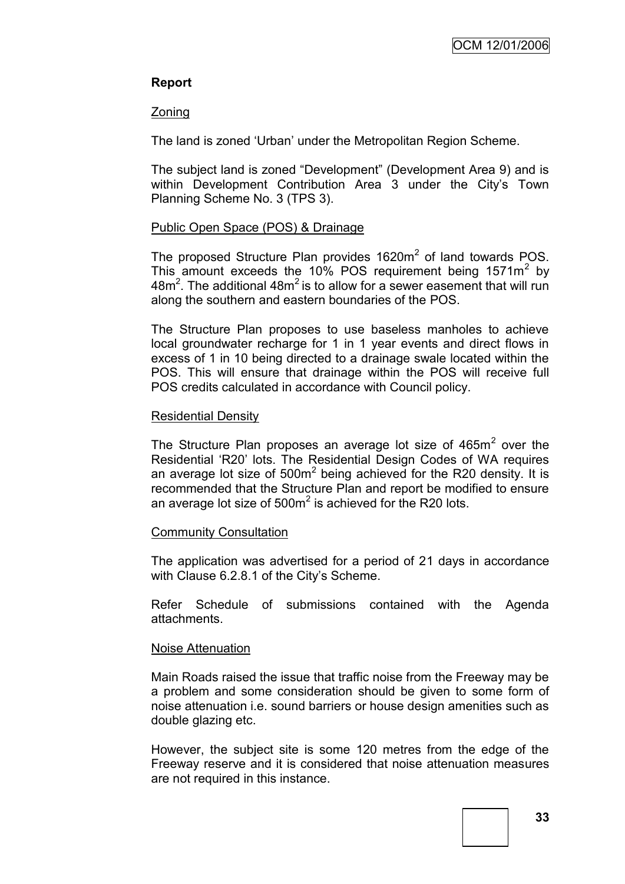**Report**

Zoning

The land is zoned 'Urban' under the Metropolitan Region Scheme.

The subject land is zoned "Development" (Development Area 9) and is within Development Contribution Area 3 under the City's Town Planning Scheme No. 3 (TPS 3).

Public Open Space (POS) & Drainage

The proposed Structure Plan provides 1620m$^2$ of land towards POS. This amount exceeds the 10% POS requirement being 1571m$^2$ by 48m$^2$. The additional 48m$^2$ is to allow for a sewer easement that will run along the southern and eastern boundaries of the POS.

The Structure Plan proposes to use baseless manholes to achieve local groundwater recharge for 1 in 1 year events and direct flows in excess of 1 in 10 being directed to a drainage swale located within the POS. This will ensure that drainage within the POS will receive full POS credits calculated in accordance with Council policy.

Residential Density

The Structure Plan proposes an average lot size of 465m$^2$ over the Residential 'R20' lots. The Residential Design Codes of WA requires an average lot size of 500m$^2$ being achieved for the R20 density. It is recommended that the Structure Plan and report be modified to ensure an average lot size of 500m$^2$ is achieved for the R20 lots.

Community Consultation

The application was advertised for a period of 21 days in accordance with Clause 6.2.8.1 of the City's Scheme.

Refer Schedule of submissions contained with the Agenda attachments.

Noise Attenuation

Main Roads raised the issue that traffic noise from the Freeway may be a problem and some consideration should be given to some form of noise attenuation i.e. sound barriers or house design amenities such as double glazing etc.

However, the subject site is some 120 metres from the edge of the Freeway reserve and it is considered that noise attenuation measures are not required in this instance.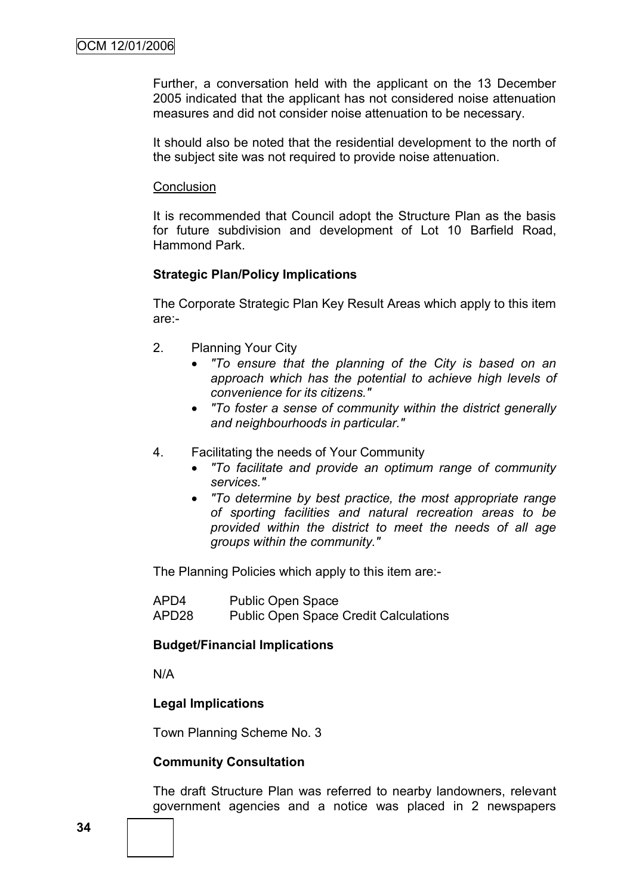Further, a conversation held with the applicant on the 13 December 2005 indicated that the applicant has not considered noise attenuation measures and did not consider noise attenuation to be necessary.

It should also be noted that the residential development to the north of the subject site was not required to provide noise attenuation.

Conclusion

It is recommended that Council adopt the Structure Plan as the basis for future subdivision and development of Lot 10 Barfield Road, Hammond Park.

**Strategic Plan/Policy Implications**

The Corporate Strategic Plan Key Result Areas which apply to this item are:-

2. Planning Your City
   - *"To ensure that the planning of the City is based on an approach which has the potential to achieve high levels of convenience for its citizens."*
   - *"To foster a sense of community within the district generally and neighbourhoods in particular."*

4. Facilitating the needs of Your Community
   - *"To facilitate and provide an optimum range of community services."*
   - *"To determine by best practice, the most appropriate range of sporting facilities and natural recreation areas to be provided within the district to meet the needs of all age groups within the community."*

The Planning Policies which apply to this item are:-

APD4 Public Open Space
APD28 Public Open Space Credit Calculations

**Budget/Financial Implications**

N/A

**Legal Implications**

Town Planning Scheme No. 3

**Community Consultation**

The draft Structure Plan was referred to nearby landowners, relevant government agencies and a notice was placed in 2 newspapers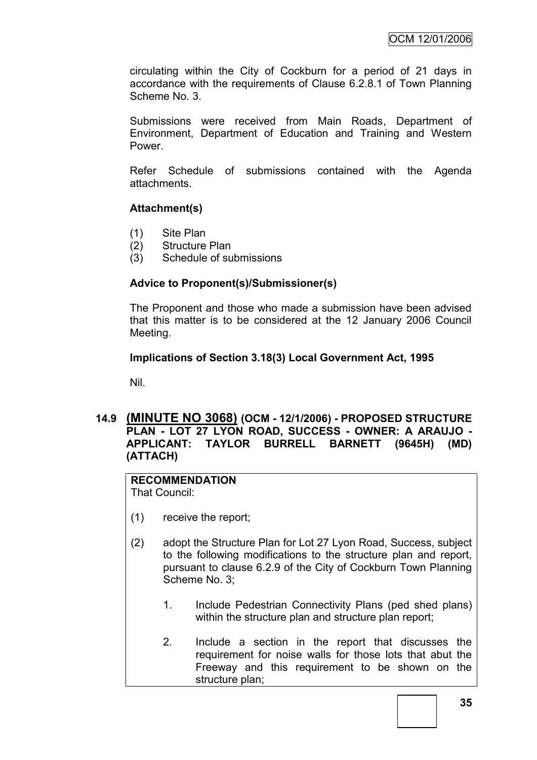circulating within the City of Cockburn for a period of 21 days in accordance with the requirements of Clause 6.2.8.1 of Town Planning Scheme No. 3.

Submissions were received from Main Roads, Department of Environment, Department of Education and Training and Western Power.

Refer Schedule of submissions contained with the Agenda attachments.

**Attachment(s)**

(1) Site Plan
(2) Structure Plan
(3) Schedule of submissions

**Advice to Proponent(s)/Submissioner(s)**

The Proponent and those who made a submission have been advised that this matter is to be considered at the 12 January 2006 Council Meeting.

**Implications of Section 3.18(3) Local Government Act, 1995**

Nil.

## 14.9 (MINUTE NO 3068) (OCM - 12/1/2006) - PROPOSED STRUCTURE PLAN - LOT 27 LYON ROAD, SUCCESS - OWNER: A ARAUJO - APPLICANT: TAYLOR BURRELL BARNETT (9645H) (MD) (ATTACH)

**RECOMMENDATION**
That Council:

(1) receive the report;

(2) adopt the Structure Plan for Lot 27 Lyon Road, Success, subject to the following modifications to the structure plan and report, pursuant to clause 6.2.9 of the City of Cockburn Town Planning Scheme No. 3;

1. Include Pedestrian Connectivity Plans (ped shed plans) within the structure plan and structure plan report;

2. Include a section in the report that discusses the requirement for noise walls for those lots that abut the Freeway and this requirement to be shown on the structure plan;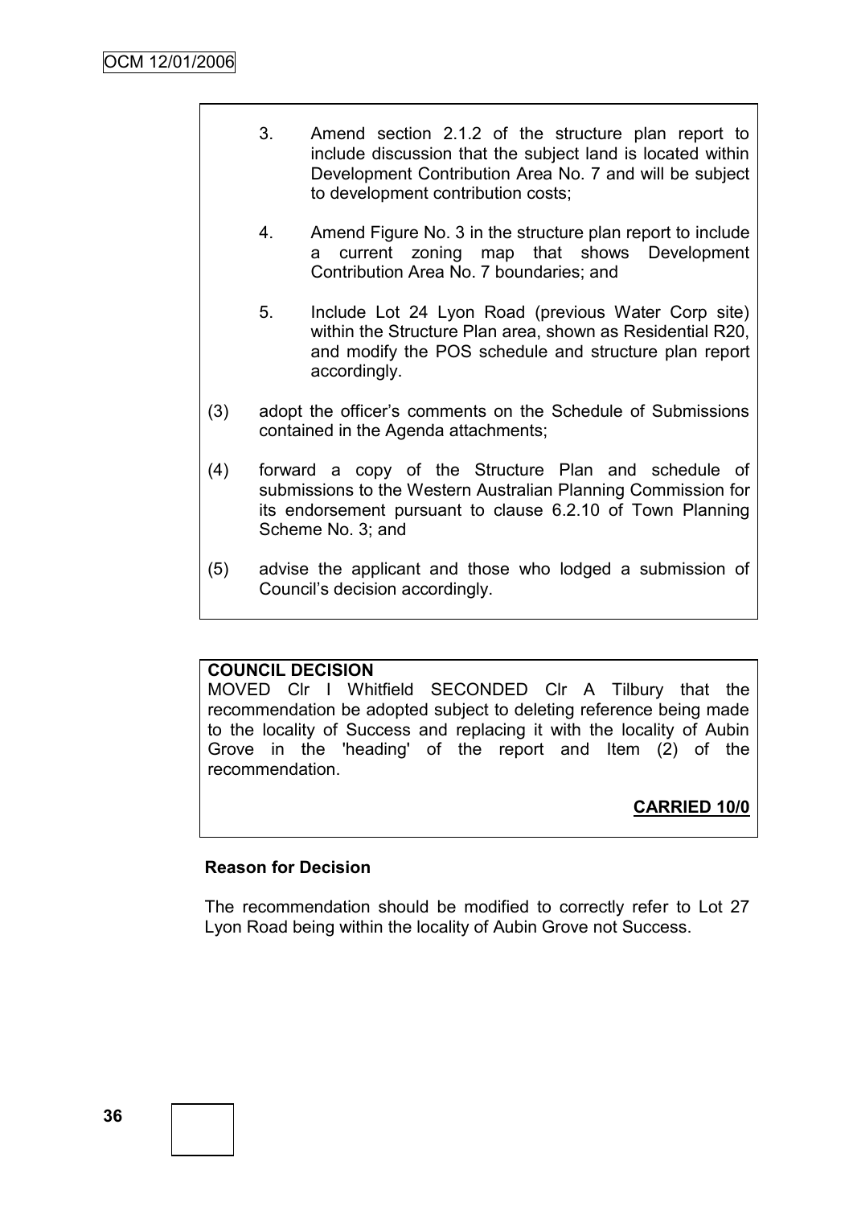3. Amend section 2.1.2 of the structure plan report to include discussion that the subject land is located within Development Contribution Area No. 7 and will be subject to development contribution costs;

4. Amend Figure No. 3 in the structure plan report to include a current zoning map that shows Development Contribution Area No. 7 boundaries; and

5. Include Lot 24 Lyon Road (previous Water Corp site) within the Structure Plan area, shown as Residential R20, and modify the POS schedule and structure plan report accordingly.

(3) adopt the officer's comments on the Schedule of Submissions contained in the Agenda attachments;

(4) forward a copy of the Structure Plan and schedule of submissions to the Western Australian Planning Commission for its endorsement pursuant to clause 6.2.10 of Town Planning Scheme No. 3; and

(5) advise the applicant and those who lodged a submission of Council's decision accordingly.

**COUNCIL DECISION**

MOVED Clr I Whitfield SECONDED Clr A Tilbury that the recommendation be adopted subject to deleting reference being made to the locality of Success and replacing it with the locality of Aubin Grove in the 'heading' of the report and Item (2) of the recommendation.

**CARRIED 10/0**

**Reason for Decision**

The recommendation should be modified to correctly refer to Lot 27 Lyon Road being within the locality of Aubin Grove not Success.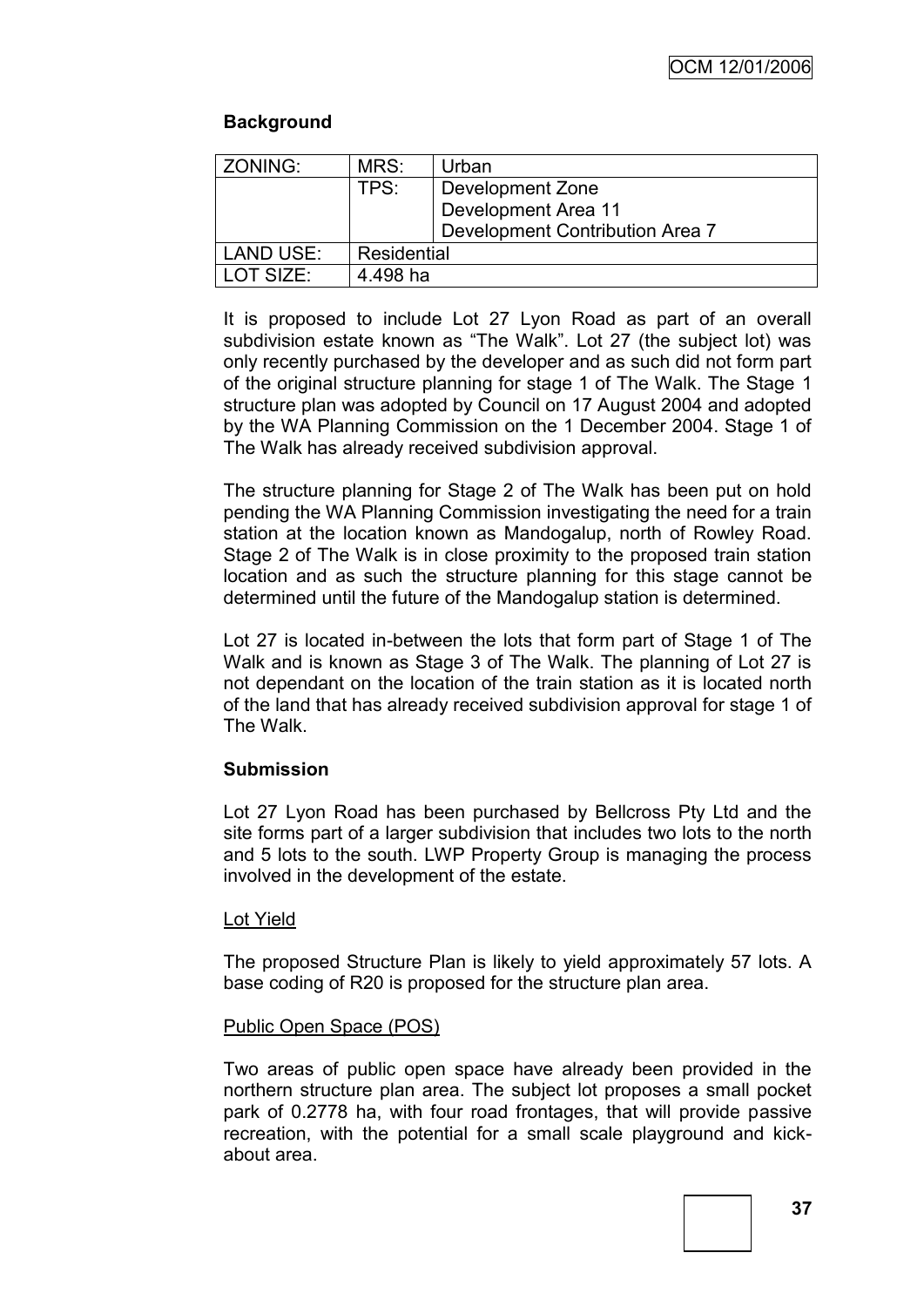## Background

| ZONING: | MRS: | Urban |
|---|---|---|
| | TPS: | Development Zone<br>Development Area 11<br>Development Contribution Area 7 |
| LAND USE: | Residential | |
| LOT SIZE: | 4.498 ha | |

It is proposed to include Lot 27 Lyon Road as part of an overall subdivision estate known as "The Walk". Lot 27 (the subject lot) was only recently purchased by the developer and as such did not form part of the original structure planning for stage 1 of The Walk. The Stage 1 structure plan was adopted by Council on 17 August 2004 and adopted by the WA Planning Commission on the 1 December 2004. Stage 1 of The Walk has already received subdivision approval.

The structure planning for Stage 2 of The Walk has been put on hold pending the WA Planning Commission investigating the need for a train station at the location known as Mandogalup, north of Rowley Road. Stage 2 of The Walk is in close proximity to the proposed train station location and as such the structure planning for this stage cannot be determined until the future of the Mandogalup station is determined.

Lot 27 is located in-between the lots that form part of Stage 1 of The Walk and is known as Stage 3 of The Walk. The planning of Lot 27 is not dependant on the location of the train station as it is located north of the land that has already received subdivision approval for stage 1 of The Walk.

## Submission

Lot 27 Lyon Road has been purchased by Bellcross Pty Ltd and the site forms part of a larger subdivision that includes two lots to the north and 5 lots to the south. LWP Property Group is managing the process involved in the development of the estate.

### Lot Yield

The proposed Structure Plan is likely to yield approximately 57 lots. A base coding of R20 is proposed for the structure plan area.

### Public Open Space (POS)

Two areas of public open space have already been provided in the northern structure plan area. The subject lot proposes a small pocket park of 0.2778 ha, with four road frontages, that will provide passive recreation, with the potential for a small scale playground and kick-about area.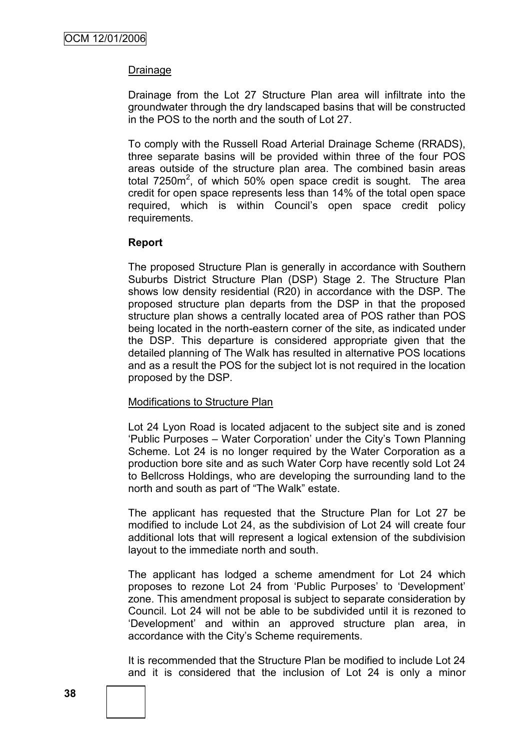Drainage

Drainage from the Lot 27 Structure Plan area will infiltrate into the groundwater through the dry landscaped basins that will be constructed in the POS to the north and the south of Lot 27.

To comply with the Russell Road Arterial Drainage Scheme (RRADS), three separate basins will be provided within three of the four POS areas outside of the structure plan area. The combined basin areas total 7250m$^2$, of which 50% open space credit is sought. The area credit for open space represents less than 14% of the total open space required, which is within Council's open space credit policy requirements.

**Report**

The proposed Structure Plan is generally in accordance with Southern Suburbs District Structure Plan (DSP) Stage 2. The Structure Plan shows low density residential (R20) in accordance with the DSP. The proposed structure plan departs from the DSP in that the proposed structure plan shows a centrally located area of POS rather than POS being located in the north-eastern corner of the site, as indicated under the DSP. This departure is considered appropriate given that the detailed planning of The Walk has resulted in alternative POS locations and as a result the POS for the subject lot is not required in the location proposed by the DSP.

Modifications to Structure Plan

Lot 24 Lyon Road is located adjacent to the subject site and is zoned 'Public Purposes – Water Corporation' under the City's Town Planning Scheme. Lot 24 is no longer required by the Water Corporation as a production bore site and as such Water Corp have recently sold Lot 24 to Bellcross Holdings, who are developing the surrounding land to the north and south as part of "The Walk" estate.

The applicant has requested that the Structure Plan for Lot 27 be modified to include Lot 24, as the subdivision of Lot 24 will create four additional lots that will represent a logical extension of the subdivision layout to the immediate north and south.

The applicant has lodged a scheme amendment for Lot 24 which proposes to rezone Lot 24 from 'Public Purposes' to 'Development' zone. This amendment proposal is subject to separate consideration by Council. Lot 24 will not be able to be subdivided until it is rezoned to 'Development' and within an approved structure plan area, in accordance with the City's Scheme requirements.

It is recommended that the Structure Plan be modified to include Lot 24 and it is considered that the inclusion of Lot 24 is only a minor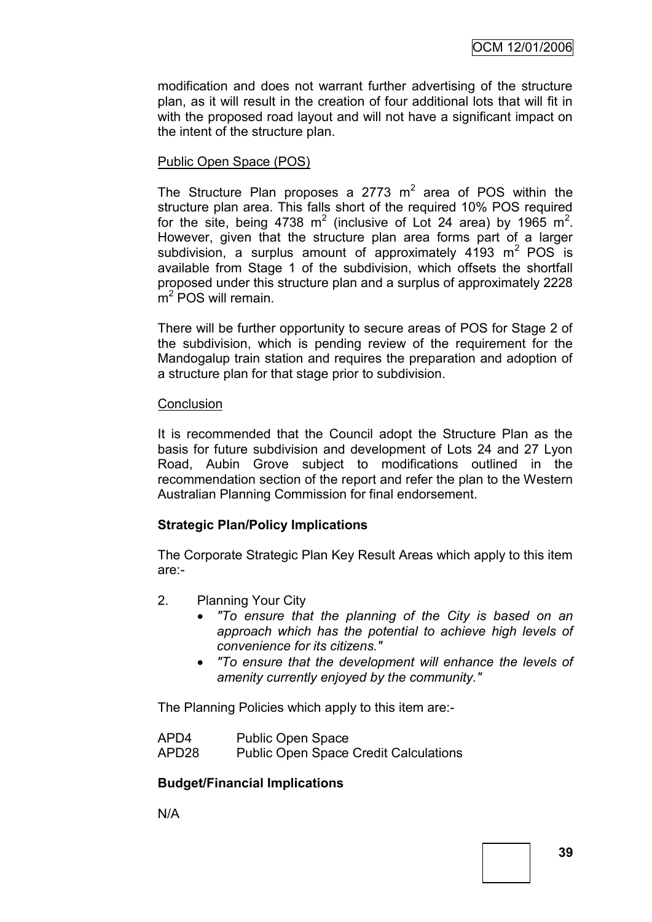modification and does not warrant further advertising of the structure plan, as it will result in the creation of four additional lots that will fit in with the proposed road layout and will not have a significant impact on the intent of the structure plan.

Public Open Space (POS)

The Structure Plan proposes a 2773 $m^2$ area of POS within the structure plan area. This falls short of the required 10% POS required for the site, being 4738 $m^2$ (inclusive of Lot 24 area) by 1965 $m^2$. However, given that the structure plan area forms part of a larger subdivision, a surplus amount of approximately 4193 $m^2$ POS is available from Stage 1 of the subdivision, which offsets the shortfall proposed under this structure plan and a surplus of approximately 2228 $m^2$ POS will remain.

There will be further opportunity to secure areas of POS for Stage 2 of the subdivision, which is pending review of the requirement for the Mandogalup train station and requires the preparation and adoption of a structure plan for that stage prior to subdivision.

Conclusion

It is recommended that the Council adopt the Structure Plan as the basis for future subdivision and development of Lots 24 and 27 Lyon Road, Aubin Grove subject to modifications outlined in the recommendation section of the report and refer the plan to the Western Australian Planning Commission for final endorsement.

**Strategic Plan/Policy Implications**

The Corporate Strategic Plan Key Result Areas which apply to this item are:-

2. Planning Your City
   - *"To ensure that the planning of the City is based on an approach which has the potential to achieve high levels of convenience for its citizens."*
   - *"To ensure that the development will enhance the levels of amenity currently enjoyed by the community."*

The Planning Policies which apply to this item are:-

APD4 Public Open Space
APD28 Public Open Space Credit Calculations

**Budget/Financial Implications**

N/A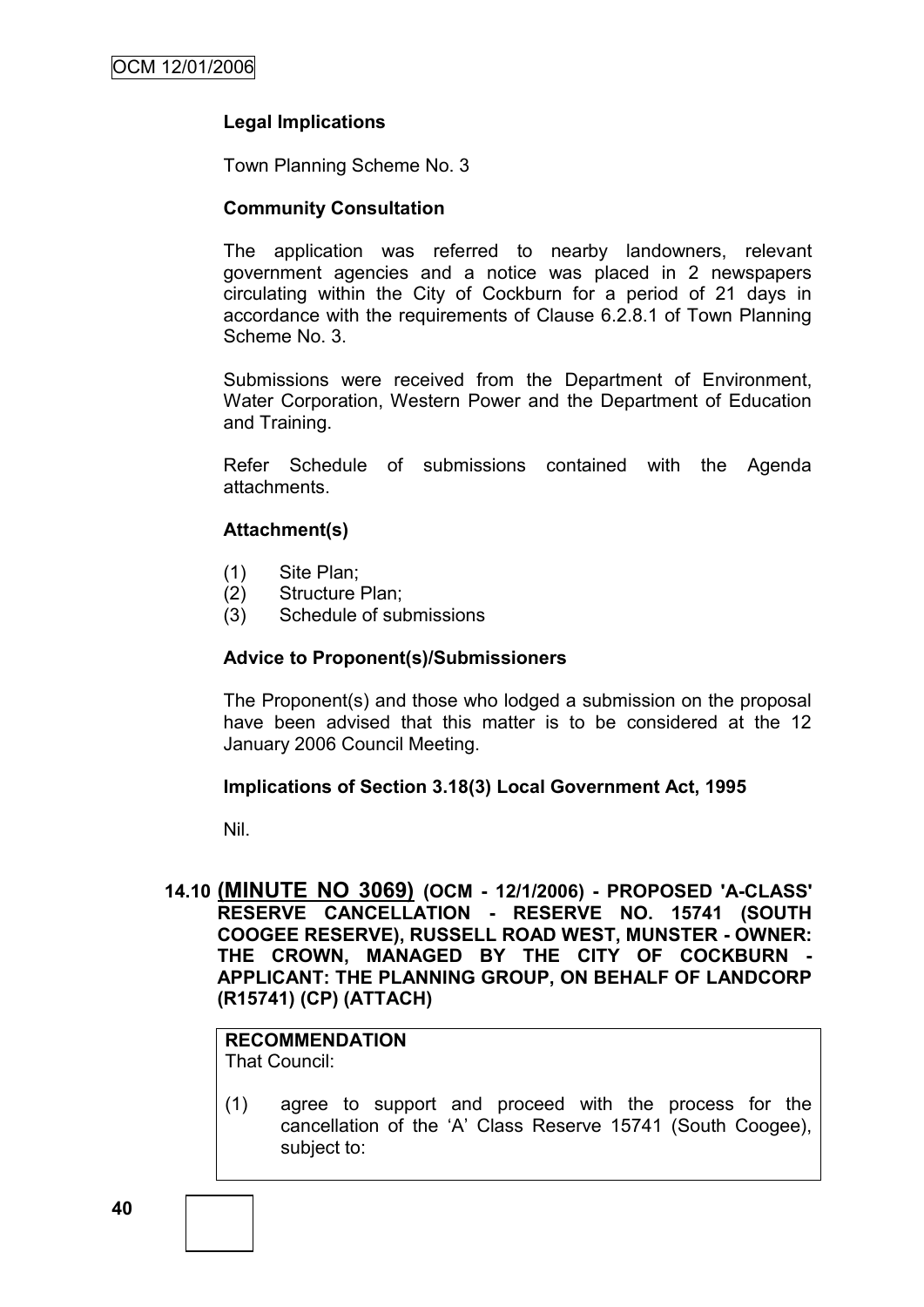### Legal Implications

Town Planning Scheme No. 3

### Community Consultation

The application was referred to nearby landowners, relevant government agencies and a notice was placed in 2 newspapers circulating within the City of Cockburn for a period of 21 days in accordance with the requirements of Clause 6.2.8.1 of Town Planning Scheme No. 3.

Submissions were received from the Department of Environment, Water Corporation, Western Power and the Department of Education and Training.

Refer Schedule of submissions contained with the Agenda attachments.

### Attachment(s)

(1) Site Plan;
(2) Structure Plan;
(3) Schedule of submissions

### Advice to Proponent(s)/Submissioners

The Proponent(s) and those who lodged a submission on the proposal have been advised that this matter is to be considered at the 12 January 2006 Council Meeting.

### Implications of Section 3.18(3) Local Government Act, 1995

Nil.

## 14.10 (MINUTE NO 3069) (OCM - 12/1/2006) - PROPOSED 'A-CLASS' RESERVE CANCELLATION - RESERVE NO. 15741 (SOUTH COOGEE RESERVE), RUSSELL ROAD WEST, MUNSTER - OWNER: THE CROWN, MANAGED BY THE CITY OF COCKBURN - APPLICANT: THE PLANNING GROUP, ON BEHALF OF LANDCORP (R15741) (CP) (ATTACH)

**RECOMMENDATION**
That Council:

(1) agree to support and proceed with the process for the cancellation of the 'A' Class Reserve 15741 (South Coogee), subject to: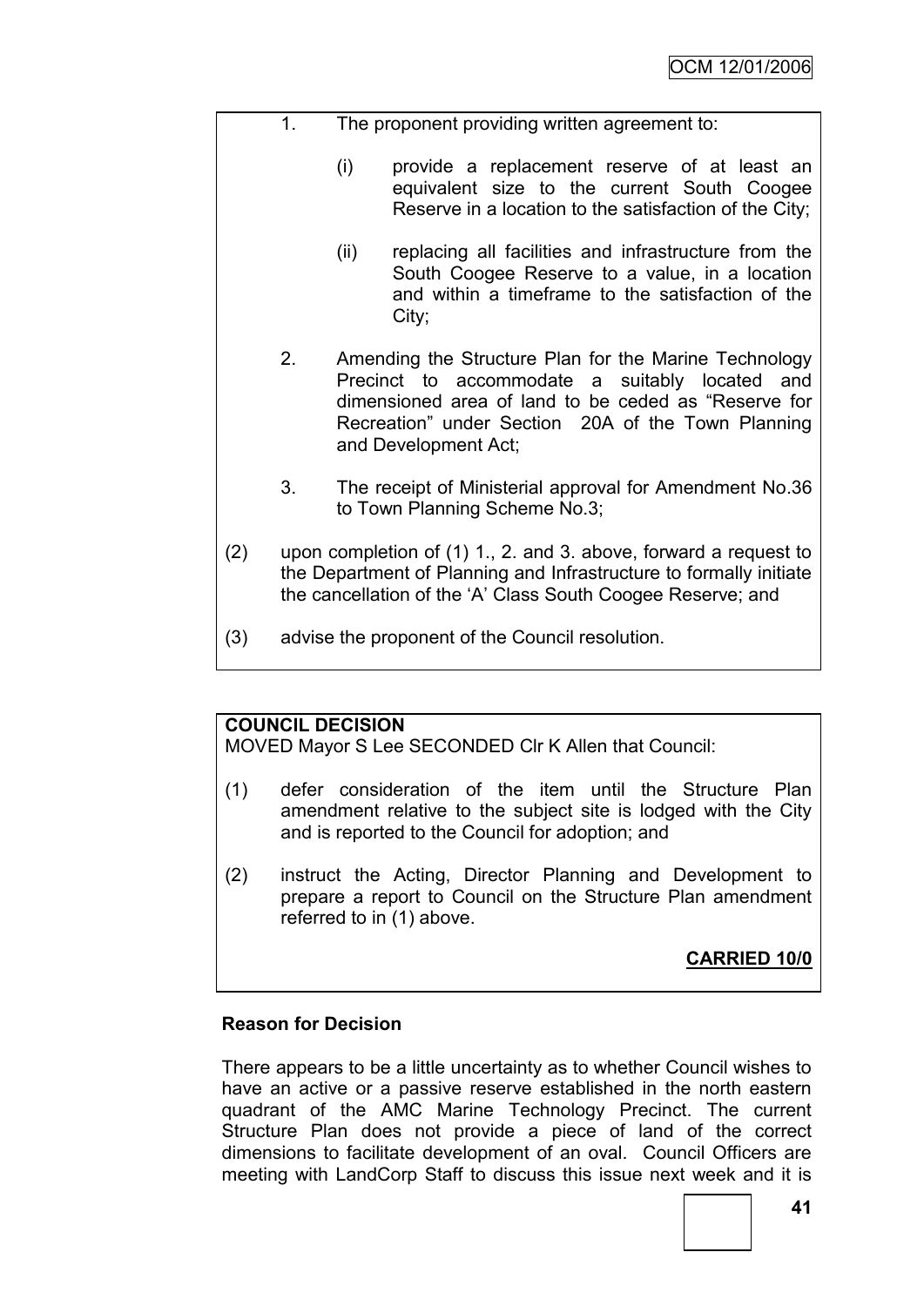1. The proponent providing written agreement to:

   (i) provide a replacement reserve of at least an equivalent size to the current South Coogee Reserve in a location to the satisfaction of the City;

   (ii) replacing all facilities and infrastructure from the South Coogee Reserve to a value, in a location and within a timeframe to the satisfaction of the City;

2. Amending the Structure Plan for the Marine Technology Precinct to accommodate a suitably located and dimensioned area of land to be ceded as "Reserve for Recreation" under Section 20A of the Town Planning and Development Act;

3. The receipt of Ministerial approval for Amendment No.36 to Town Planning Scheme No.3;

(2) upon completion of (1) 1., 2. and 3. above, forward a request to the Department of Planning and Infrastructure to formally initiate the cancellation of the 'A' Class South Coogee Reserve; and

(3) advise the proponent of the Council resolution.

**COUNCIL DECISION**

MOVED Mayor S Lee SECONDED Clr K Allen that Council:

(1) defer consideration of the item until the Structure Plan amendment relative to the subject site is lodged with the City and is reported to the Council for adoption; and

(2) instruct the Acting, Director Planning and Development to prepare a report to Council on the Structure Plan amendment referred to in (1) above.

**CARRIED 10/0**

**Reason for Decision**

There appears to be a little uncertainty as to whether Council wishes to have an active or a passive reserve established in the north eastern quadrant of the AMC Marine Technology Precinct. The current Structure Plan does not provide a piece of land of the correct dimensions to facilitate development of an oval. Council Officers are meeting with LandCorp Staff to discuss this issue next week and it is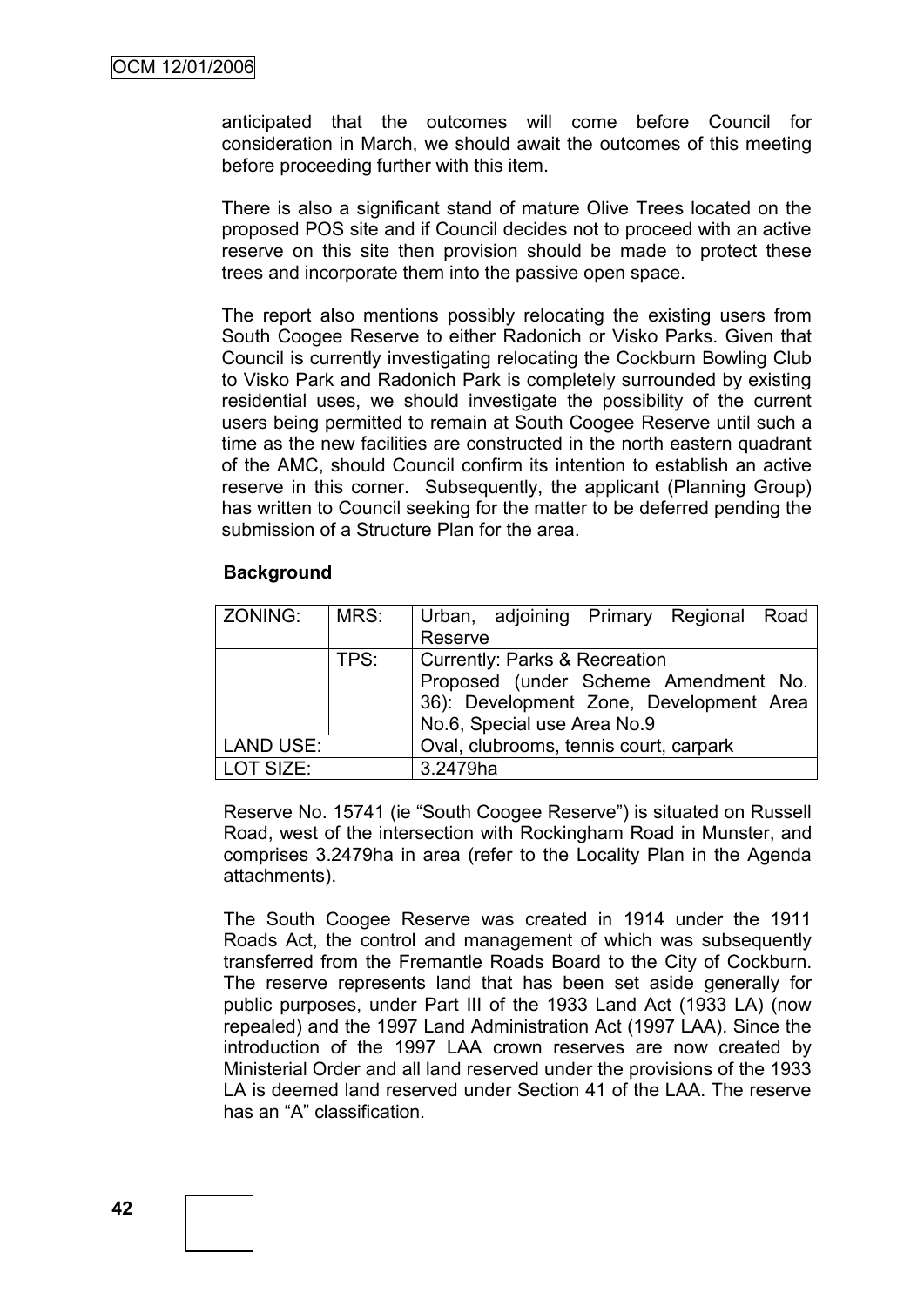anticipated that the outcomes will come before Council for consideration in March, we should await the outcomes of this meeting before proceeding further with this item.

There is also a significant stand of mature Olive Trees located on the proposed POS site and if Council decides not to proceed with an active reserve on this site then provision should be made to protect these trees and incorporate them into the passive open space.

The report also mentions possibly relocating the existing users from South Coogee Reserve to either Radonich or Visko Parks. Given that Council is currently investigating relocating the Cockburn Bowling Club to Visko Park and Radonich Park is completely surrounded by existing residential uses, we should investigate the possibility of the current users being permitted to remain at South Coogee Reserve until such a time as the new facilities are constructed in the north eastern quadrant of the AMC, should Council confirm its intention to establish an active reserve in this corner. Subsequently, the applicant (Planning Group) has written to Council seeking for the matter to be deferred pending the submission of a Structure Plan for the area.

**Background**

| ZONING: | MRS: | Urban, adjoining Primary Regional Road Reserve |
|---|---|---|
| | TPS: | Currently: Parks & Recreation<br>Proposed (under Scheme Amendment No. 36): Development Zone, Development Area No.6, Special use Area No.9 |
| LAND USE: | | Oval, clubrooms, tennis court, carpark |
| LOT SIZE: | | 3.2479ha |

Reserve No. 15741 (ie "South Coogee Reserve") is situated on Russell Road, west of the intersection with Rockingham Road in Munster, and comprises 3.2479ha in area (refer to the Locality Plan in the Agenda attachments).

The South Coogee Reserve was created in 1914 under the 1911 Roads Act, the control and management of which was subsequently transferred from the Fremantle Roads Board to the City of Cockburn. The reserve represents land that has been set aside generally for public purposes, under Part III of the 1933 Land Act (1933 LA) (now repealed) and the 1997 Land Administration Act (1997 LAA). Since the introduction of the 1997 LAA crown reserves are now created by Ministerial Order and all land reserved under the provisions of the 1933 LA is deemed land reserved under Section 41 of the LAA. The reserve has an "A" classification.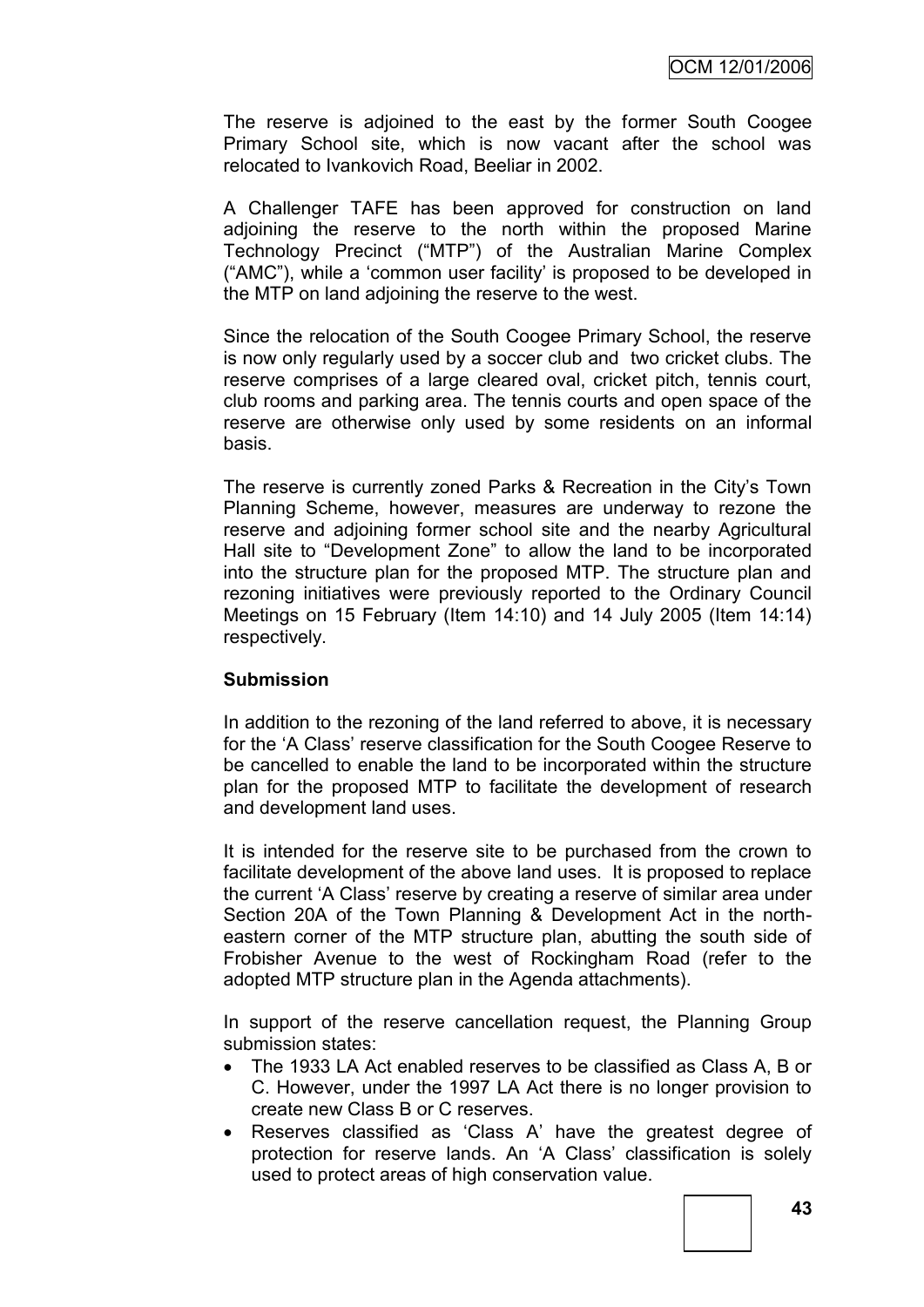The reserve is adjoined to the east by the former South Coogee Primary School site, which is now vacant after the school was relocated to Ivankovich Road, Beeliar in 2002.

A Challenger TAFE has been approved for construction on land adjoining the reserve to the north within the proposed Marine Technology Precinct ("MTP") of the Australian Marine Complex ("AMC"), while a 'common user facility' is proposed to be developed in the MTP on land adjoining the reserve to the west.

Since the relocation of the South Coogee Primary School, the reserve is now only regularly used by a soccer club and two cricket clubs. The reserve comprises of a large cleared oval, cricket pitch, tennis court, club rooms and parking area. The tennis courts and open space of the reserve are otherwise only used by some residents on an informal basis.

The reserve is currently zoned Parks & Recreation in the City's Town Planning Scheme, however, measures are underway to rezone the reserve and adjoining former school site and the nearby Agricultural Hall site to "Development Zone" to allow the land to be incorporated into the structure plan for the proposed MTP. The structure plan and rezoning initiatives were previously reported to the Ordinary Council Meetings on 15 February (Item 14:10) and 14 July 2005 (Item 14:14) respectively.

**Submission**

In addition to the rezoning of the land referred to above, it is necessary for the 'A Class' reserve classification for the South Coogee Reserve to be cancelled to enable the land to be incorporated within the structure plan for the proposed MTP to facilitate the development of research and development land uses.

It is intended for the reserve site to be purchased from the crown to facilitate development of the above land uses. It is proposed to replace the current 'A Class' reserve by creating a reserve of similar area under Section 20A of the Town Planning & Development Act in the north-eastern corner of the MTP structure plan, abutting the south side of Frobisher Avenue to the west of Rockingham Road (refer to the adopted MTP structure plan in the Agenda attachments).

In support of the reserve cancellation request, the Planning Group submission states:

- The 1933 LA Act enabled reserves to be classified as Class A, B or C. However, under the 1997 LA Act there is no longer provision to create new Class B or C reserves.
- Reserves classified as 'Class A' have the greatest degree of protection for reserve lands. An 'A Class' classification is solely used to protect areas of high conservation value.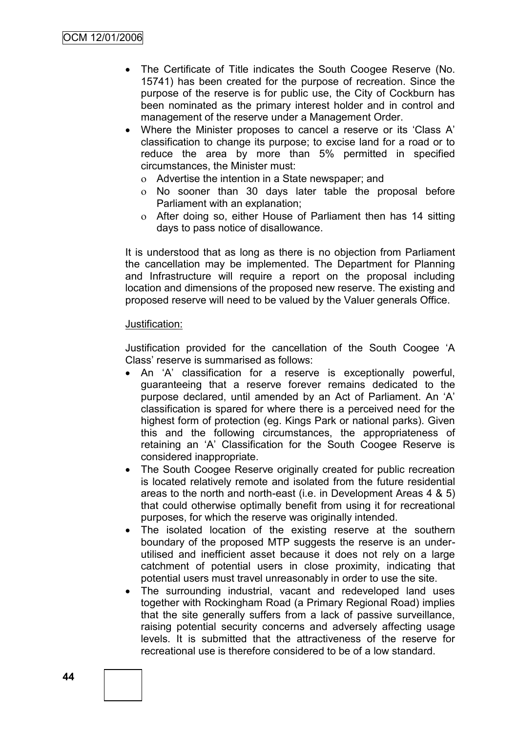- The Certificate of Title indicates the South Coogee Reserve (No. 15741) has been created for the purpose of recreation. Since the purpose of the reserve is for public use, the City of Cockburn has been nominated as the primary interest holder and in control and management of the reserve under a Management Order.
- Where the Minister proposes to cancel a reserve or its 'Class A' classification to change its purpose; to excise land for a road or to reduce the area by more than 5% permitted in specified circumstances, the Minister must:
  - Advertise the intention in a State newspaper; and
  - No sooner than 30 days later table the proposal before Parliament with an explanation;
  - After doing so, either House of Parliament then has 14 sitting days to pass notice of disallowance.

It is understood that as long as there is no objection from Parliament the cancellation may be implemented. The Department for Planning and Infrastructure will require a report on the proposal including location and dimensions of the proposed new reserve. The existing and proposed reserve will need to be valued by the Valuer generals Office.

Justification:

Justification provided for the cancellation of the South Coogee 'A Class' reserve is summarised as follows:

- An 'A' classification for a reserve is exceptionally powerful, guaranteeing that a reserve forever remains dedicated to the purpose declared, until amended by an Act of Parliament. An 'A' classification is spared for where there is a perceived need for the highest form of protection (eg. Kings Park or national parks). Given this and the following circumstances, the appropriateness of retaining an 'A' Classification for the South Coogee Reserve is considered inappropriate.
- The South Coogee Reserve originally created for public recreation is located relatively remote and isolated from the future residential areas to the north and north-east (i.e. in Development Areas 4 & 5) that could otherwise optimally benefit from using it for recreational purposes, for which the reserve was originally intended.
- The isolated location of the existing reserve at the southern boundary of the proposed MTP suggests the reserve is an under-utilised and inefficient asset because it does not rely on a large catchment of potential users in close proximity, indicating that potential users must travel unreasonably in order to use the site.
- The surrounding industrial, vacant and redeveloped land uses together with Rockingham Road (a Primary Regional Road) implies that the site generally suffers from a lack of passive surveillance, raising potential security concerns and adversely affecting usage levels. It is submitted that the attractiveness of the reserve for recreational use is therefore considered to be of a low standard.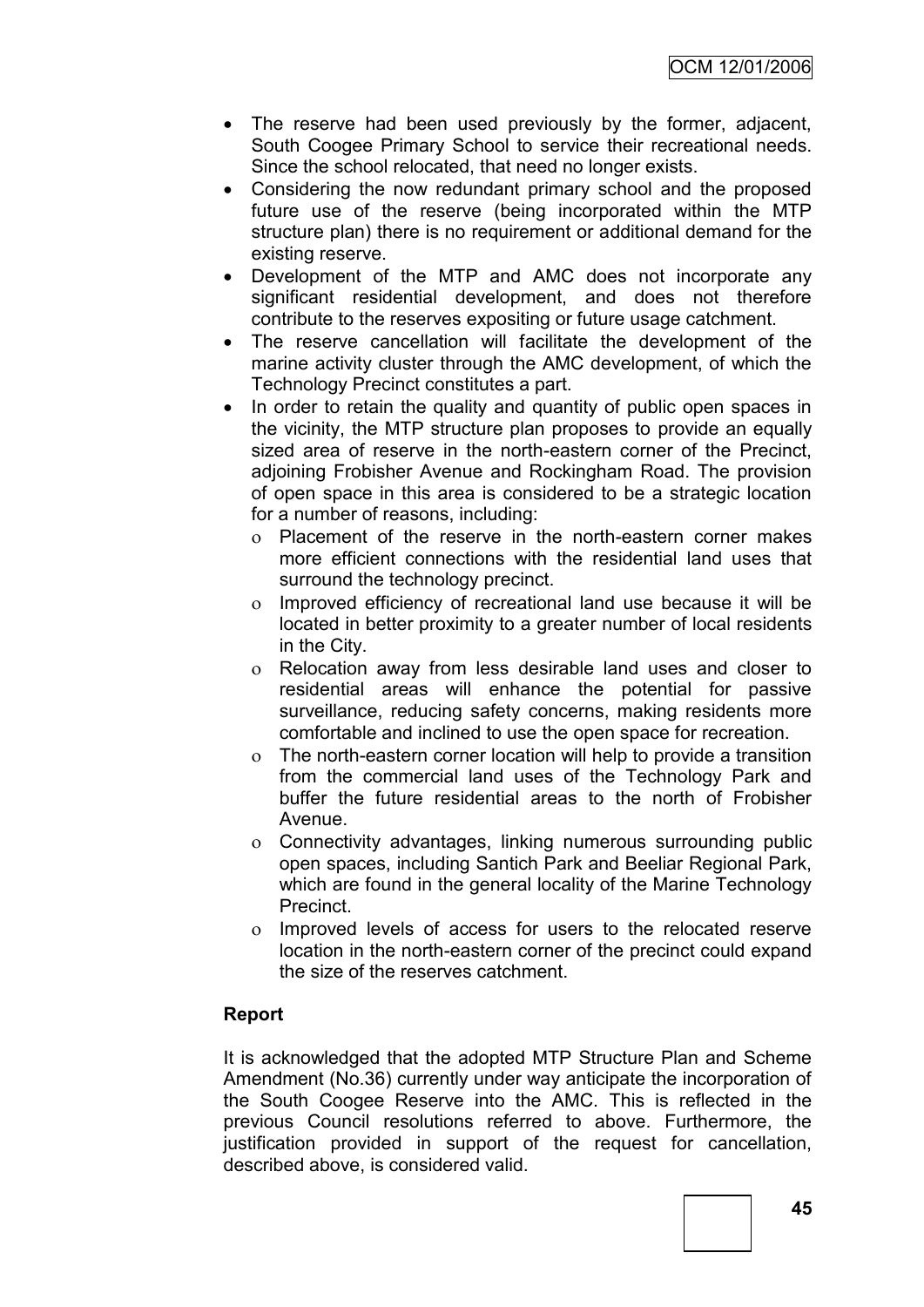- The reserve had been used previously by the former, adjacent, South Coogee Primary School to service their recreational needs. Since the school relocated, that need no longer exists.
- Considering the now redundant primary school and the proposed future use of the reserve (being incorporated within the MTP structure plan) there is no requirement or additional demand for the existing reserve.
- Development of the MTP and AMC does not incorporate any significant residential development, and does not therefore contribute to the reserves expositing or future usage catchment.
- The reserve cancellation will facilitate the development of the marine activity cluster through the AMC development, of which the Technology Precinct constitutes a part.
- In order to retain the quality and quantity of public open spaces in the vicinity, the MTP structure plan proposes to provide an equally sized area of reserve in the north-eastern corner of the Precinct, adjoining Frobisher Avenue and Rockingham Road. The provision of open space in this area is considered to be a strategic location for a number of reasons, including:
  - Placement of the reserve in the north-eastern corner makes more efficient connections with the residential land uses that surround the technology precinct.
  - Improved efficiency of recreational land use because it will be located in better proximity to a greater number of local residents in the City.
  - Relocation away from less desirable land uses and closer to residential areas will enhance the potential for passive surveillance, reducing safety concerns, making residents more comfortable and inclined to use the open space for recreation.
  - The north-eastern corner location will help to provide a transition from the commercial land uses of the Technology Park and buffer the future residential areas to the north of Frobisher Avenue.
  - Connectivity advantages, linking numerous surrounding public open spaces, including Santich Park and Beeliar Regional Park, which are found in the general locality of the Marine Technology Precinct.
  - Improved levels of access for users to the relocated reserve location in the north-eastern corner of the precinct could expand the size of the reserves catchment.

**Report**

It is acknowledged that the adopted MTP Structure Plan and Scheme Amendment (No.36) currently under way anticipate the incorporation of the South Coogee Reserve into the AMC. This is reflected in the previous Council resolutions referred to above. Furthermore, the justification provided in support of the request for cancellation, described above, is considered valid.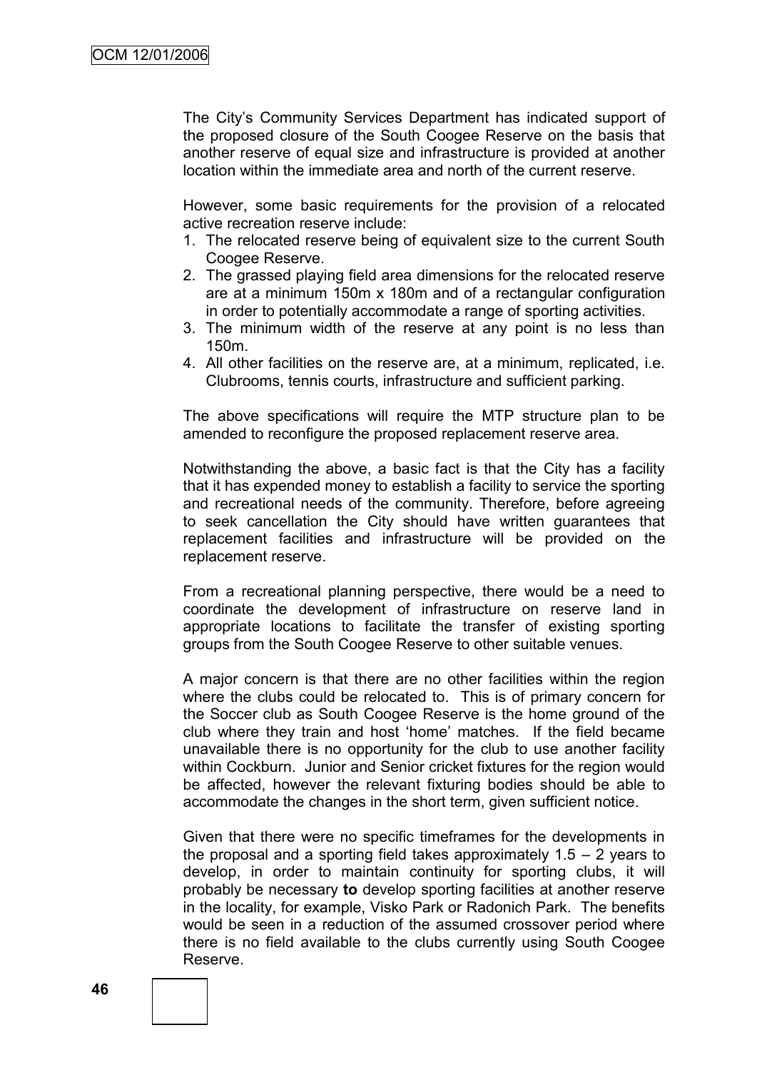The City's Community Services Department has indicated support of the proposed closure of the South Coogee Reserve on the basis that another reserve of equal size and infrastructure is provided at another location within the immediate area and north of the current reserve.

However, some basic requirements for the provision of a relocated active recreation reserve include:

1. The relocated reserve being of equivalent size to the current South Coogee Reserve.
2. The grassed playing field area dimensions for the relocated reserve are at a minimum 150m x 180m and of a rectangular configuration in order to potentially accommodate a range of sporting activities.
3. The minimum width of the reserve at any point is no less than 150m.
4. All other facilities on the reserve are, at a minimum, replicated, i.e. Clubrooms, tennis courts, infrastructure and sufficient parking.

The above specifications will require the MTP structure plan to be amended to reconfigure the proposed replacement reserve area.

Notwithstanding the above, a basic fact is that the City has a facility that it has expended money to establish a facility to service the sporting and recreational needs of the community. Therefore, before agreeing to seek cancellation the City should have written guarantees that replacement facilities and infrastructure will be provided on the replacement reserve.

From a recreational planning perspective, there would be a need to coordinate the development of infrastructure on reserve land in appropriate locations to facilitate the transfer of existing sporting groups from the South Coogee Reserve to other suitable venues.

A major concern is that there are no other facilities within the region where the clubs could be relocated to. This is of primary concern for the Soccer club as South Coogee Reserve is the home ground of the club where they train and host 'home' matches. If the field became unavailable there is no opportunity for the club to use another facility within Cockburn. Junior and Senior cricket fixtures for the region would be affected, however the relevant fixturing bodies should be able to accommodate the changes in the short term, given sufficient notice.

Given that there were no specific timeframes for the developments in the proposal and a sporting field takes approximately 1.5 – 2 years to develop, in order to maintain continuity for sporting clubs, it will probably be necessary **to** develop sporting facilities at another reserve in the locality, for example, Visko Park or Radonich Park. The benefits would be seen in a reduction of the assumed crossover period where there is no field available to the clubs currently using South Coogee Reserve.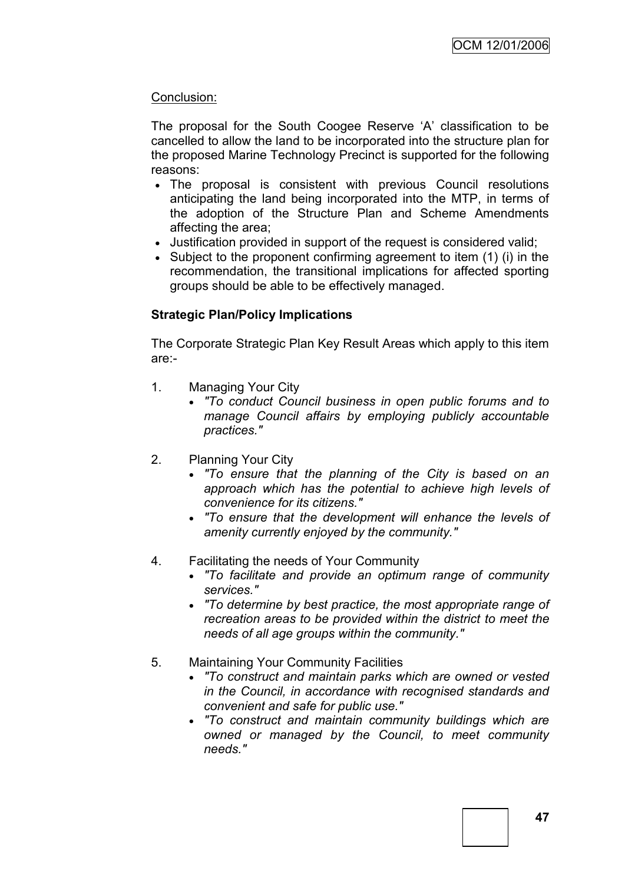Conclusion:

The proposal for the South Coogee Reserve 'A' classification to be cancelled to allow the land to be incorporated into the structure plan for the proposed Marine Technology Precinct is supported for the following reasons:

- The proposal is consistent with previous Council resolutions anticipating the land being incorporated into the MTP, in terms of the adoption of the Structure Plan and Scheme Amendments affecting the area;
- Justification provided in support of the request is considered valid;
- Subject to the proponent confirming agreement to item (1) (i) in the recommendation, the transitional implications for affected sporting groups should be able to be effectively managed.

**Strategic Plan/Policy Implications**

The Corporate Strategic Plan Key Result Areas which apply to this item are:-

1. Managing Your City
   - *"To conduct Council business in open public forums and to manage Council affairs by employing publicly accountable practices."*

2. Planning Your City
   - *"To ensure that the planning of the City is based on an approach which has the potential to achieve high levels of convenience for its citizens."*
   - *"To ensure that the development will enhance the levels of amenity currently enjoyed by the community."*

4. Facilitating the needs of Your Community
   - *"To facilitate and provide an optimum range of community services."*
   - *"To determine by best practice, the most appropriate range of recreation areas to be provided within the district to meet the needs of all age groups within the community."*

5. Maintaining Your Community Facilities
   - *"To construct and maintain parks which are owned or vested in the Council, in accordance with recognised standards and convenient and safe for public use."*
   - *"To construct and maintain community buildings which are owned or managed by the Council, to meet community needs."*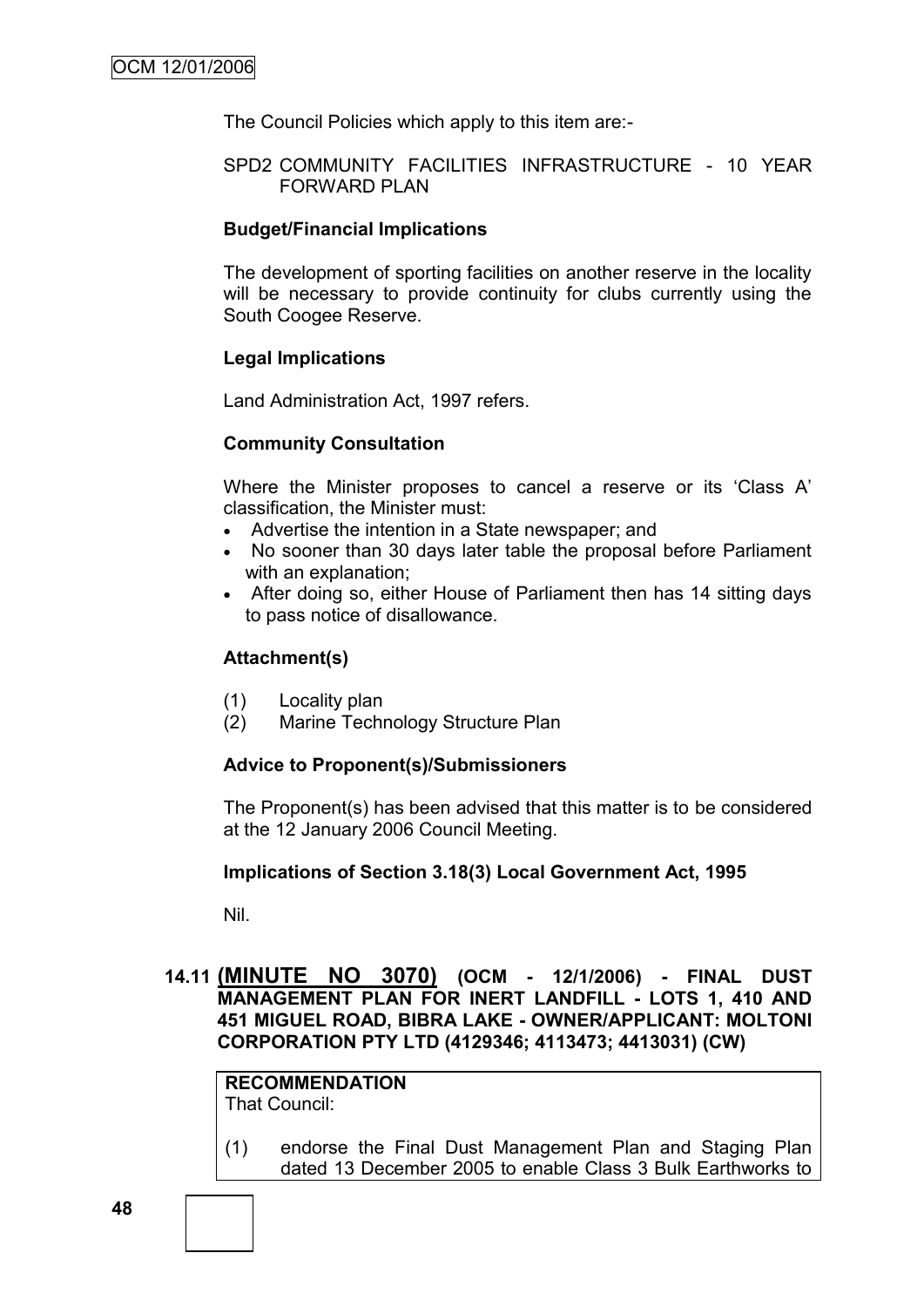The Council Policies which apply to this item are:-

SPD2 COMMUNITY FACILITIES INFRASTRUCTURE - 10 YEAR FORWARD PLAN

**Budget/Financial Implications**

The development of sporting facilities on another reserve in the locality will be necessary to provide continuity for clubs currently using the South Coogee Reserve.

**Legal Implications**

Land Administration Act, 1997 refers.

**Community Consultation**

Where the Minister proposes to cancel a reserve or its 'Class A' classification, the Minister must:

- Advertise the intention in a State newspaper; and
- No sooner than 30 days later table the proposal before Parliament with an explanation;
- After doing so, either House of Parliament then has 14 sitting days to pass notice of disallowance.

**Attachment(s)**

(1) Locality plan
(2) Marine Technology Structure Plan

**Advice to Proponent(s)/Submissioners**

The Proponent(s) has been advised that this matter is to be considered at the 12 January 2006 Council Meeting.

**Implications of Section 3.18(3) Local Government Act, 1995**

Nil.

## 14.11 (MINUTE NO 3070) (OCM - 12/1/2006) - FINAL DUST MANAGEMENT PLAN FOR INERT LANDFILL - LOTS 1, 410 AND 451 MIGUEL ROAD, BIBRA LAKE - OWNER/APPLICANT: MOLTONI CORPORATION PTY LTD (4129346; 4113473; 4413031) (CW)

**RECOMMENDATION**

That Council:

(1) endorse the Final Dust Management Plan and Staging Plan dated 13 December 2005 to enable Class 3 Bulk Earthworks to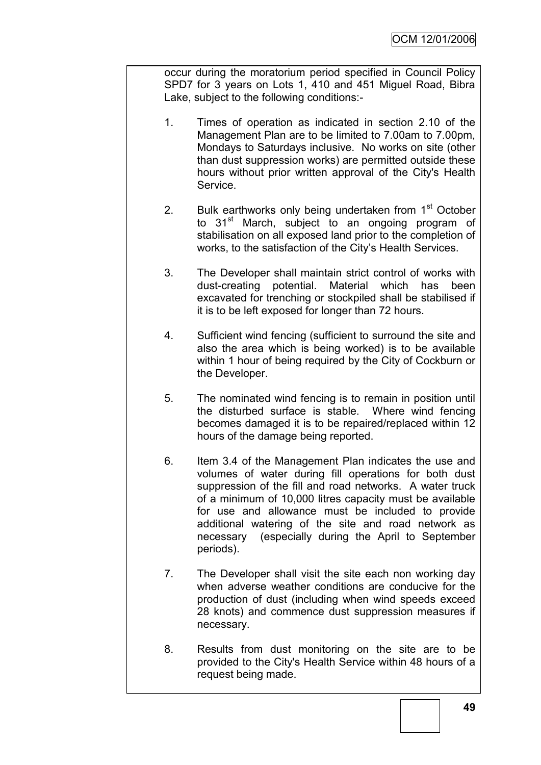occur during the moratorium period specified in Council Policy SPD7 for 3 years on Lots 1, 410 and 451 Miguel Road, Bibra Lake, subject to the following conditions:-

1. Times of operation as indicated in section 2.10 of the Management Plan are to be limited to 7.00am to 7.00pm, Mondays to Saturdays inclusive. No works on site (other than dust suppression works) are permitted outside these hours without prior written approval of the City's Health Service.

2. Bulk earthworks only being undertaken from 1st October to 31st March, subject to an ongoing program of stabilisation on all exposed land prior to the completion of works, to the satisfaction of the City's Health Services.

3. The Developer shall maintain strict control of works with dust-creating potential. Material which has been excavated for trenching or stockpiled shall be stabilised if it is to be left exposed for longer than 72 hours.

4. Sufficient wind fencing (sufficient to surround the site and also the area which is being worked) is to be available within 1 hour of being required by the City of Cockburn or the Developer.

5. The nominated wind fencing is to remain in position until the disturbed surface is stable. Where wind fencing becomes damaged it is to be repaired/replaced within 12 hours of the damage being reported.

6. Item 3.4 of the Management Plan indicates the use and volumes of water during fill operations for both dust suppression of the fill and road networks. A water truck of a minimum of 10,000 litres capacity must be available for use and allowance must be included to provide additional watering of the site and road network as necessary (especially during the April to September periods).

7. The Developer shall visit the site each non working day when adverse weather conditions are conducive for the production of dust (including when wind speeds exceed 28 knots) and commence dust suppression measures if necessary.

8. Results from dust monitoring on the site are to be provided to the City's Health Service within 48 hours of a request being made.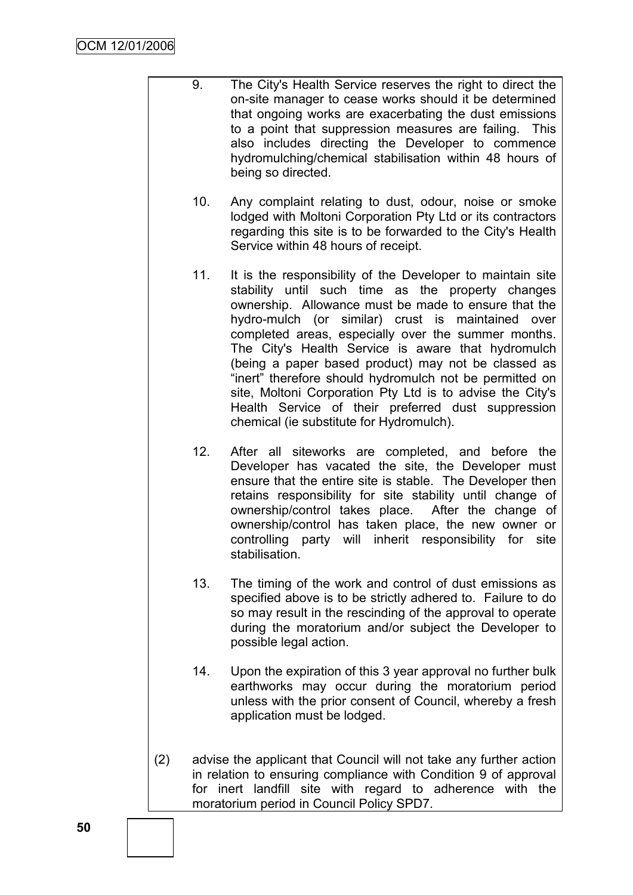9. The City's Health Service reserves the right to direct the on-site manager to cease works should it be determined that ongoing works are exacerbating the dust emissions to a point that suppression measures are failing. This also includes directing the Developer to commence hydromulching/chemical stabilisation within 48 hours of being so directed.

10. Any complaint relating to dust, odour, noise or smoke lodged with Moltoni Corporation Pty Ltd or its contractors regarding this site is to be forwarded to the City's Health Service within 48 hours of receipt.

11. It is the responsibility of the Developer to maintain site stability until such time as the property changes ownership. Allowance must be made to ensure that the hydro-mulch (or similar) crust is maintained over completed areas, especially over the summer months. The City's Health Service is aware that hydromulch (being a paper based product) may not be classed as "inert" therefore should hydromulch not be permitted on site, Moltoni Corporation Pty Ltd is to advise the City's Health Service of their preferred dust suppression chemical (ie substitute for Hydromulch).

12. After all siteworks are completed, and before the Developer has vacated the site, the Developer must ensure that the entire site is stable. The Developer then retains responsibility for site stability until change of ownership/control takes place. After the change of ownership/control has taken place, the new owner or controlling party will inherit responsibility for site stabilisation.

13. The timing of the work and control of dust emissions as specified above is to be strictly adhered to. Failure to do so may result in the rescinding of the approval to operate during the moratorium and/or subject the Developer to possible legal action.

14. Upon the expiration of this 3 year approval no further bulk earthworks may occur during the moratorium period unless with the prior consent of Council, whereby a fresh application must be lodged.

(2) advise the applicant that Council will not take any further action in relation to ensuring compliance with Condition 9 of approval for inert landfill site with regard to adherence with the moratorium period in Council Policy SPD7.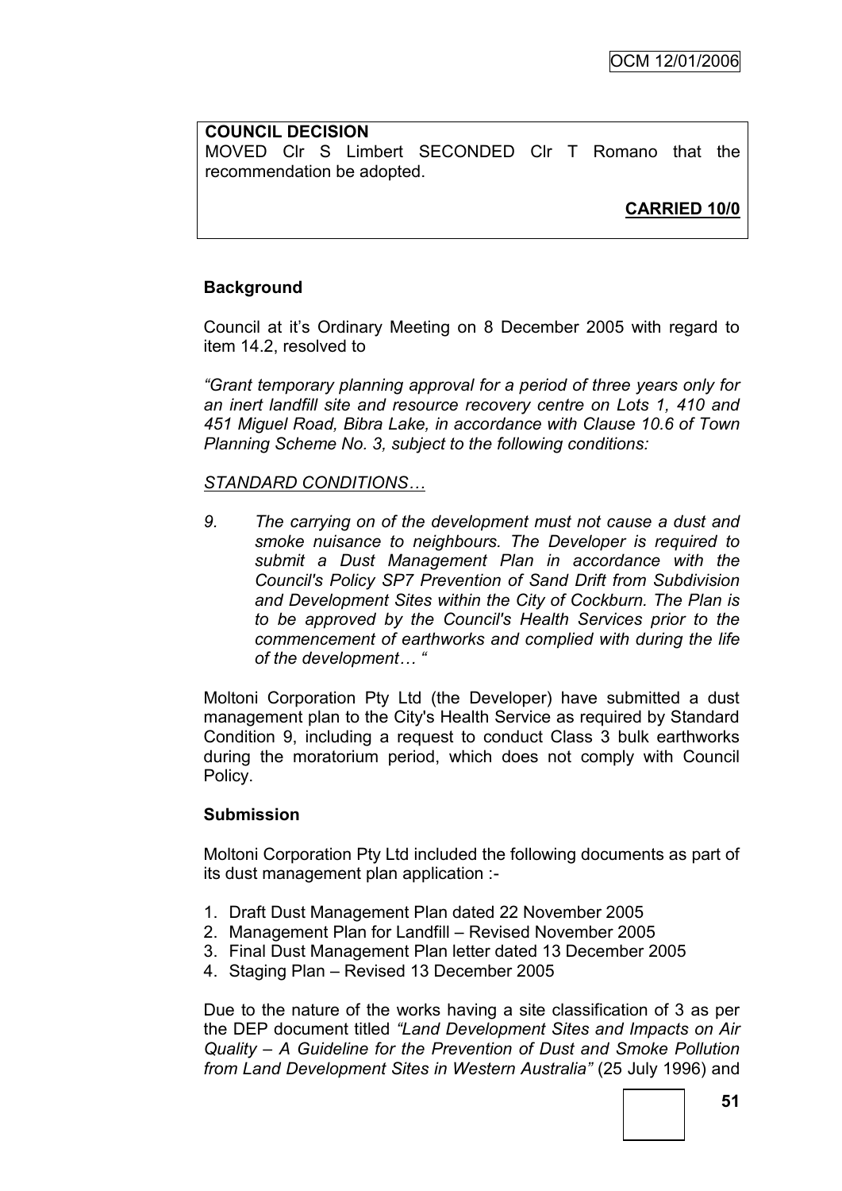**COUNCIL DECISION**
MOVED Clr S Limbert SECONDED Clr T Romano that the recommendation be adopted.

**CARRIED 10/0**

**Background**

Council at it's Ordinary Meeting on 8 December 2005 with regard to item 14.2, resolved to

*"Grant temporary planning approval for a period of three years only for an inert landfill site and resource recovery centre on Lots 1, 410 and 451 Miguel Road, Bibra Lake, in accordance with Clause 10.6 of Town Planning Scheme No. 3, subject to the following conditions:*

*STANDARD CONDITIONS…*

9. *The carrying on of the development must not cause a dust and smoke nuisance to neighbours. The Developer is required to submit a Dust Management Plan in accordance with the Council's Policy SP7 Prevention of Sand Drift from Subdivision and Development Sites within the City of Cockburn. The Plan is to be approved by the Council's Health Services prior to the commencement of earthworks and complied with during the life of the development… "*

Moltoni Corporation Pty Ltd (the Developer) have submitted a dust management plan to the City's Health Service as required by Standard Condition 9, including a request to conduct Class 3 bulk earthworks during the moratorium period, which does not comply with Council Policy.

**Submission**

Moltoni Corporation Pty Ltd included the following documents as part of its dust management plan application :-

1. Draft Dust Management Plan dated 22 November 2005
2. Management Plan for Landfill – Revised November 2005
3. Final Dust Management Plan letter dated 13 December 2005
4. Staging Plan – Revised 13 December 2005

Due to the nature of the works having a site classification of 3 as per the DEP document titled *"Land Development Sites and Impacts on Air Quality – A Guideline for the Prevention of Dust and Smoke Pollution from Land Development Sites in Western Australia"* (25 July 1996) and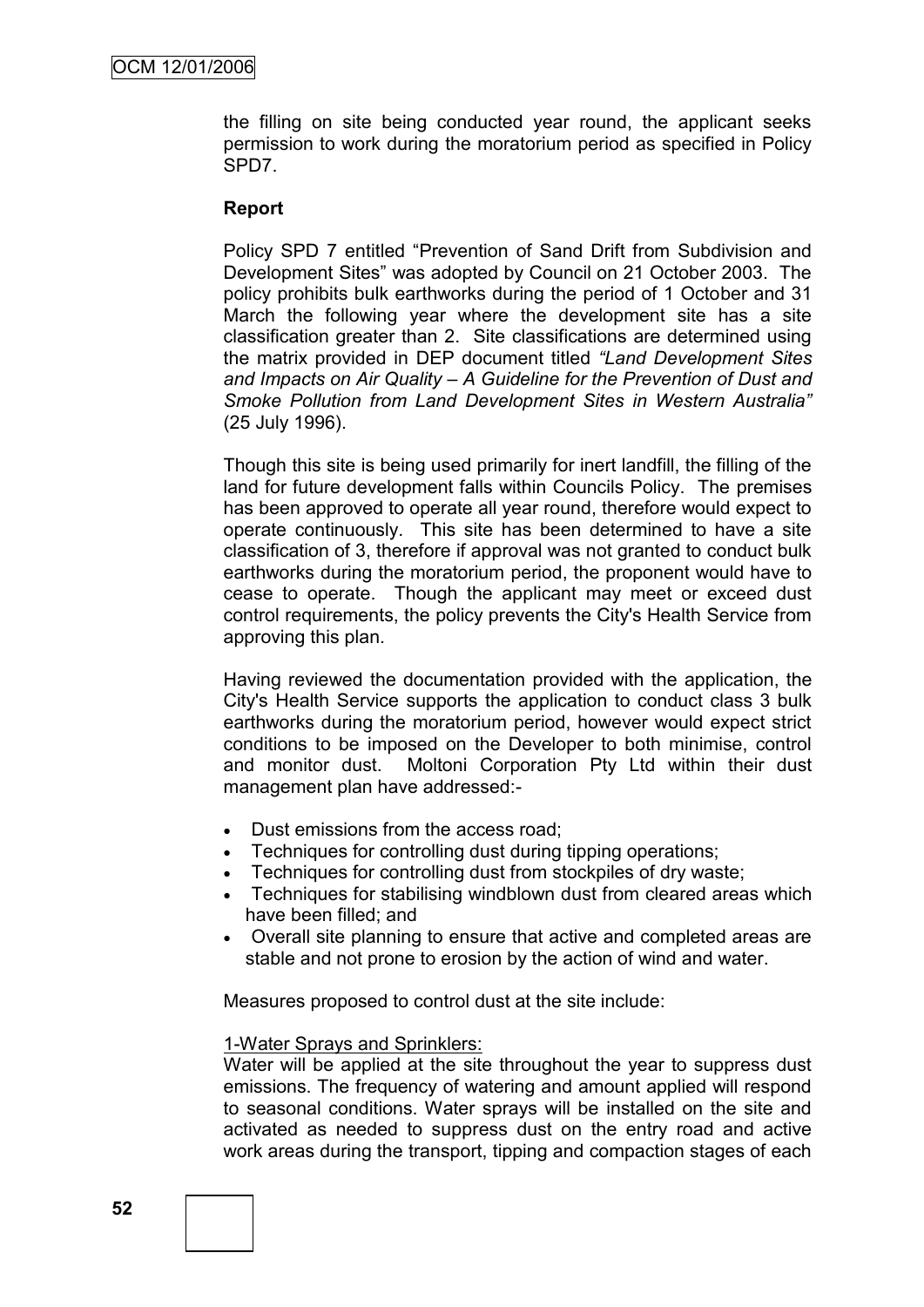the filling on site being conducted year round, the applicant seeks permission to work during the moratorium period as specified in Policy SPD7.

**Report**

Policy SPD 7 entitled "Prevention of Sand Drift from Subdivision and Development Sites" was adopted by Council on 21 October 2003. The policy prohibits bulk earthworks during the period of 1 October and 31 March the following year where the development site has a site classification greater than 2. Site classifications are determined using the matrix provided in DEP document titled *"Land Development Sites and Impacts on Air Quality – A Guideline for the Prevention of Dust and Smoke Pollution from Land Development Sites in Western Australia"* (25 July 1996).

Though this site is being used primarily for inert landfill, the filling of the land for future development falls within Councils Policy. The premises has been approved to operate all year round, therefore would expect to operate continuously. This site has been determined to have a site classification of 3, therefore if approval was not granted to conduct bulk earthworks during the moratorium period, the proponent would have to cease to operate. Though the applicant may meet or exceed dust control requirements, the policy prevents the City's Health Service from approving this plan.

Having reviewed the documentation provided with the application, the City's Health Service supports the application to conduct class 3 bulk earthworks during the moratorium period, however would expect strict conditions to be imposed on the Developer to both minimise, control and monitor dust. Moltoni Corporation Pty Ltd within their dust management plan have addressed:-

- Dust emissions from the access road;
- Techniques for controlling dust during tipping operations;
- Techniques for controlling dust from stockpiles of dry waste;
- Techniques for stabilising windblown dust from cleared areas which have been filled; and
- Overall site planning to ensure that active and completed areas are stable and not prone to erosion by the action of wind and water.

Measures proposed to control dust at the site include:

<u>1-Water Sprays and Sprinklers:</u>
Water will be applied at the site throughout the year to suppress dust emissions. The frequency of watering and amount applied will respond to seasonal conditions. Water sprays will be installed on the site and activated as needed to suppress dust on the entry road and active work areas during the transport, tipping and compaction stages of each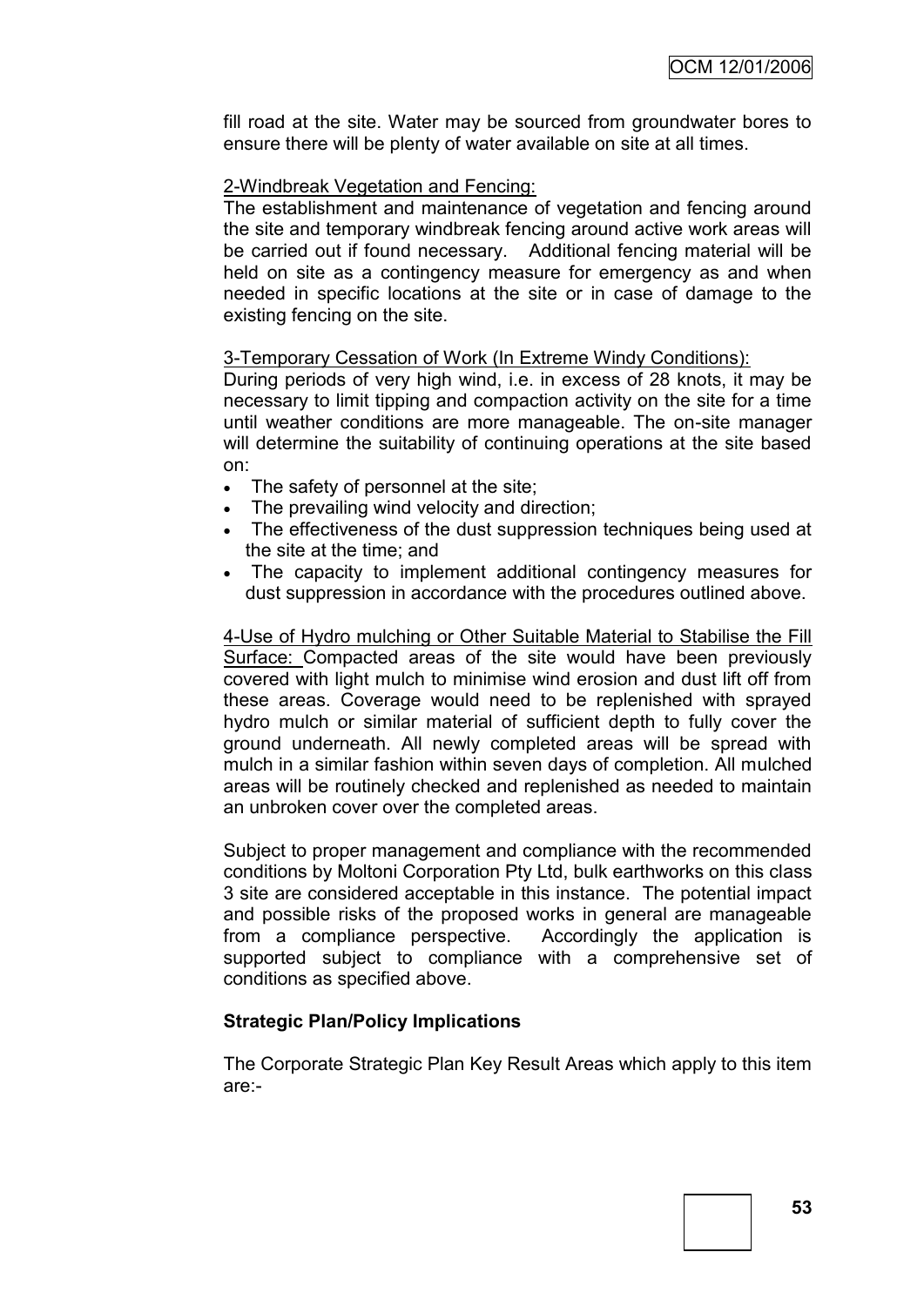fill road at the site. Water may be sourced from groundwater bores to ensure there will be plenty of water available on site at all times.

2-Windbreak Vegetation and Fencing:

The establishment and maintenance of vegetation and fencing around the site and temporary windbreak fencing around active work areas will be carried out if found necessary. Additional fencing material will be held on site as a contingency measure for emergency as and when needed in specific locations at the site or in case of damage to the existing fencing on the site.

3-Temporary Cessation of Work (In Extreme Windy Conditions):

During periods of very high wind, i.e. in excess of 28 knots, it may be necessary to limit tipping and compaction activity on the site for a time until weather conditions are more manageable. The on-site manager will determine the suitability of continuing operations at the site based on:

- The safety of personnel at the site;
- The prevailing wind velocity and direction;
- The effectiveness of the dust suppression techniques being used at the site at the time; and
- The capacity to implement additional contingency measures for dust suppression in accordance with the procedures outlined above.

4-Use of Hydro mulching or Other Suitable Material to Stabilise the Fill Surface: Compacted areas of the site would have been previously covered with light mulch to minimise wind erosion and dust lift off from these areas. Coverage would need to be replenished with sprayed hydro mulch or similar material of sufficient depth to fully cover the ground underneath. All newly completed areas will be spread with mulch in a similar fashion within seven days of completion. All mulched areas will be routinely checked and replenished as needed to maintain an unbroken cover over the completed areas.

Subject to proper management and compliance with the recommended conditions by Moltoni Corporation Pty Ltd, bulk earthworks on this class 3 site are considered acceptable in this instance. The potential impact and possible risks of the proposed works in general are manageable from a compliance perspective. Accordingly the application is supported subject to compliance with a comprehensive set of conditions as specified above.

**Strategic Plan/Policy Implications**

The Corporate Strategic Plan Key Result Areas which apply to this item are:-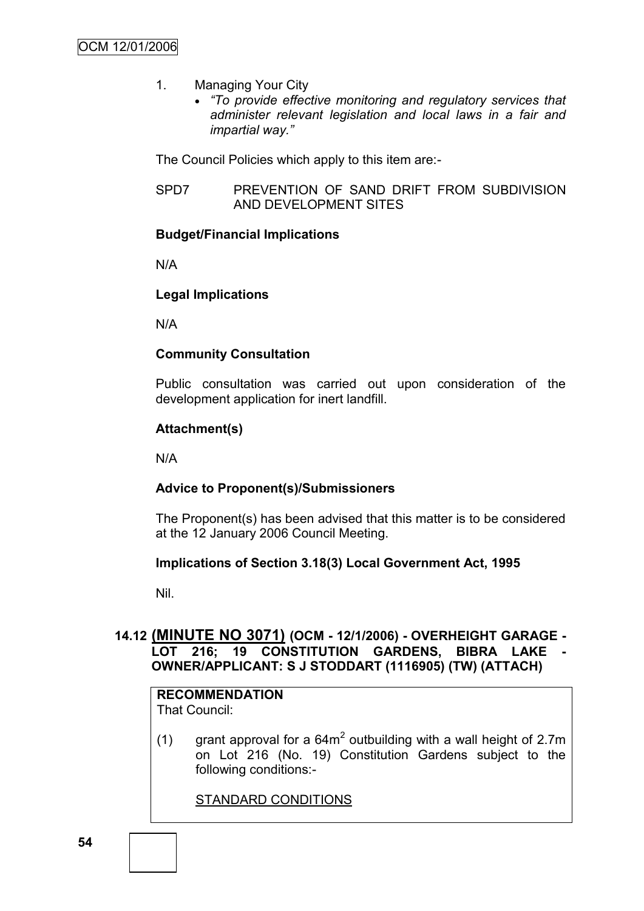1. Managing Your City
   - *"To provide effective monitoring and regulatory services that administer relevant legislation and local laws in a fair and impartial way."*

The Council Policies which apply to this item are:-

SPD7 PREVENTION OF SAND DRIFT FROM SUBDIVISION AND DEVELOPMENT SITES

**Budget/Financial Implications**

N/A

**Legal Implications**

N/A

**Community Consultation**

Public consultation was carried out upon consideration of the development application for inert landfill.

**Attachment(s)**

N/A

**Advice to Proponent(s)/Submissioners**

The Proponent(s) has been advised that this matter is to be considered at the 12 January 2006 Council Meeting.

**Implications of Section 3.18(3) Local Government Act, 1995**

Nil.

## 14.12 (MINUTE NO 3071) (OCM - 12/1/2006) - OVERHEIGHT GARAGE - LOT 216; 19 CONSTITUTION GARDENS, BIBRA LAKE - OWNER/APPLICANT: S J STODDART (1116905) (TW) (ATTACH)

**RECOMMENDATION**

That Council:

(1) grant approval for a 64m$^2$ outbuilding with a wall height of 2.7m on Lot 216 (No. 19) Constitution Gardens subject to the following conditions:-

STANDARD CONDITIONS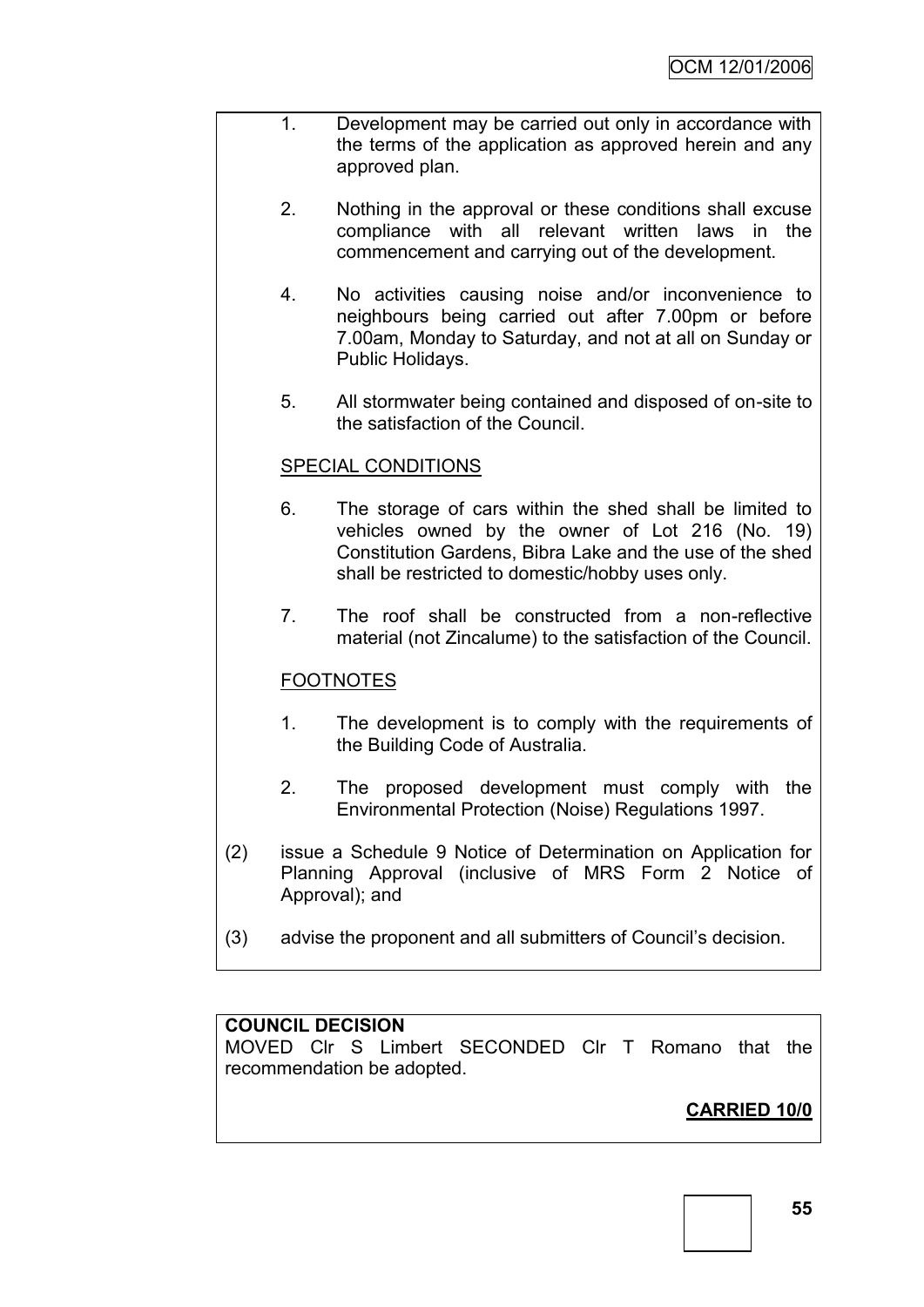1. Development may be carried out only in accordance with the terms of the application as approved herein and any approved plan.

2. Nothing in the approval or these conditions shall excuse compliance with all relevant written laws in the commencement and carrying out of the development.

4. No activities causing noise and/or inconvenience to neighbours being carried out after 7.00pm or before 7.00am, Monday to Saturday, and not at all on Sunday or Public Holidays.

5. All stormwater being contained and disposed of on-site to the satisfaction of the Council.

<u>SPECIAL CONDITIONS</u>

6. The storage of cars within the shed shall be limited to vehicles owned by the owner of Lot 216 (No. 19) Constitution Gardens, Bibra Lake and the use of the shed shall be restricted to domestic/hobby uses only.

7. The roof shall be constructed from a non-reflective material (not Zincalume) to the satisfaction of the Council.

<u>FOOTNOTES</u>

1. The development is to comply with the requirements of the Building Code of Australia.

2. The proposed development must comply with the Environmental Protection (Noise) Regulations 1997.

(2) issue a Schedule 9 Notice of Determination on Application for Planning Approval (inclusive of MRS Form 2 Notice of Approval); and

(3) advise the proponent and all submitters of Council's decision.

**COUNCIL DECISION**
MOVED Clr S Limbert SECONDED Clr T Romano that the recommendation be adopted.

**<u>CARRIED 10/0</u>**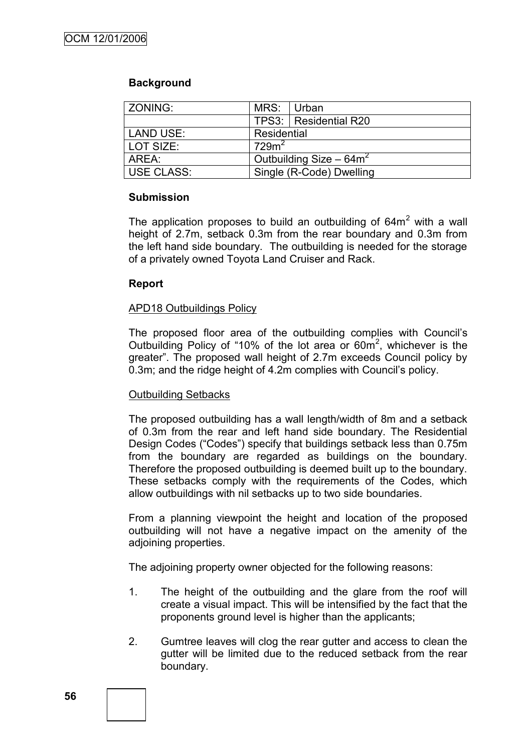**Background**

| ZONING: | MRS: | Urban |
|---|---|---|
| | TPS3: | Residential R20 |
| LAND USE: | Residential | |
| LOT SIZE: | 729m$^2$ | |
| AREA: | Outbuilding Size – 64m$^2$ | |
| USE CLASS: | Single (R-Code) Dwelling | |

**Submission**

The application proposes to build an outbuilding of 64m$^2$ with a wall height of 2.7m, setback 0.3m from the rear boundary and 0.3m from the left hand side boundary. The outbuilding is needed for the storage of a privately owned Toyota Land Cruiser and Rack.

**Report**

APD18 Outbuildings Policy

The proposed floor area of the outbuilding complies with Council's Outbuilding Policy of "10% of the lot area or 60m$^2$, whichever is the greater". The proposed wall height of 2.7m exceeds Council policy by 0.3m; and the ridge height of 4.2m complies with Council's policy.

Outbuilding Setbacks

The proposed outbuilding has a wall length/width of 8m and a setback of 0.3m from the rear and left hand side boundary. The Residential Design Codes ("Codes") specify that buildings setback less than 0.75m from the boundary are regarded as buildings on the boundary. Therefore the proposed outbuilding is deemed built up to the boundary. These setbacks comply with the requirements of the Codes, which allow outbuildings with nil setbacks up to two side boundaries.

From a planning viewpoint the height and location of the proposed outbuilding will not have a negative impact on the amenity of the adjoining properties.

The adjoining property owner objected for the following reasons:

1. The height of the outbuilding and the glare from the roof will create a visual impact. This will be intensified by the fact that the proponents ground level is higher than the applicants;

2. Gumtree leaves will clog the rear gutter and access to clean the gutter will be limited due to the reduced setback from the rear boundary.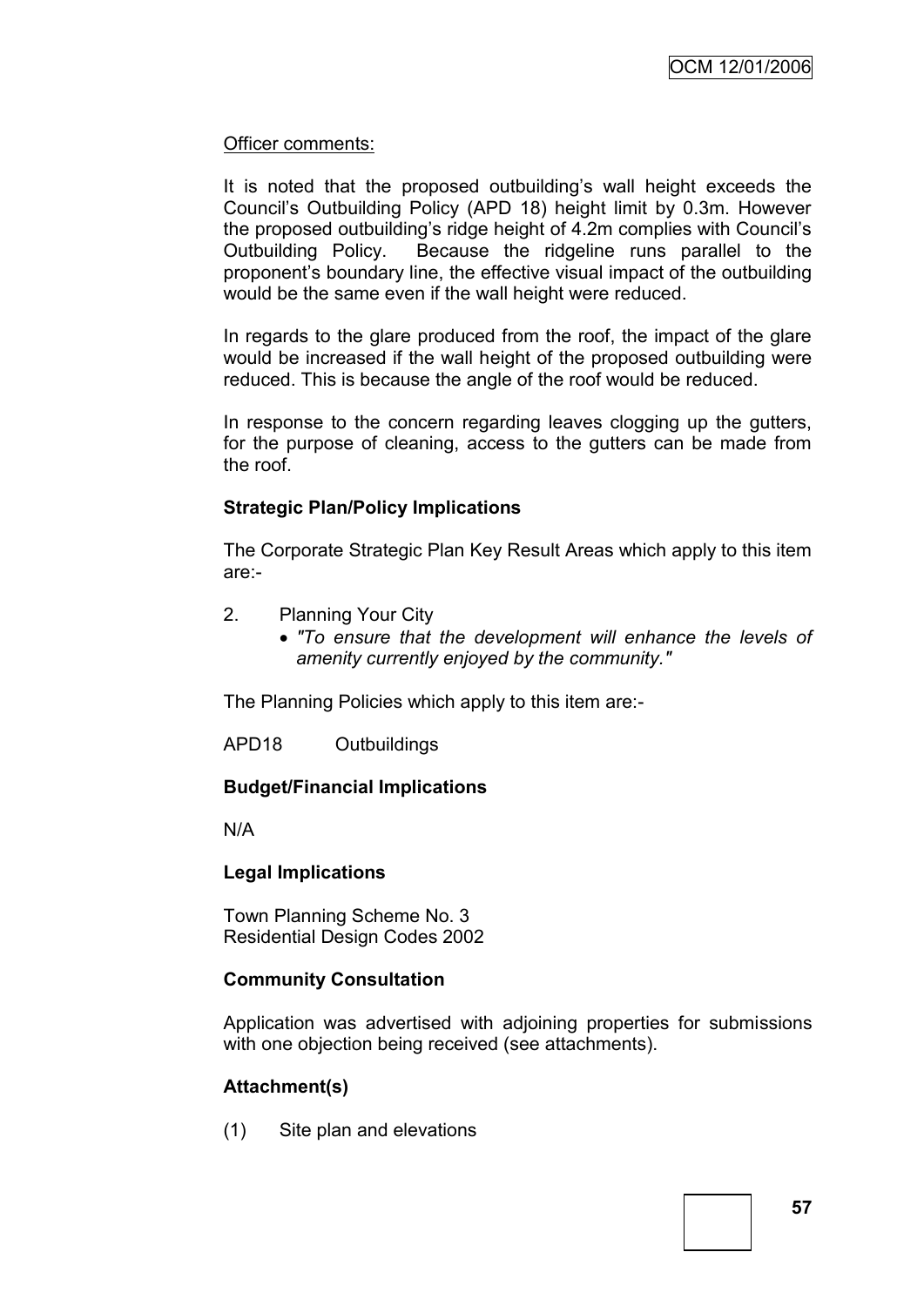Officer comments:

It is noted that the proposed outbuilding's wall height exceeds the Council's Outbuilding Policy (APD 18) height limit by 0.3m. However the proposed outbuilding's ridge height of 4.2m complies with Council's Outbuilding Policy. Because the ridgeline runs parallel to the proponent's boundary line, the effective visual impact of the outbuilding would be the same even if the wall height were reduced.

In regards to the glare produced from the roof, the impact of the glare would be increased if the wall height of the proposed outbuilding were reduced. This is because the angle of the roof would be reduced.

In response to the concern regarding leaves clogging up the gutters, for the purpose of cleaning, access to the gutters can be made from the roof.

**Strategic Plan/Policy Implications**

The Corporate Strategic Plan Key Result Areas which apply to this item are:-

2. Planning Your City
   - *"To ensure that the development will enhance the levels of amenity currently enjoyed by the community."*

The Planning Policies which apply to this item are:-

APD18 Outbuildings

**Budget/Financial Implications**

N/A

**Legal Implications**

Town Planning Scheme No. 3
Residential Design Codes 2002

**Community Consultation**

Application was advertised with adjoining properties for submissions with one objection being received (see attachments).

**Attachment(s)**

(1) Site plan and elevations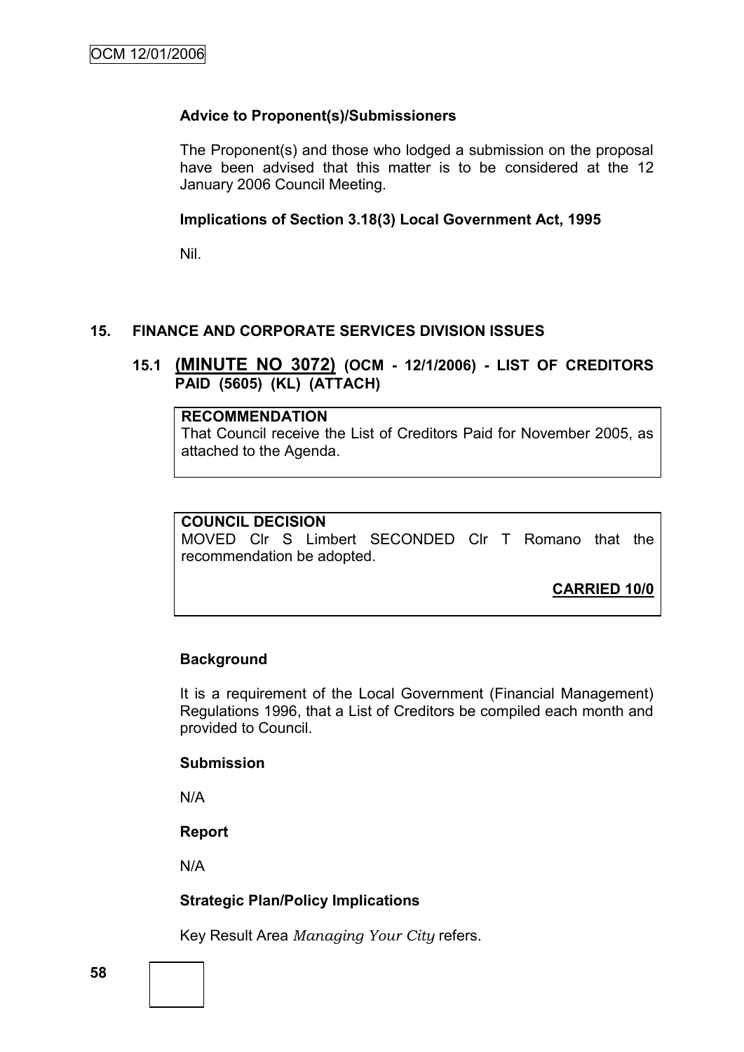**Advice to Proponent(s)/Submissioners**

The Proponent(s) and those who lodged a submission on the proposal have been advised that this matter is to be considered at the 12 January 2006 Council Meeting.

**Implications of Section 3.18(3) Local Government Act, 1995**

Nil.

## 15. FINANCE AND CORPORATE SERVICES DIVISION ISSUES

### 15.1 (MINUTE NO 3072) (OCM - 12/1/2006) - LIST OF CREDITORS PAID (5605) (KL) (ATTACH)

**RECOMMENDATION**
That Council receive the List of Creditors Paid for November 2005, as attached to the Agenda.

**COUNCIL DECISION**
MOVED Clr S Limbert SECONDED Clr T Romano that the recommendation be adopted.

**CARRIED 10/0**

**Background**

It is a requirement of the Local Government (Financial Management) Regulations 1996, that a List of Creditors be compiled each month and provided to Council.

**Submission**

N/A

**Report**

N/A

**Strategic Plan/Policy Implications**

Key Result Area *Managing Your City* refers.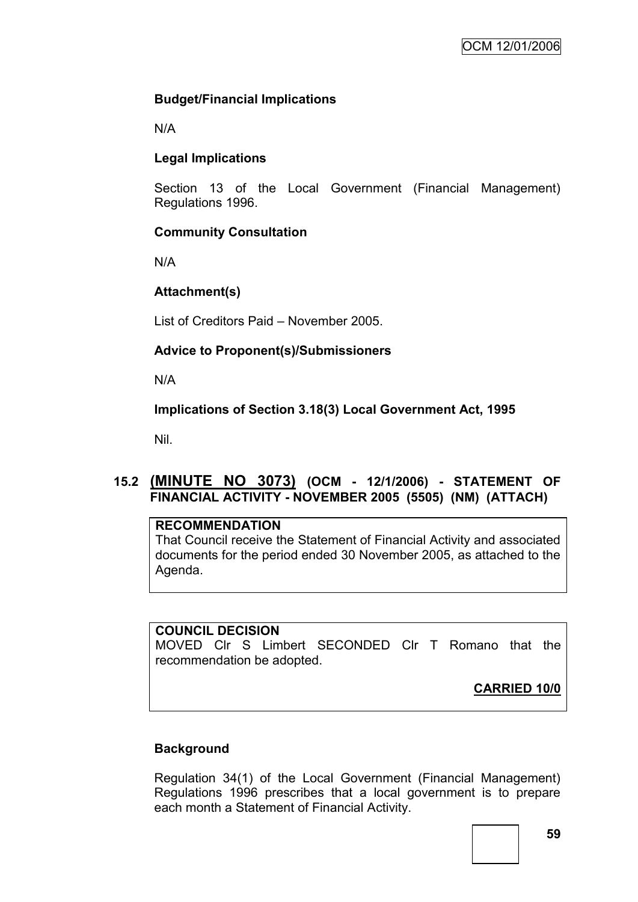### Budget/Financial Implications

N/A

### Legal Implications

Section 13 of the Local Government (Financial Management) Regulations 1996.

### Community Consultation

N/A

### Attachment(s)

List of Creditors Paid – November 2005.

### Advice to Proponent(s)/Submissioners

N/A

### Implications of Section 3.18(3) Local Government Act, 1995

Nil.

## 15.2 (MINUTE NO 3073) (OCM - 12/1/2006) - STATEMENT OF FINANCIAL ACTIVITY - NOVEMBER 2005 (5505) (NM) (ATTACH)

**RECOMMENDATION**

That Council receive the Statement of Financial Activity and associated documents for the period ended 30 November 2005, as attached to the Agenda.

**COUNCIL DECISION**

MOVED Clr S Limbert SECONDED Clr T Romano that the recommendation be adopted.

**CARRIED 10/0**

### Background

Regulation 34(1) of the Local Government (Financial Management) Regulations 1996 prescribes that a local government is to prepare each month a Statement of Financial Activity.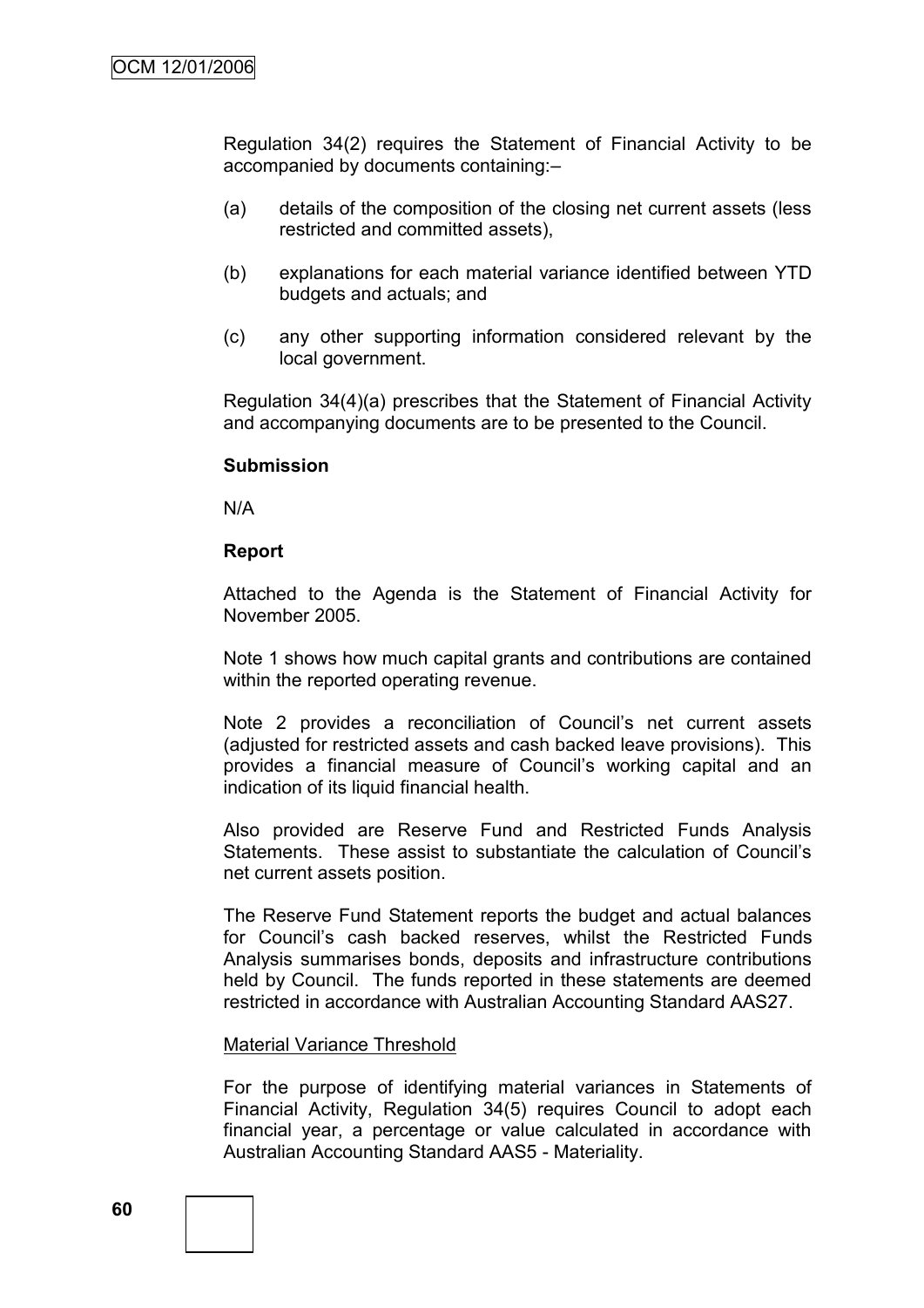Regulation 34(2) requires the Statement of Financial Activity to be accompanied by documents containing:–

(a) details of the composition of the closing net current assets (less restricted and committed assets),

(b) explanations for each material variance identified between YTD budgets and actuals; and

(c) any other supporting information considered relevant by the local government.

Regulation 34(4)(a) prescribes that the Statement of Financial Activity and accompanying documents are to be presented to the Council.

**Submission**

N/A

**Report**

Attached to the Agenda is the Statement of Financial Activity for November 2005.

Note 1 shows how much capital grants and contributions are contained within the reported operating revenue.

Note 2 provides a reconciliation of Council's net current assets (adjusted for restricted assets and cash backed leave provisions). This provides a financial measure of Council's working capital and an indication of its liquid financial health.

Also provided are Reserve Fund and Restricted Funds Analysis Statements. These assist to substantiate the calculation of Council's net current assets position.

The Reserve Fund Statement reports the budget and actual balances for Council's cash backed reserves, whilst the Restricted Funds Analysis summarises bonds, deposits and infrastructure contributions held by Council. The funds reported in these statements are deemed restricted in accordance with Australian Accounting Standard AAS27.

Material Variance Threshold

For the purpose of identifying material variances in Statements of Financial Activity, Regulation 34(5) requires Council to adopt each financial year, a percentage or value calculated in accordance with Australian Accounting Standard AAS5 - Materiality.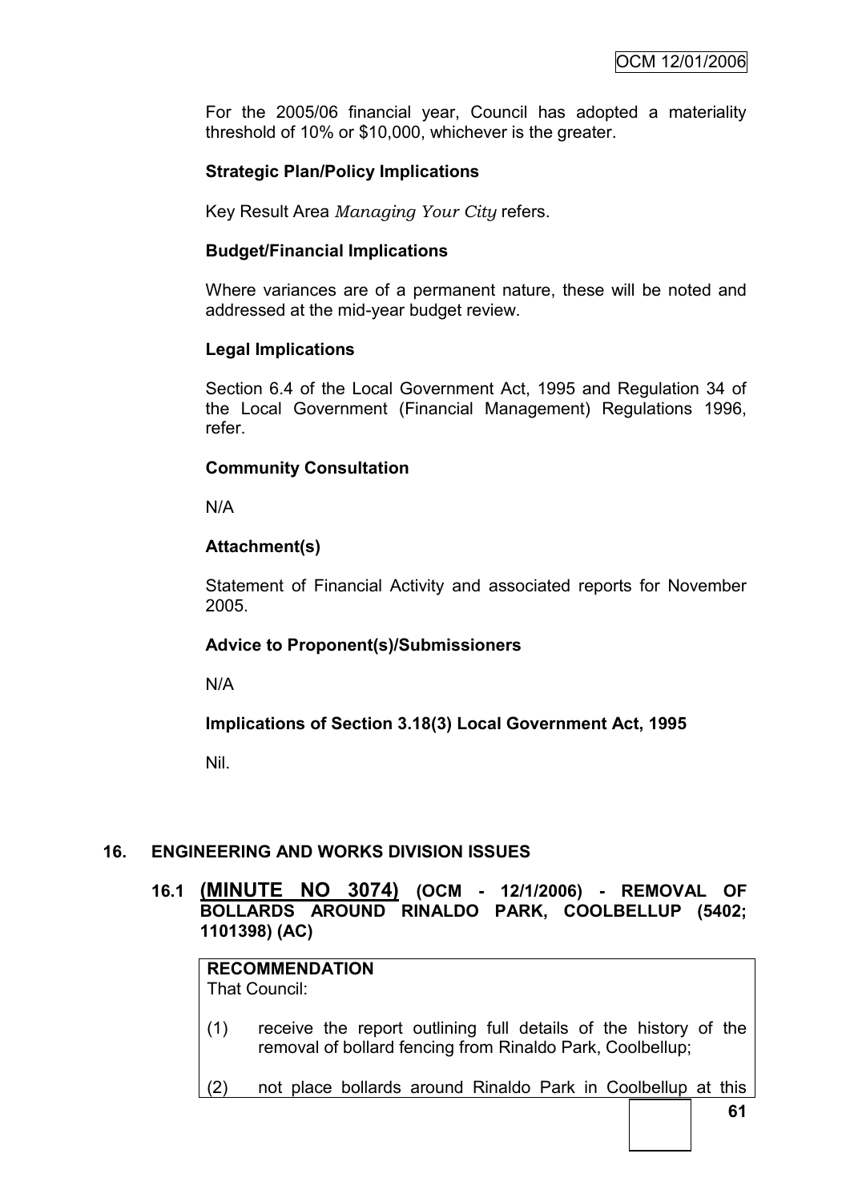For the 2005/06 financial year, Council has adopted a materiality threshold of 10% or $10,000, whichever is the greater.

**Strategic Plan/Policy Implications**

Key Result Area *Managing Your City* refers.

**Budget/Financial Implications**

Where variances are of a permanent nature, these will be noted and addressed at the mid-year budget review.

**Legal Implications**

Section 6.4 of the Local Government Act, 1995 and Regulation 34 of the Local Government (Financial Management) Regulations 1996, refer.

**Community Consultation**

N/A

**Attachment(s)**

Statement of Financial Activity and associated reports for November 2005.

**Advice to Proponent(s)/Submissioners**

N/A

**Implications of Section 3.18(3) Local Government Act, 1995**

Nil.

## 16. ENGINEERING AND WORKS DIVISION ISSUES

### 16.1 (MINUTE NO 3074) (OCM - 12/1/2006) - REMOVAL OF BOLLARDS AROUND RINALDO PARK, COOLBELLUP (5402; 1101398) (AC)

**RECOMMENDATION**
That Council:

(1) receive the report outlining full details of the history of the removal of bollard fencing from Rinaldo Park, Coolbellup;

(2) not place bollards around Rinaldo Park in Coolbellup at this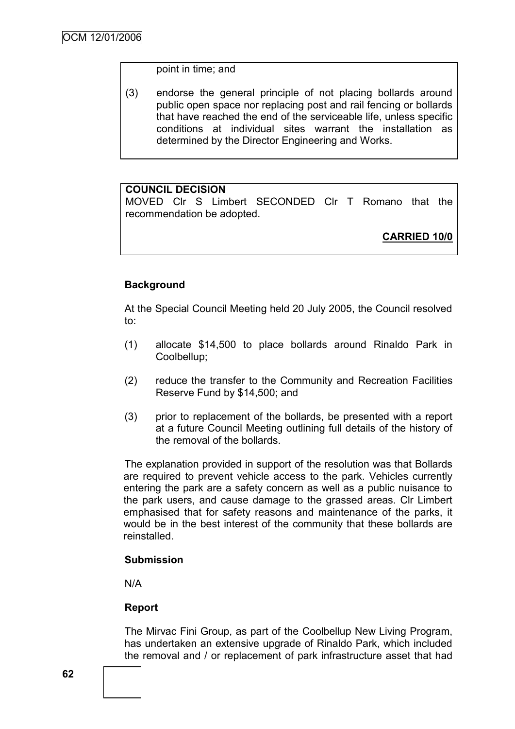point in time; and

(3) endorse the general principle of not placing bollards around public open space nor replacing post and rail fencing or bollards that have reached the end of the serviceable life, unless specific conditions at individual sites warrant the installation as determined by the Director Engineering and Works.

**COUNCIL DECISION**

MOVED Clr S Limbert SECONDED Clr T Romano that the recommendation be adopted.

**CARRIED 10/0**

**Background**

At the Special Council Meeting held 20 July 2005, the Council resolved to:

(1) allocate $14,500 to place bollards around Rinaldo Park in Coolbellup;

(2) reduce the transfer to the Community and Recreation Facilities Reserve Fund by $14,500; and

(3) prior to replacement of the bollards, be presented with a report at a future Council Meeting outlining full details of the history of the removal of the bollards.

The explanation provided in support of the resolution was that Bollards are required to prevent vehicle access to the park. Vehicles currently entering the park are a safety concern as well as a public nuisance to the park users, and cause damage to the grassed areas. Clr Limbert emphasised that for safety reasons and maintenance of the parks, it would be in the best interest of the community that these bollards are reinstalled.

**Submission**

N/A

**Report**

The Mirvac Fini Group, as part of the Coolbellup New Living Program, has undertaken an extensive upgrade of Rinaldo Park, which included the removal and / or replacement of park infrastructure asset that had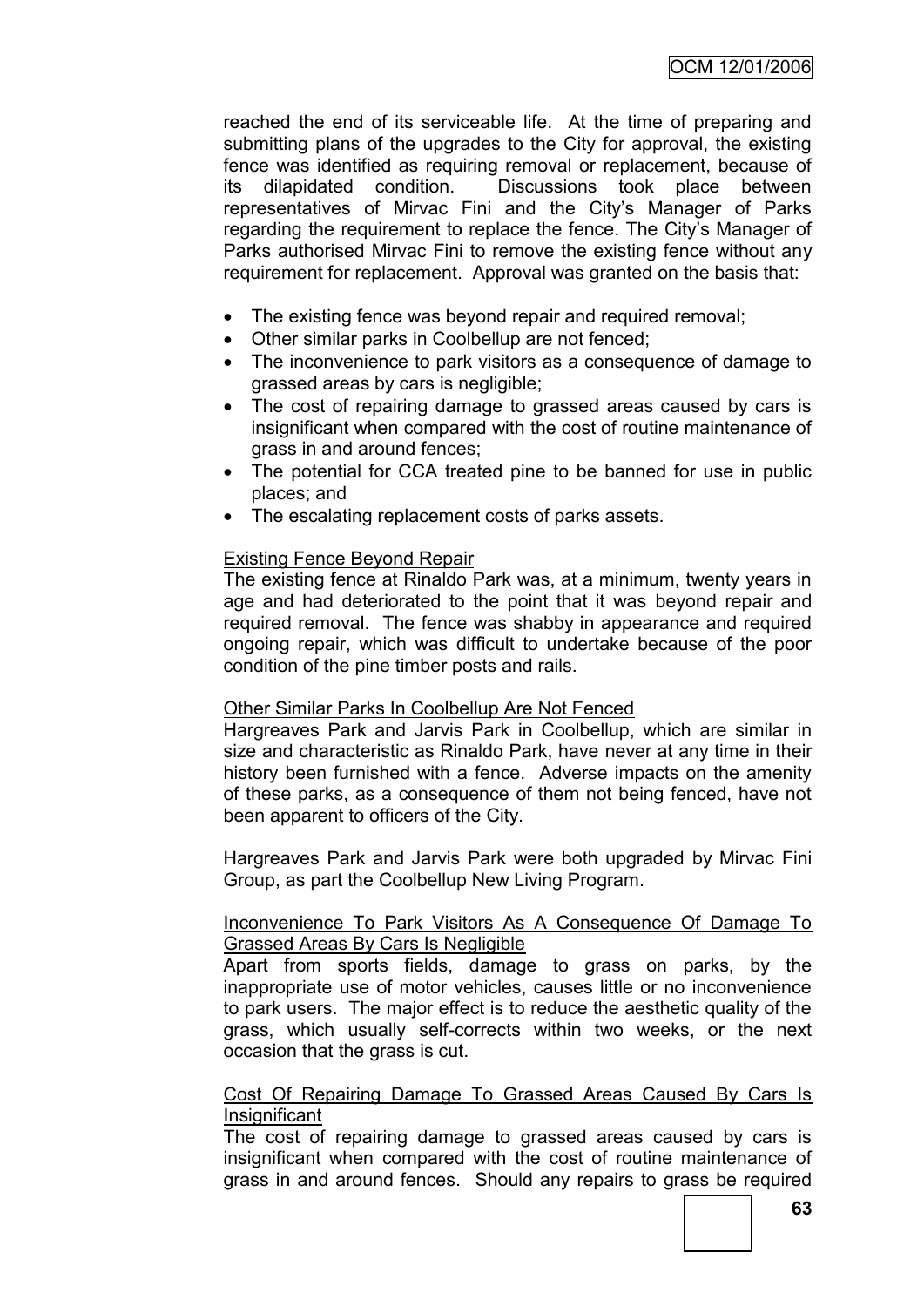reached the end of its serviceable life. At the time of preparing and submitting plans of the upgrades to the City for approval, the existing fence was identified as requiring removal or replacement, because of its dilapidated condition. Discussions took place between representatives of Mirvac Fini and the City's Manager of Parks regarding the requirement to replace the fence. The City's Manager of Parks authorised Mirvac Fini to remove the existing fence without any requirement for replacement. Approval was granted on the basis that:

- The existing fence was beyond repair and required removal;
- Other similar parks in Coolbellup are not fenced;
- The inconvenience to park visitors as a consequence of damage to grassed areas by cars is negligible;
- The cost of repairing damage to grassed areas caused by cars is insignificant when compared with the cost of routine maintenance of grass in and around fences;
- The potential for CCA treated pine to be banned for use in public places; and
- The escalating replacement costs of parks assets.

<u>Existing Fence Beyond Repair</u>

The existing fence at Rinaldo Park was, at a minimum, twenty years in age and had deteriorated to the point that it was beyond repair and required removal. The fence was shabby in appearance and required ongoing repair, which was difficult to undertake because of the poor condition of the pine timber posts and rails.

<u>Other Similar Parks In Coolbellup Are Not Fenced</u>

Hargreaves Park and Jarvis Park in Coolbellup, which are similar in size and characteristic as Rinaldo Park, have never at any time in their history been furnished with a fence. Adverse impacts on the amenity of these parks, as a consequence of them not being fenced, have not been apparent to officers of the City.

Hargreaves Park and Jarvis Park were both upgraded by Mirvac Fini Group, as part the Coolbellup New Living Program.

<u>Inconvenience To Park Visitors As A Consequence Of Damage To Grassed Areas By Cars Is Negligible</u>

Apart from sports fields, damage to grass on parks, by the inappropriate use of motor vehicles, causes little or no inconvenience to park users. The major effect is to reduce the aesthetic quality of the grass, which usually self-corrects within two weeks, or the next occasion that the grass is cut.

<u>Cost Of Repairing Damage To Grassed Areas Caused By Cars Is Insignificant</u>

The cost of repairing damage to grassed areas caused by cars is insignificant when compared with the cost of routine maintenance of grass in and around fences. Should any repairs to grass be required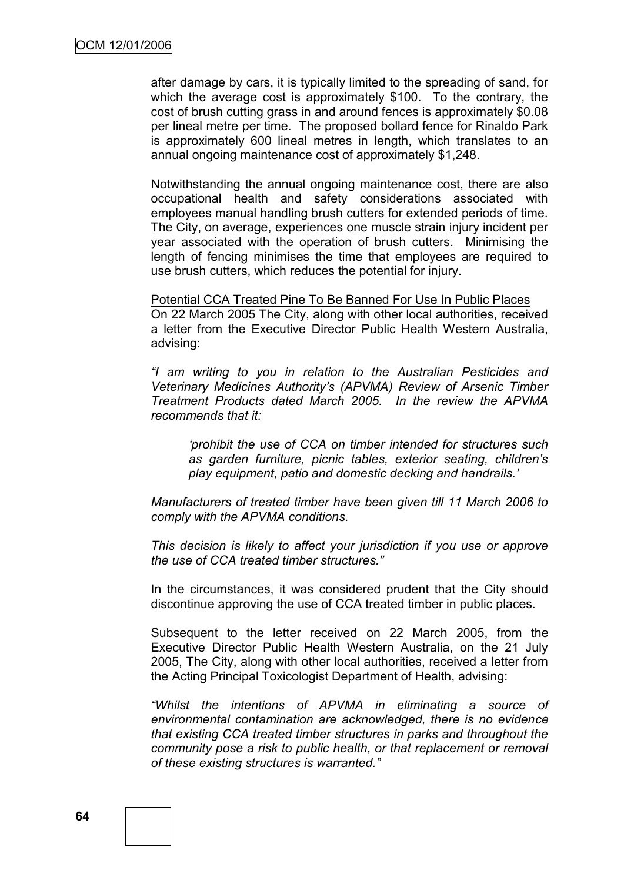after damage by cars, it is typically limited to the spreading of sand, for which the average cost is approximately $100. To the contrary, the cost of brush cutting grass in and around fences is approximately $0.08 per lineal metre per time. The proposed bollard fence for Rinaldo Park is approximately 600 lineal metres in length, which translates to an annual ongoing maintenance cost of approximately $1,248.

Notwithstanding the annual ongoing maintenance cost, there are also occupational health and safety considerations associated with employees manual handling brush cutters for extended periods of time. The City, on average, experiences one muscle strain injury incident per year associated with the operation of brush cutters. Minimising the length of fencing minimises the time that employees are required to use brush cutters, which reduces the potential for injury.

Potential CCA Treated Pine To Be Banned For Use In Public Places

On 22 March 2005 The City, along with other local authorities, received a letter from the Executive Director Public Health Western Australia, advising:

*"I am writing to you in relation to the Australian Pesticides and Veterinary Medicines Authority's (APVMA) Review of Arsenic Timber Treatment Products dated March 2005. In the review the APVMA recommends that it:*

> *'prohibit the use of CCA on timber intended for structures such as garden furniture, picnic tables, exterior seating, children's play equipment, patio and domestic decking and handrails.'*

*Manufacturers of treated timber have been given till 11 March 2006 to comply with the APVMA conditions.*

*This decision is likely to affect your jurisdiction if you use or approve the use of CCA treated timber structures."*

In the circumstances, it was considered prudent that the City should discontinue approving the use of CCA treated timber in public places.

Subsequent to the letter received on 22 March 2005, from the Executive Director Public Health Western Australia, on the 21 July 2005, The City, along with other local authorities, received a letter from the Acting Principal Toxicologist Department of Health, advising:

*"Whilst the intentions of APVMA in eliminating a source of environmental contamination are acknowledged, there is no evidence that existing CCA treated timber structures in parks and throughout the community pose a risk to public health, or that replacement or removal of these existing structures is warranted."*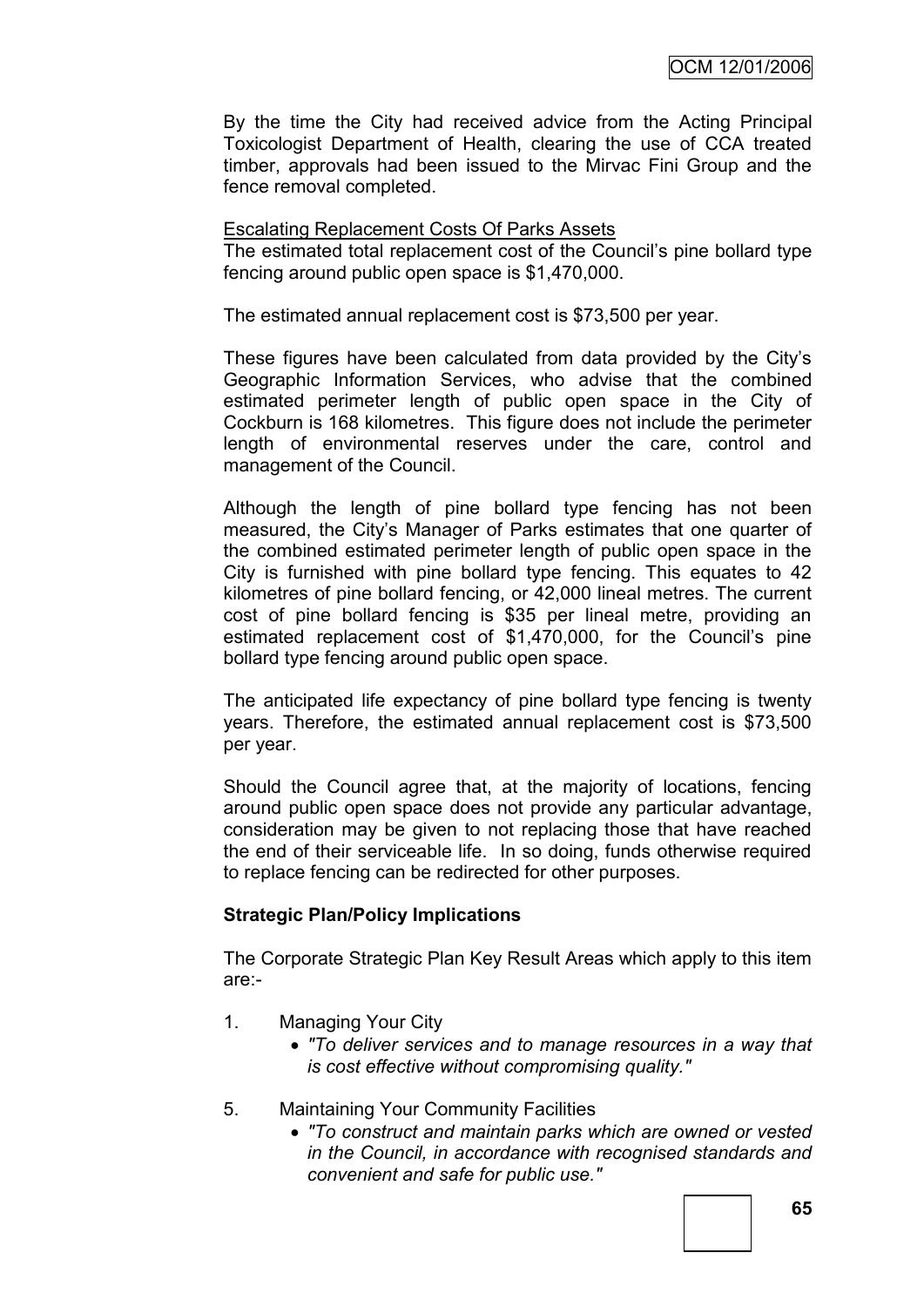By the time the City had received advice from the Acting Principal Toxicologist Department of Health, clearing the use of CCA treated timber, approvals had been issued to the Mirvac Fini Group and the fence removal completed.

<u>Escalating Replacement Costs Of Parks Assets</u>

The estimated total replacement cost of the Council's pine bollard type fencing around public open space is $1,470,000.

The estimated annual replacement cost is $73,500 per year.

These figures have been calculated from data provided by the City's Geographic Information Services, who advise that the combined estimated perimeter length of public open space in the City of Cockburn is 168 kilometres. This figure does not include the perimeter length of environmental reserves under the care, control and management of the Council.

Although the length of pine bollard type fencing has not been measured, the City's Manager of Parks estimates that one quarter of the combined estimated perimeter length of public open space in the City is furnished with pine bollard type fencing. This equates to 42 kilometres of pine bollard fencing, or 42,000 lineal metres. The current cost of pine bollard fencing is $35 per lineal metre, providing an estimated replacement cost of $1,470,000, for the Council's pine bollard type fencing around public open space.

The anticipated life expectancy of pine bollard type fencing is twenty years. Therefore, the estimated annual replacement cost is $73,500 per year.

Should the Council agree that, at the majority of locations, fencing around public open space does not provide any particular advantage, consideration may be given to not replacing those that have reached the end of their serviceable life. In so doing, funds otherwise required to replace fencing can be redirected for other purposes.

**Strategic Plan/Policy Implications**

The Corporate Strategic Plan Key Result Areas which apply to this item are:-

1. Managing Your City
   - *"To deliver services and to manage resources in a way that is cost effective without compromising quality."*

5. Maintaining Your Community Facilities
   - *"To construct and maintain parks which are owned or vested in the Council, in accordance with recognised standards and convenient and safe for public use."*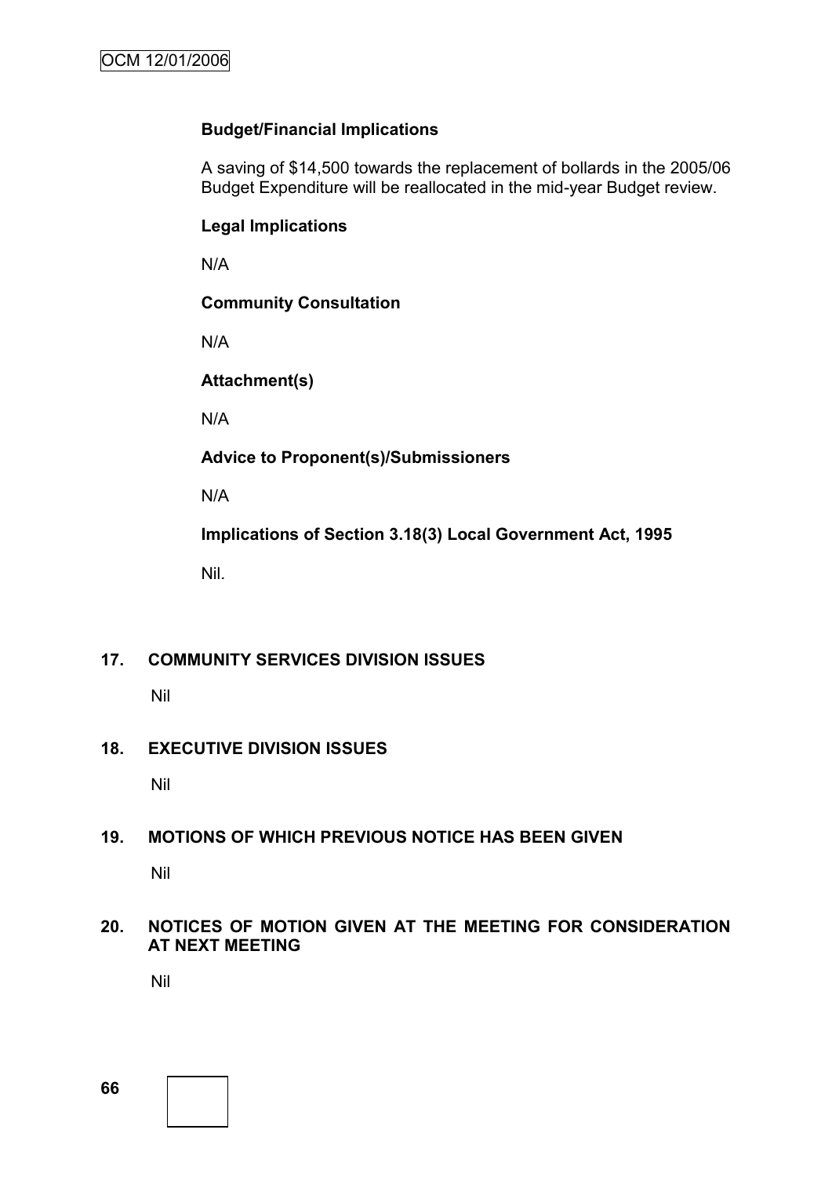**Budget/Financial Implications**

A saving of $14,500 towards the replacement of bollards in the 2005/06 Budget Expenditure will be reallocated in the mid-year Budget review.

**Legal Implications**

N/A

**Community Consultation**

N/A

**Attachment(s)**

N/A

**Advice to Proponent(s)/Submissioners**

N/A

**Implications of Section 3.18(3) Local Government Act, 1995**

Nil.

## 17. COMMUNITY SERVICES DIVISION ISSUES

Nil

## 18. EXECUTIVE DIVISION ISSUES

Nil

## 19. MOTIONS OF WHICH PREVIOUS NOTICE HAS BEEN GIVEN

Nil

## 20. NOTICES OF MOTION GIVEN AT THE MEETING FOR CONSIDERATION AT NEXT MEETING

Nil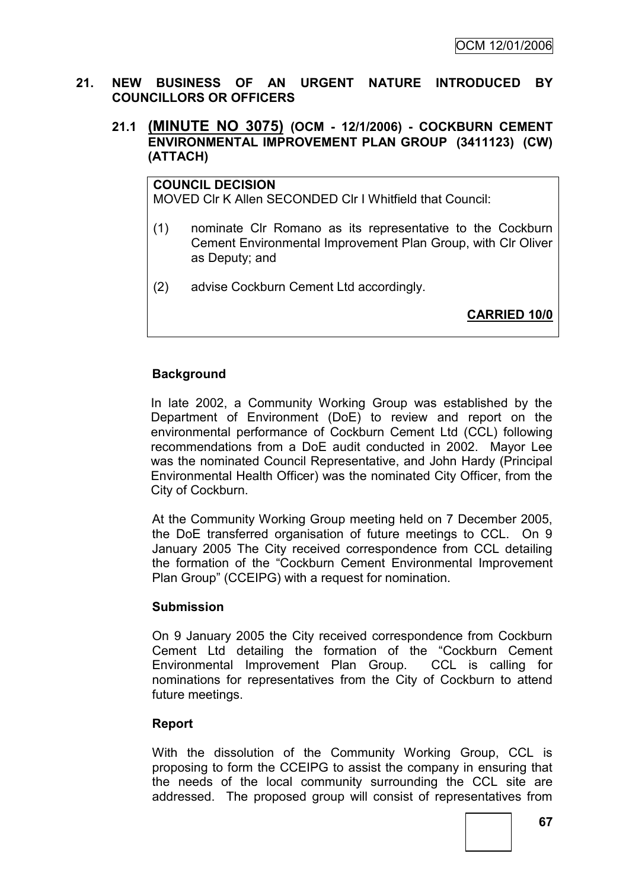## 21. NEW BUSINESS OF AN URGENT NATURE INTRODUCED BY COUNCILLORS OR OFFICERS

### 21.1 (MINUTE NO 3075) (OCM - 12/1/2006) - COCKBURN CEMENT ENVIRONMENTAL IMPROVEMENT PLAN GROUP (3411123) (CW) (ATTACH)

**COUNCIL DECISION**

MOVED Clr K Allen SECONDED Clr I Whitfield that Council:

(1) nominate Clr Romano as its representative to the Cockburn Cement Environmental Improvement Plan Group, with Clr Oliver as Deputy; and

(2) advise Cockburn Cement Ltd accordingly.

**CARRIED 10/0**

**Background**

In late 2002, a Community Working Group was established by the Department of Environment (DoE) to review and report on the environmental performance of Cockburn Cement Ltd (CCL) following recommendations from a DoE audit conducted in 2002. Mayor Lee was the nominated Council Representative, and John Hardy (Principal Environmental Health Officer) was the nominated City Officer, from the City of Cockburn.

At the Community Working Group meeting held on 7 December 2005, the DoE transferred organisation of future meetings to CCL. On 9 January 2005 The City received correspondence from CCL detailing the formation of the "Cockburn Cement Environmental Improvement Plan Group" (CCEIPG) with a request for nomination.

**Submission**

On 9 January 2005 the City received correspondence from Cockburn Cement Ltd detailing the formation of the "Cockburn Cement Environmental Improvement Plan Group. CCL is calling for nominations for representatives from the City of Cockburn to attend future meetings.

**Report**

With the dissolution of the Community Working Group, CCL is proposing to form the CCEIPG to assist the company in ensuring that the needs of the local community surrounding the CCL site are addressed. The proposed group will consist of representatives from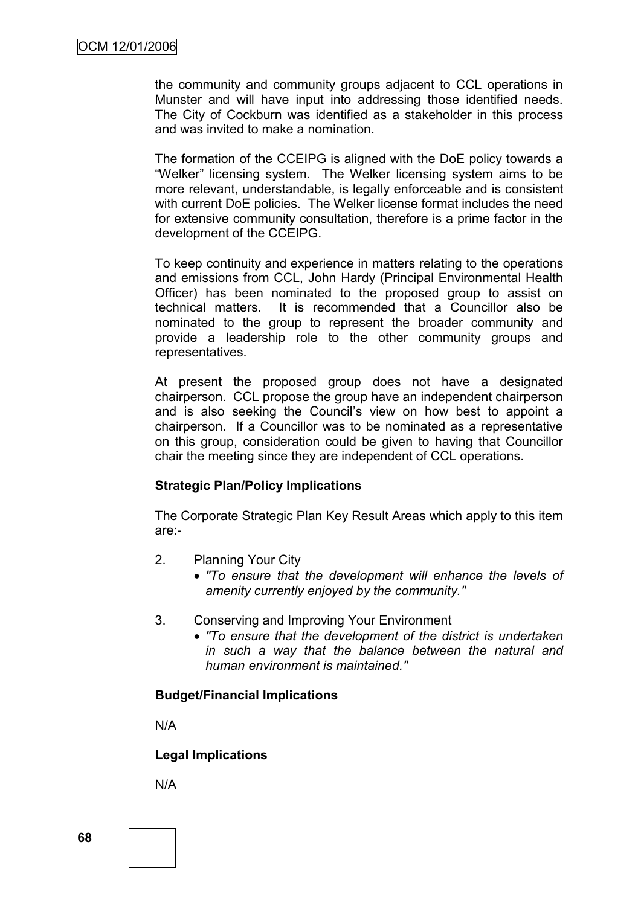the community and community groups adjacent to CCL operations in Munster and will have input into addressing those identified needs. The City of Cockburn was identified as a stakeholder in this process and was invited to make a nomination.

The formation of the CCEIPG is aligned with the DoE policy towards a "Welker" licensing system. The Welker licensing system aims to be more relevant, understandable, is legally enforceable and is consistent with current DoE policies. The Welker license format includes the need for extensive community consultation, therefore is a prime factor in the development of the CCEIPG.

To keep continuity and experience in matters relating to the operations and emissions from CCL, John Hardy (Principal Environmental Health Officer) has been nominated to the proposed group to assist on technical matters. It is recommended that a Councillor also be nominated to the group to represent the broader community and provide a leadership role to the other community groups and representatives.

At present the proposed group does not have a designated chairperson. CCL propose the group have an independent chairperson and is also seeking the Council's view on how best to appoint a chairperson. If a Councillor was to be nominated as a representative on this group, consideration could be given to having that Councillor chair the meeting since they are independent of CCL operations.

**Strategic Plan/Policy Implications**

The Corporate Strategic Plan Key Result Areas which apply to this item are:-

2. Planning Your City
   - *"To ensure that the development will enhance the levels of amenity currently enjoyed by the community."*

3. Conserving and Improving Your Environment
   - *"To ensure that the development of the district is undertaken in such a way that the balance between the natural and human environment is maintained."*

**Budget/Financial Implications**

N/A

**Legal Implications**

N/A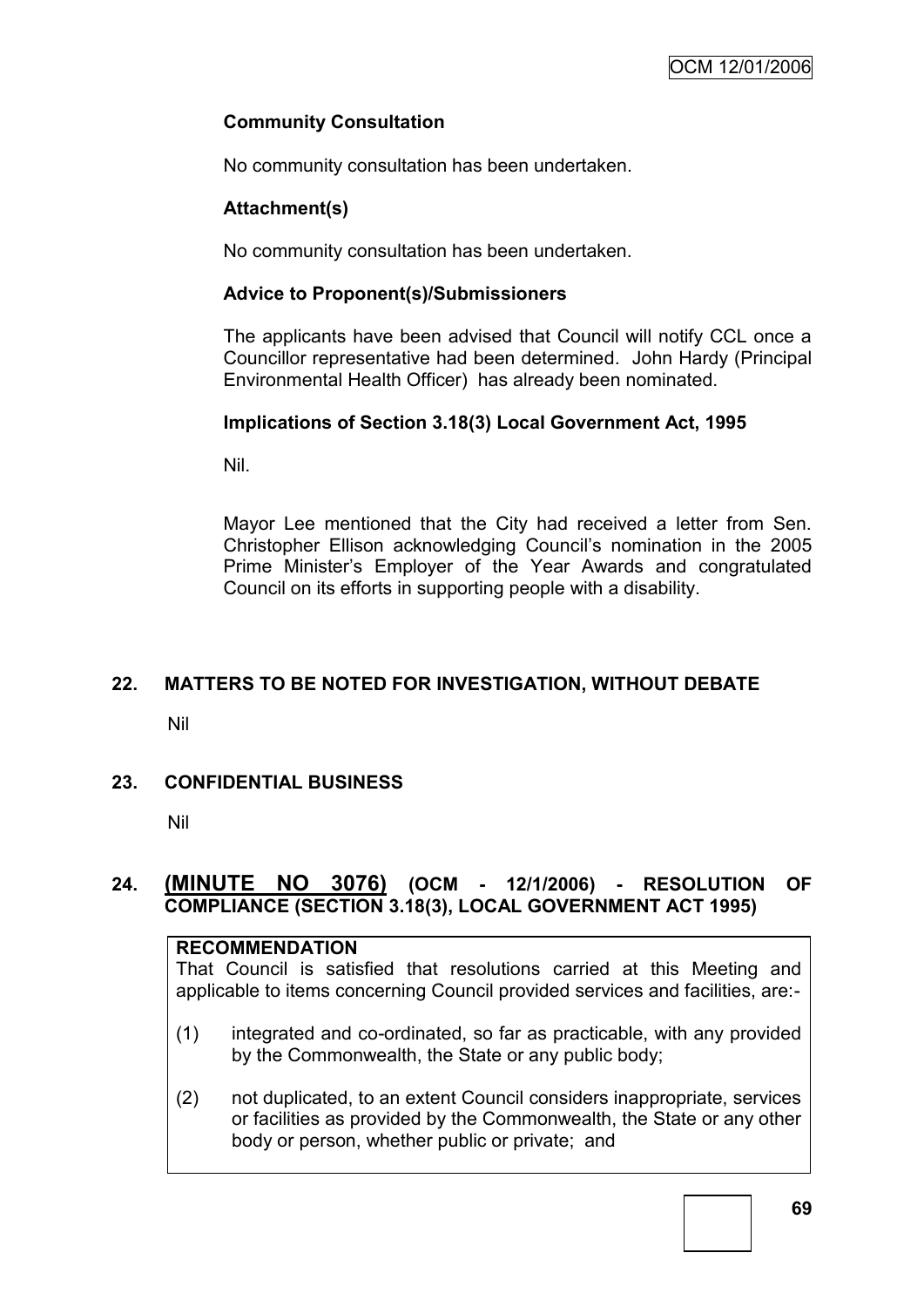**Community Consultation**

No community consultation has been undertaken.

**Attachment(s)**

No community consultation has been undertaken.

**Advice to Proponent(s)/Submissioners**

The applicants have been advised that Council will notify CCL once a Councillor representative had been determined. John Hardy (Principal Environmental Health Officer) has already been nominated.

**Implications of Section 3.18(3) Local Government Act, 1995**

Nil.

Mayor Lee mentioned that the City had received a letter from Sen. Christopher Ellison acknowledging Council's nomination in the 2005 Prime Minister's Employer of the Year Awards and congratulated Council on its efforts in supporting people with a disability.

## 22. MATTERS TO BE NOTED FOR INVESTIGATION, WITHOUT DEBATE

Nil

## 23. CONFIDENTIAL BUSINESS

Nil

## 24. (MINUTE NO 3076) (OCM - 12/1/2006) - RESOLUTION OF COMPLIANCE (SECTION 3.18(3), LOCAL GOVERNMENT ACT 1995)

**RECOMMENDATION**

That Council is satisfied that resolutions carried at this Meeting and applicable to items concerning Council provided services and facilities, are:-

(1) integrated and co-ordinated, so far as practicable, with any provided by the Commonwealth, the State or any public body;

(2) not duplicated, to an extent Council considers inappropriate, services or facilities as provided by the Commonwealth, the State or any other body or person, whether public or private; and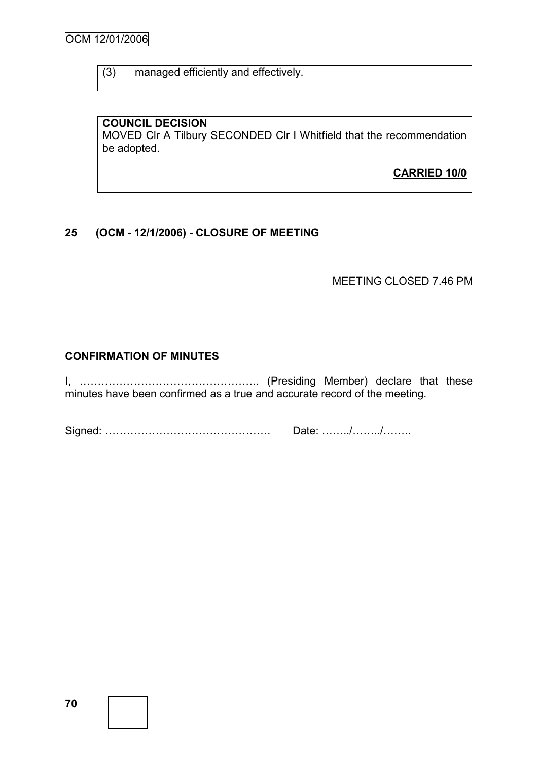(3) managed efficiently and effectively.

**COUNCIL DECISION**
MOVED Clr A Tilbury SECONDED Clr I Whitfield that the recommendation be adopted.

**CARRIED 10/0**

**25 (OCM - 12/1/2006) - CLOSURE OF MEETING**

MEETING CLOSED 7.46 PM

**CONFIRMATION OF MINUTES**

I, ………………………………………….. (Presiding Member) declare that these minutes have been confirmed as a true and accurate record of the meeting.

Signed: ………………………………………. Date: ……../……../……..